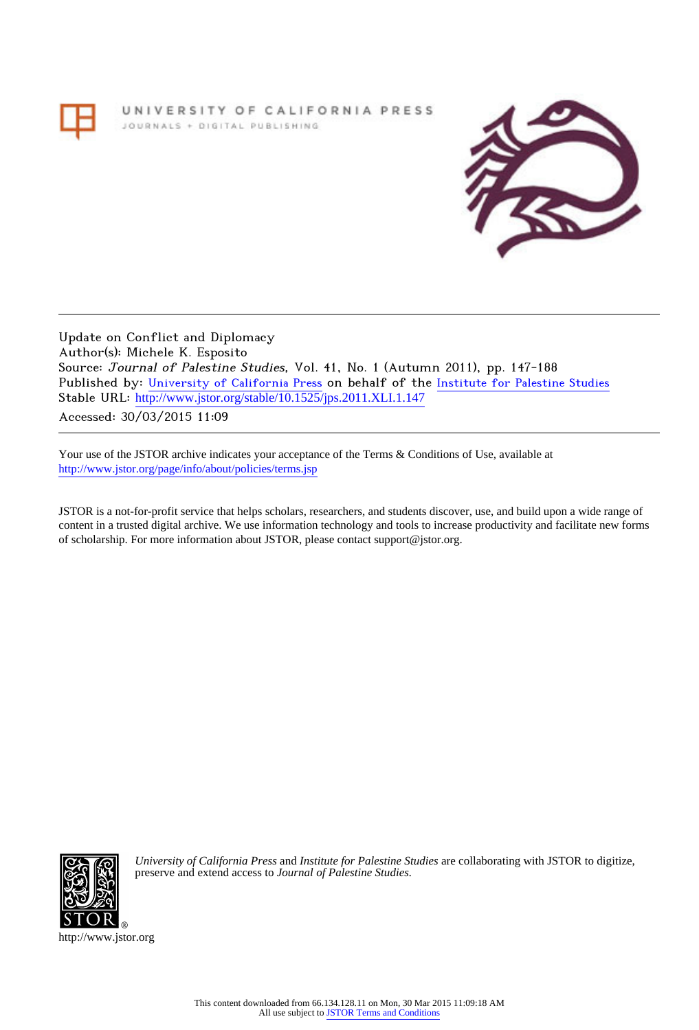UNIVERSITY OF CALIFORNIA PRESS
JOURNALS + DIGITAL PUBLISHING

Update on Conflict and Diplomacy
Author(s): Michele K. Esposito
Source: *Journal of Palestine Studies*, Vol. 41, No. 1 (Autumn 2011), pp. 147-188
Published by: University of California Press on behalf of the Institute for Palestine Studies
Stable URL: http://www.jstor.org/stable/10.1525/jps.2011.XLI.1.147
Accessed: 30/03/2015 11:09

Your use of the JSTOR archive indicates your acceptance of the Terms & Conditions of Use, available at
http://www.jstor.org/page/info/about/policies/terms.jsp

JSTOR is a not-for-profit service that helps scholars, researchers, and students discover, use, and build upon a wide range of content in a trusted digital archive. We use information technology and tools to increase productivity and facilitate new forms of scholarship. For more information about JSTOR, please contact support@jstor.org.

*University of California Press* and *Institute for Palestine Studies* are collaborating with JSTOR to digitize, preserve and extend access to *Journal of Palestine Studies.*

http://www.jstor.org

This content downloaded from 66.134.128.11 on Mon, 30 Mar 2015 11:09:18 AM
All use subject to JSTOR Terms and Conditions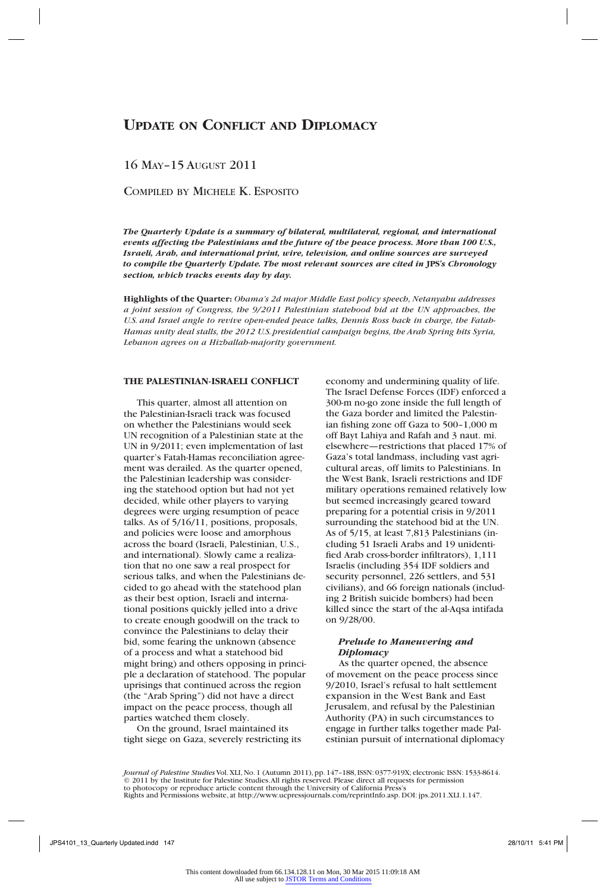# Update on Conflict and Diplomacy

16 May–15 August 2011

Compiled by Michele K. Esposito

***The Quarterly Update is a summary of bilateral, multilateral, regional, and international events affecting the Palestinians and the future of the peace process. More than 100 U.S., Israeli, Arab, and international print, wire, television, and online sources are surveyed to compile the Quarterly Update. The most relevant sources are cited in* JPS*'s Chronology section, which tracks events day by day.***

**Highlights of the Quarter:** *Obama's 2d major Middle East policy speech, Netanyahu addresses a joint session of Congress, the 9/2011 Palestinian statehood bid at the UN approaches, the U.S. and Israel angle to revive open-ended peace talks, Dennis Ross back in charge, the Fatah-Hamas unity deal stalls, the 2012 U.S. presidential campaign begins, the Arab Spring hits Syria, Lebanon agrees on a Hizballah-majority government.*

## THE PALESTINIAN-ISRAELI CONFLICT

This quarter, almost all attention on the Palestinian-Israeli track was focused on whether the Palestinians would seek UN recognition of a Palestinian state at the UN in 9/2011; even implementation of last quarter's Fatah-Hamas reconciliation agreement was derailed. As the quarter opened, the Palestinian leadership was considering the statehood option but had not yet decided, while other players to varying degrees were urging resumption of peace talks. As of 5/16/11, positions, proposals, and policies were loose and amorphous across the board (Israeli, Palestinian, U.S., and international). Slowly came a realization that no one saw a real prospect for serious talks, and when the Palestinians decided to go ahead with the statehood plan as their best option, Israeli and international positions quickly jelled into a drive to create enough goodwill on the track to convince the Palestinians to delay their bid, some fearing the unknown (absence of a process and what a statehood bid might bring) and others opposing in principle a declaration of statehood. The popular uprisings that continued across the region (the "Arab Spring") did not have a direct impact on the peace process, though all parties watched them closely.

On the ground, Israel maintained its tight siege on Gaza, severely restricting its economy and undermining quality of life. The Israel Defense Forces (IDF) enforced a 300-m no-go zone inside the full length of the Gaza border and limited the Palestinian fishing zone off Gaza to 500–1,000 m off Bayt Lahiya and Rafah and 3 naut. mi. elsewhere—restrictions that placed 17% of Gaza's total landmass, including vast agricultural areas, off limits to Palestinians. In the West Bank, Israeli restrictions and IDF military operations remained relatively low but seemed increasingly geared toward preparing for a potential crisis in 9/2011 surrounding the statehood bid at the UN. As of 5/15, at least 7,813 Palestinians (including 51 Israeli Arabs and 19 unidentified Arab cross-border infiltrators), 1,111 Israelis (including 354 IDF soldiers and security personnel, 226 settlers, and 531 civilians), and 66 foreign nationals (including 2 British suicide bombers) had been killed since the start of the al-Aqsa intifada on 9/28/00.

### *Prelude to Maneuvering and Diplomacy*

As the quarter opened, the absence of movement on the peace process since 9/2010, Israel's refusal to halt settlement expansion in the West Bank and East Jerusalem, and refusal by the Palestinian Authority (PA) in such circumstances to engage in further talks together made Palestinian pursuit of international diplomacy

*Journal of Palestine Studies* Vol. XLI, No. 1 (Autumn 2011), pp. 147–188, ISSN: 0377-919X; electronic ISSN: 1533-8614. © 2011 by the Institute for Palestine Studies. All rights reserved. Please direct all requests for permission to photocopy or reproduce article content through the University of California Press's Rights and Permissions website, at http://www.ucpressjournals.com/reprintInfo.asp. DOI: jps.2011.XLI.1.147.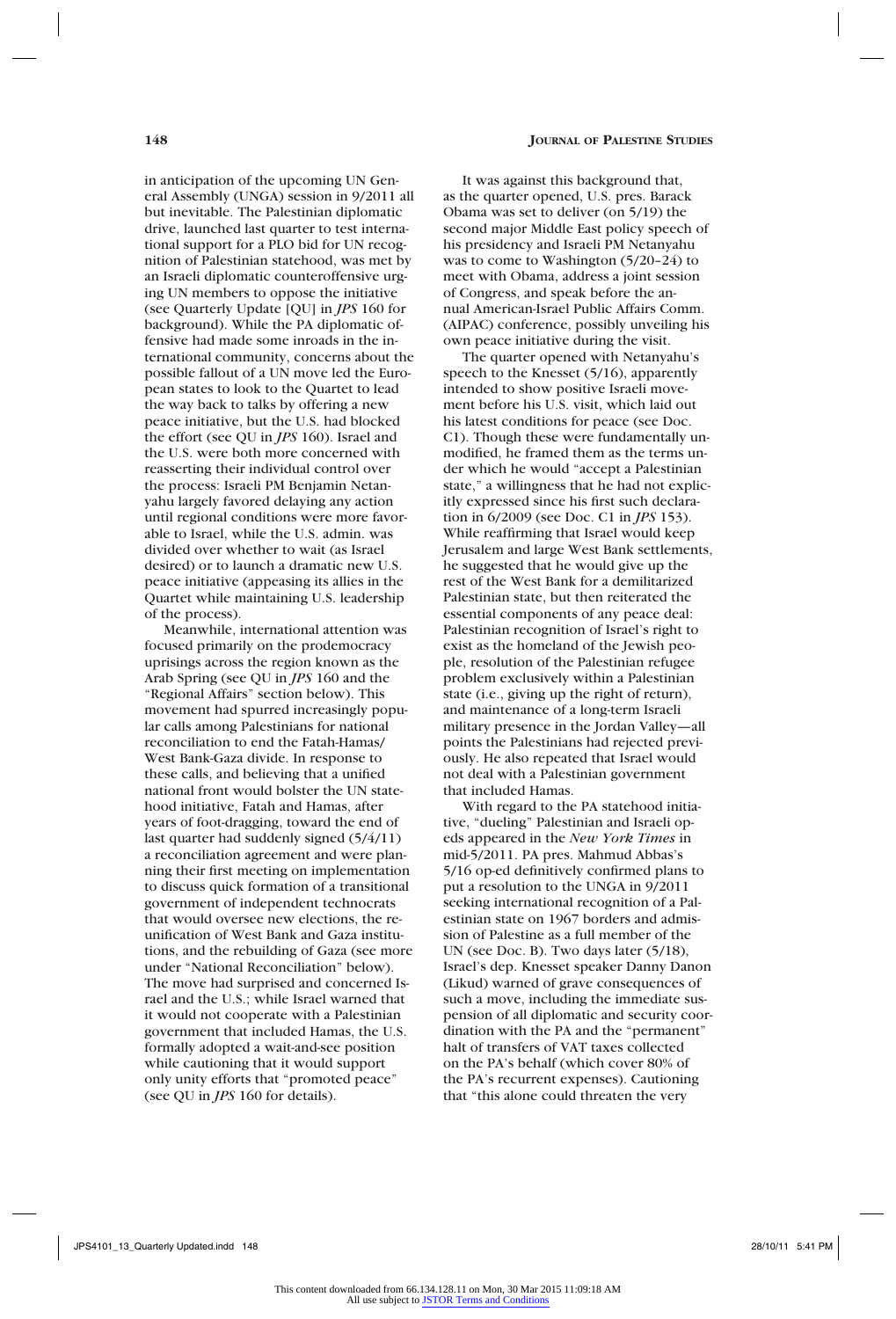in anticipation of the upcoming UN General Assembly (UNGA) session in 9/2011 all but inevitable. The Palestinian diplomatic drive, launched last quarter to test international support for a PLO bid for UN recognition of Palestinian statehood, was met by an Israeli diplomatic counteroffensive urging UN members to oppose the initiative (see Quarterly Update [QU] in *JPS* 160 for background). While the PA diplomatic offensive had made some inroads in the international community, concerns about the possible fallout of a UN move led the European states to look to the Quartet to lead the way back to talks by offering a new peace initiative, but the U.S. had blocked the effort (see QU in *JPS* 160). Israel and the U.S. were both more concerned with reasserting their individual control over the process: Israeli PM Benjamin Netanyahu largely favored delaying any action until regional conditions were more favorable to Israel, while the U.S. admin. was divided over whether to wait (as Israel desired) or to launch a dramatic new U.S. peace initiative (appeasing its allies in the Quartet while maintaining U.S. leadership of the process).

Meanwhile, international attention was focused primarily on the prodemocracy uprisings across the region known as the Arab Spring (see QU in *JPS* 160 and the "Regional Affairs" section below). This movement had spurred increasingly popular calls among Palestinians for national reconciliation to end the Fatah-Hamas/West Bank-Gaza divide. In response to these calls, and believing that a unified national front would bolster the UN statehood initiative, Fatah and Hamas, after years of foot-dragging, toward the end of last quarter had suddenly signed (5/4/11) a reconciliation agreement and were planning their first meeting on implementation to discuss quick formation of a transitional government of independent technocrats that would oversee new elections, the reunification of West Bank and Gaza institutions, and the rebuilding of Gaza (see more under "National Reconciliation" below). The move had surprised and concerned Israel and the U.S.; while Israel warned that it would not cooperate with a Palestinian government that included Hamas, the U.S. formally adopted a wait-and-see position while cautioning that it would support only unity efforts that "promoted peace" (see QU in *JPS* 160 for details).

It was against this background that, as the quarter opened, U.S. pres. Barack Obama was set to deliver (on 5/19) the second major Middle East policy speech of his presidency and Israeli PM Netanyahu was to come to Washington (5/20–24) to meet with Obama, address a joint session of Congress, and speak before the annual American-Israel Public Affairs Comm. (AIPAC) conference, possibly unveiling his own peace initiative during the visit.

The quarter opened with Netanyahu's speech to the Knesset (5/16), apparently intended to show positive Israeli movement before his U.S. visit, which laid out his latest conditions for peace (see Doc. C1). Though these were fundamentally unmodified, he framed them as the terms under which he would "accept a Palestinian state," a willingness that he had not explicitly expressed since his first such declaration in 6/2009 (see Doc. C1 in *JPS* 153). While reaffirming that Israel would keep Jerusalem and large West Bank settlements, he suggested that he would give up the rest of the West Bank for a demilitarized Palestinian state, but then reiterated the essential components of any peace deal: Palestinian recognition of Israel's right to exist as the homeland of the Jewish people, resolution of the Palestinian refugee problem exclusively within a Palestinian state (i.e., giving up the right of return), and maintenance of a long-term Israeli military presence in the Jordan Valley—all points the Palestinians had rejected previously. He also repeated that Israel would not deal with a Palestinian government that included Hamas.

With regard to the PA statehood initiative, "dueling" Palestinian and Israeli op-eds appeared in the *New York Times* in mid-5/2011. PA pres. Mahmud Abbas's 5/16 op-ed definitively confirmed plans to put a resolution to the UNGA in 9/2011 seeking international recognition of a Palestinian state on 1967 borders and admission of Palestine as a full member of the UN (see Doc. B). Two days later (5/18), Israel's dep. Knesset speaker Danny Danon (Likud) warned of grave consequences of such a move, including the immediate suspension of all diplomatic and security coordination with the PA and the "permanent" halt of transfers of VAT taxes collected on the PA's behalf (which cover 80% of the PA's recurrent expenses). Cautioning that "this alone could threaten the very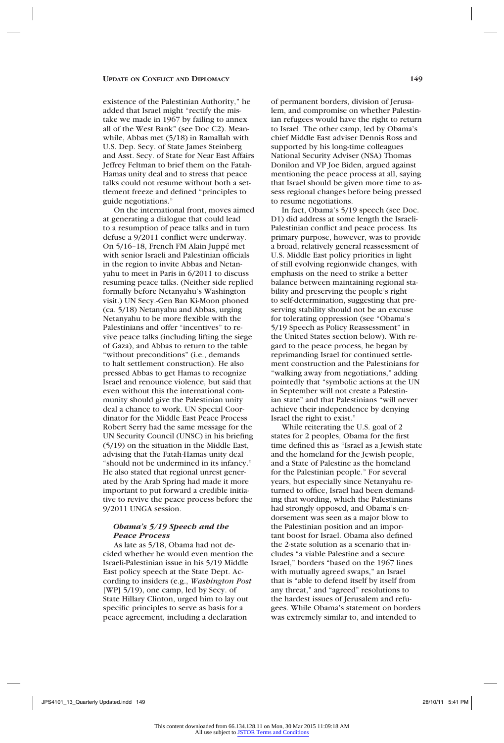existence of the Palestinian Authority," he added that Israel might "rectify the mistake we made in 1967 by failing to annex all of the West Bank" (see Doc C2). Meanwhile, Abbas met (5/18) in Ramallah with U.S. Dep. Secy. of State James Steinberg and Asst. Secy. of State for Near East Affairs Jeffrey Feltman to brief them on the Fatah-Hamas unity deal and to stress that peace talks could not resume without both a settlement freeze and defined "principles to guide negotiations."

On the international front, moves aimed at generating a dialogue that could lead to a resumption of peace talks and in turn defuse a 9/2011 conflict were underway. On 5/16–18, French FM Alain Juppé met with senior Israeli and Palestinian officials in the region to invite Abbas and Netanyahu to meet in Paris in 6/2011 to discuss resuming peace talks. (Neither side replied formally before Netanyahu's Washington visit.) UN Secy.-Gen Ban Ki-Moon phoned (ca. 5/18) Netanyahu and Abbas, urging Netanyahu to be more flexible with the Palestinians and offer "incentives" to revive peace talks (including lifting the siege of Gaza), and Abbas to return to the table "without preconditions" (i.e., demands to halt settlement construction). He also pressed Abbas to get Hamas to recognize Israel and renounce violence, but said that even without this the international community should give the Palestinian unity deal a chance to work. UN Special Coordinator for the Middle East Peace Process Robert Serry had the same message for the UN Security Council (UNSC) in his briefing (5/19) on the situation in the Middle East, advising that the Fatah-Hamas unity deal "should not be undermined in its infancy." He also stated that regional unrest generated by the Arab Spring had made it more important to put forward a credible initiative to revive the peace process before the 9/2011 UNGA session.

### *Obama's 5/19 Speech and the Peace Process*

As late as 5/18, Obama had not decided whether he would even mention the Israeli-Palestinian issue in his 5/19 Middle East policy speech at the State Dept. According to insiders (e.g., *Washington Post* [WP] 5/19), one camp, led by Secy. of State Hillary Clinton, urged him to lay out specific principles to serve as basis for a peace agreement, including a declaration of permanent borders, division of Jerusalem, and compromise on whether Palestinian refugees would have the right to return to Israel. The other camp, led by Obama's chief Middle East adviser Dennis Ross and supported by his long-time colleagues National Security Adviser (NSA) Thomas Donilon and VP Joe Biden, argued against mentioning the peace process at all, saying that Israel should be given more time to assess regional changes before being pressed to resume negotiations.

In fact, Obama's 5/19 speech (see Doc. D1) did address at some length the Israeli-Palestinian conflict and peace process. Its primary purpose, however, was to provide a broad, relatively general reassessment of U.S. Middle East policy priorities in light of still evolving regionwide changes, with emphasis on the need to strike a better balance between maintaining regional stability and preserving the people's right to self-determination, suggesting that preserving stability should not be an excuse for tolerating oppression (see "Obama's 5/19 Speech as Policy Reassessment" in the United States section below). With regard to the peace process, he began by reprimanding Israel for continued settlement construction and the Palestinians for "walking away from negotiations," adding pointedly that "symbolic actions at the UN in September will not create a Palestinian state" and that Palestinians "will never achieve their independence by denying Israel the right to exist."

While reiterating the U.S. goal of 2 states for 2 peoples, Obama for the first time defined this as "Israel as a Jewish state and the homeland for the Jewish people, and a State of Palestine as the homeland for the Palestinian people." For several years, but especially since Netanyahu returned to office, Israel had been demanding that wording, which the Palestinians had strongly opposed, and Obama's endorsement was seen as a major blow to the Palestinian position and an important boost for Israel. Obama also defined the 2-state solution as a scenario that includes "a viable Palestine and a secure Israel," borders "based on the 1967 lines with mutually agreed swaps," an Israel that is "able to defend itself by itself from any threat," and "agreed" resolutions to the hardest issues of Jerusalem and refugees. While Obama's statement on borders was extremely similar to, and intended to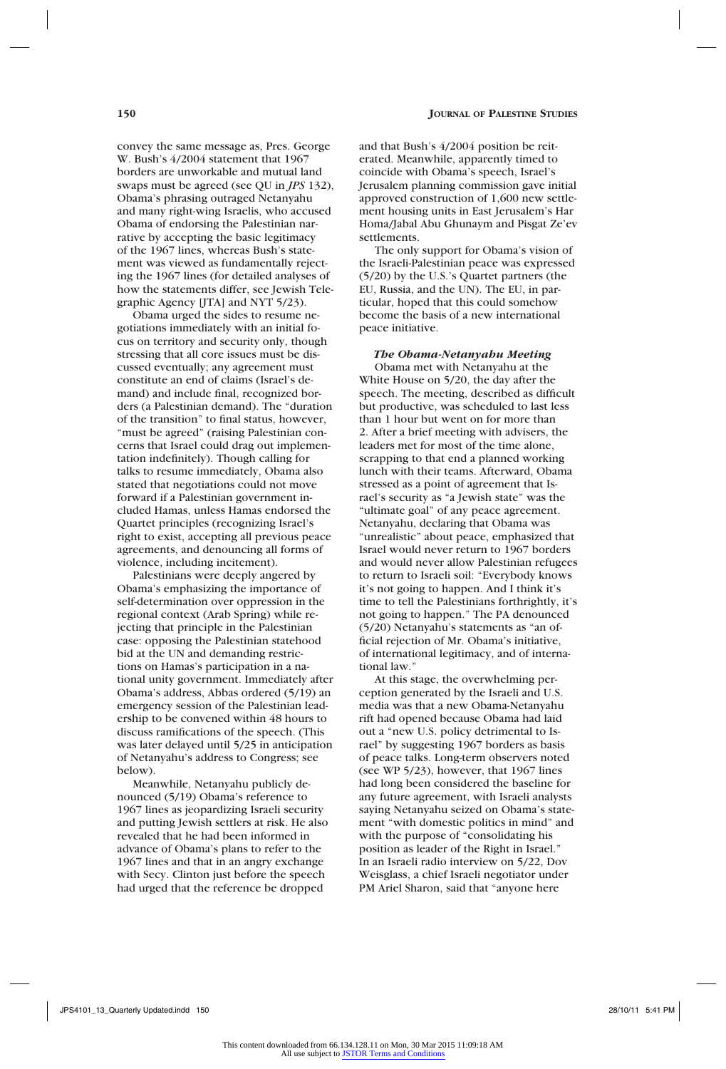convey the same message as, Pres. George W. Bush's 4/2004 statement that 1967 borders are unworkable and mutual land swaps must be agreed (see QU in *JPS* 132), Obama's phrasing outraged Netanyahu and many right-wing Israelis, who accused Obama of endorsing the Palestinian narrative by accepting the basic legitimacy of the 1967 lines, whereas Bush's statement was viewed as fundamentally rejecting the 1967 lines (for detailed analyses of how the statements differ, see Jewish Telegraphic Agency [JTA] and NYT 5/23).

Obama urged the sides to resume negotiations immediately with an initial focus on territory and security only, though stressing that all core issues must be discussed eventually; any agreement must constitute an end of claims (Israel's demand) and include final, recognized borders (a Palestinian demand). The "duration of the transition" to final status, however, "must be agreed" (raising Palestinian concerns that Israel could drag out implementation indefinitely). Though calling for talks to resume immediately, Obama also stated that negotiations could not move forward if a Palestinian government included Hamas, unless Hamas endorsed the Quartet principles (recognizing Israel's right to exist, accepting all previous peace agreements, and denouncing all forms of violence, including incitement).

Palestinians were deeply angered by Obama's emphasizing the importance of self-determination over oppression in the regional context (Arab Spring) while rejecting that principle in the Palestinian case: opposing the Palestinian statehood bid at the UN and demanding restrictions on Hamas's participation in a national unity government. Immediately after Obama's address, Abbas ordered (5/19) an emergency session of the Palestinian leadership to be convened within 48 hours to discuss ramifications of the speech. (This was later delayed until 5/25 in anticipation of Netanyahu's address to Congress; see below).

Meanwhile, Netanyahu publicly denounced (5/19) Obama's reference to 1967 lines as jeopardizing Israeli security and putting Jewish settlers at risk. He also revealed that he had been informed in advance of Obama's plans to refer to the 1967 lines and that in an angry exchange with Secy. Clinton just before the speech had urged that the reference be dropped and that Bush's 4/2004 position be reiterated. Meanwhile, apparently timed to coincide with Obama's speech, Israel's Jerusalem planning commission gave initial approved construction of 1,600 new settlement housing units in East Jerusalem's Har Homa/Jabal Abu Ghunaym and Pisgat Ze'ev settlements.

The only support for Obama's vision of the Israeli-Palestinian peace was expressed (5/20) by the U.S.'s Quartet partners (the EU, Russia, and the UN). The EU, in particular, hoped that this could somehow become the basis of a new international peace initiative.

***The Obama-Netanyahu Meeting***

Obama met with Netanyahu at the White House on 5/20, the day after the speech. The meeting, described as difficult but productive, was scheduled to last less than 1 hour but went on for more than 2. After a brief meeting with advisers, the leaders met for most of the time alone, scrapping to that end a planned working lunch with their teams. Afterward, Obama stressed as a point of agreement that Israel's security as "a Jewish state" was the "ultimate goal" of any peace agreement. Netanyahu, declaring that Obama was "unrealistic" about peace, emphasized that Israel would never return to 1967 borders and would never allow Palestinian refugees to return to Israeli soil: "Everybody knows it's not going to happen. And I think it's time to tell the Palestinians forthrightly, it's not going to happen." The PA denounced (5/20) Netanyahu's statements as "an official rejection of Mr. Obama's initiative, of international legitimacy, and of international law."

At this stage, the overwhelming perception generated by the Israeli and U.S. media was that a new Obama-Netanyahu rift had opened because Obama had laid out a "new U.S. policy detrimental to Israel" by suggesting 1967 borders as basis of peace talks. Long-term observers noted (see WP 5/23), however, that 1967 lines had long been considered the baseline for any future agreement, with Israeli analysts saying Netanyahu seized on Obama's statement "with domestic politics in mind" and with the purpose of "consolidating his position as leader of the Right in Israel." In an Israeli radio interview on 5/22, Dov Weisglass, a chief Israeli negotiator under PM Ariel Sharon, said that "anyone here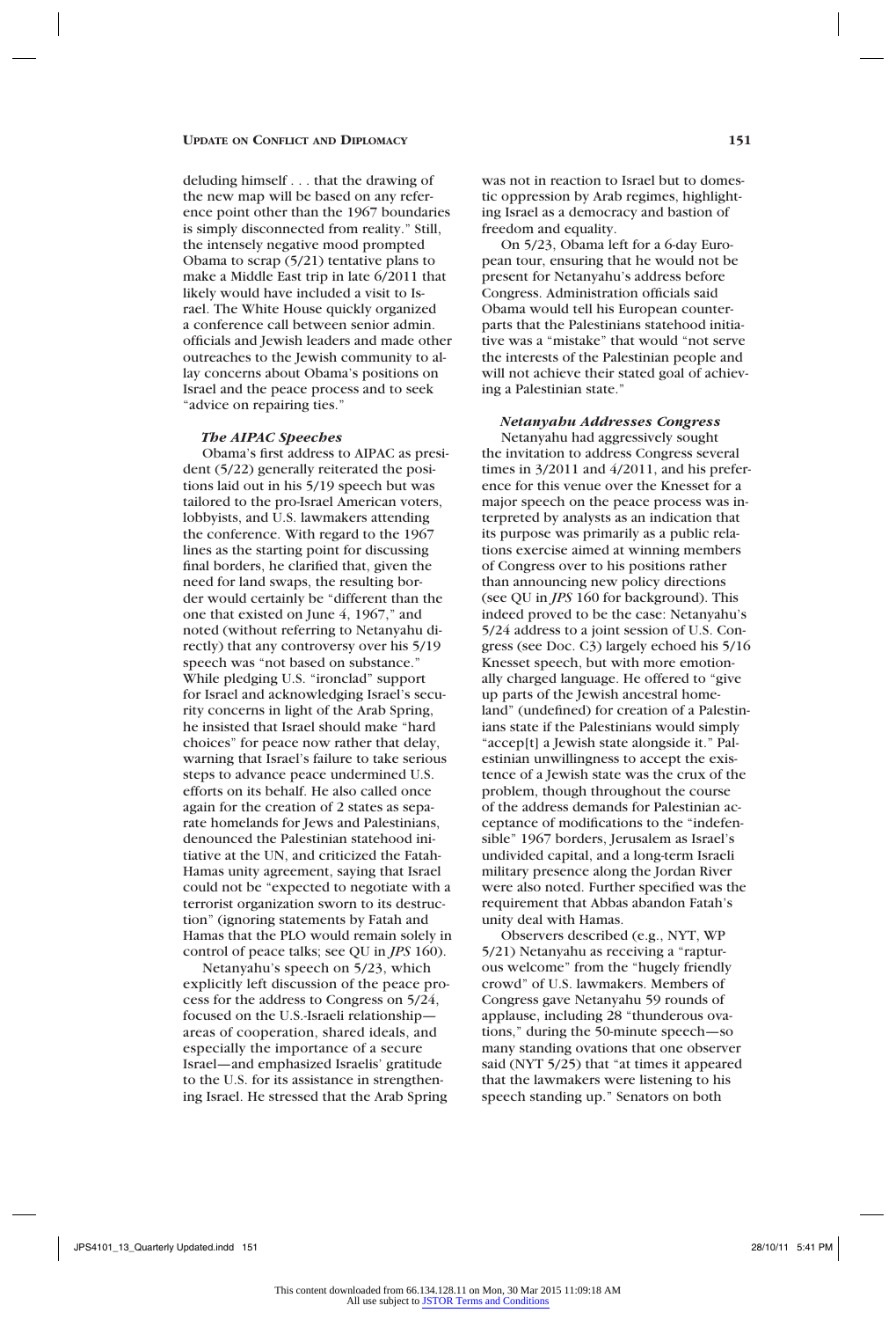deluding himself . . . that the drawing of the new map will be based on any reference point other than the 1967 boundaries is simply disconnected from reality." Still, the intensely negative mood prompted Obama to scrap (5/21) tentative plans to make a Middle East trip in late 6/2011 that likely would have included a visit to Israel. The White House quickly organized a conference call between senior admin. officials and Jewish leaders and made other outreaches to the Jewish community to allay concerns about Obama's positions on Israel and the peace process and to seek "advice on repairing ties."

### *The AIPAC Speeches*

Obama's first address to AIPAC as president (5/22) generally reiterated the positions laid out in his 5/19 speech but was tailored to the pro-Israel American voters, lobbyists, and U.S. lawmakers attending the conference. With regard to the 1967 lines as the starting point for discussing final borders, he clarified that, given the need for land swaps, the resulting border would certainly be "different than the one that existed on June 4, 1967," and noted (without referring to Netanyahu directly) that any controversy over his 5/19 speech was "not based on substance." While pledging U.S. "ironclad" support for Israel and acknowledging Israel's security concerns in light of the Arab Spring, he insisted that Israel should make "hard choices" for peace now rather that delay, warning that Israel's failure to take serious steps to advance peace undermined U.S. efforts on its behalf. He also called once again for the creation of 2 states as separate homelands for Jews and Palestinians, denounced the Palestinian statehood initiative at the UN, and criticized the Fatah-Hamas unity agreement, saying that Israel could not be "expected to negotiate with a terrorist organization sworn to its destruction" (ignoring statements by Fatah and Hamas that the PLO would remain solely in control of peace talks; see QU in *JPS* 160).

Netanyahu's speech on 5/23, which explicitly left discussion of the peace process for the address to Congress on 5/24, focused on the U.S.-Israeli relationship—areas of cooperation, shared ideals, and especially the importance of a secure Israel—and emphasized Israelis' gratitude to the U.S. for its assistance in strengthening Israel. He stressed that the Arab Spring was not in reaction to Israel but to domestic oppression by Arab regimes, highlighting Israel as a democracy and bastion of freedom and equality.

On 5/23, Obama left for a 6-day European tour, ensuring that he would not be present for Netanyahu's address before Congress. Administration officials said Obama would tell his European counterparts that the Palestinians statehood initiative was a "mistake" that would "not serve the interests of the Palestinian people and will not achieve their stated goal of achieving a Palestinian state."

### *Netanyahu Addresses Congress*

Netanyahu had aggressively sought the invitation to address Congress several times in 3/2011 and 4/2011, and his preference for this venue over the Knesset for a major speech on the peace process was interpreted by analysts as an indication that its purpose was primarily as a public relations exercise aimed at winning members of Congress over to his positions rather than announcing new policy directions (see QU in *JPS* 160 for background). This indeed proved to be the case: Netanyahu's 5/24 address to a joint session of U.S. Congress (see Doc. C3) largely echoed his 5/16 Knesset speech, but with more emotionally charged language. He offered to "give up parts of the Jewish ancestral homeland" (undefined) for creation of a Palestinians state if the Palestinians would simply "accep[t] a Jewish state alongside it." Palestinian unwillingness to accept the existence of a Jewish state was the crux of the problem, though throughout the course of the address demands for Palestinian acceptance of modifications to the "indefensible" 1967 borders, Jerusalem as Israel's undivided capital, and a long-term Israeli military presence along the Jordan River were also noted. Further specified was the requirement that Abbas abandon Fatah's unity deal with Hamas.

Observers described (e.g., NYT, WP 5/21) Netanyahu as receiving a "rapturous welcome" from the "hugely friendly crowd" of U.S. lawmakers. Members of Congress gave Netanyahu 59 rounds of applause, including 28 "thunderous ovations," during the 50-minute speech—so many standing ovations that one observer said (NYT 5/25) that "at times it appeared that the lawmakers were listening to his speech standing up." Senators on both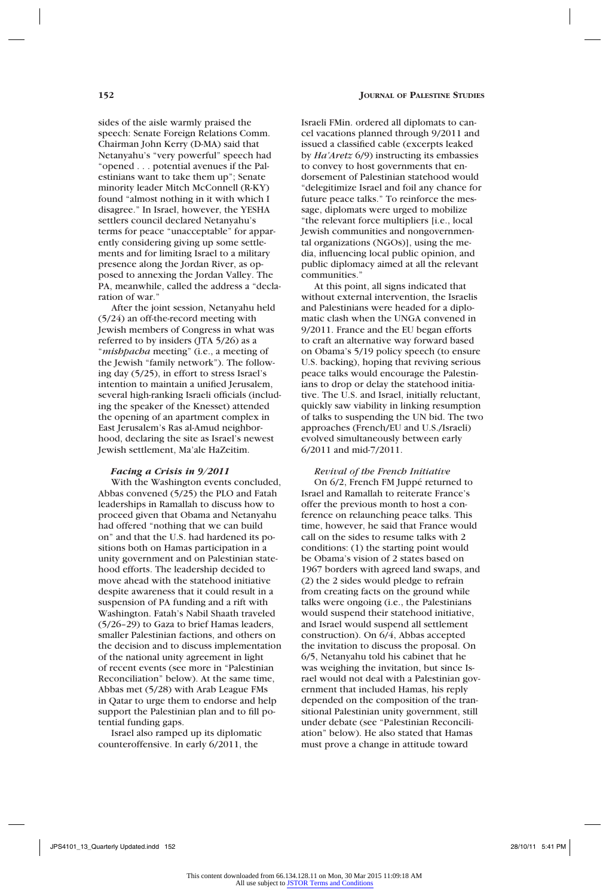sides of the aisle warmly praised the speech: Senate Foreign Relations Comm. Chairman John Kerry (D-MA) said that Netanyahu's "very powerful" speech had "opened . . . potential avenues if the Palestinians want to take them up"; Senate minority leader Mitch McConnell (R-KY) found "almost nothing in it with which I disagree." In Israel, however, the YESHA settlers council declared Netanyahu's terms for peace "unacceptable" for apparently considering giving up some settlements and for limiting Israel to a military presence along the Jordan River, as opposed to annexing the Jordan Valley. The PA, meanwhile, called the address a "declaration of war."

After the joint session, Netanyahu held (5/24) an off-the-record meeting with Jewish members of Congress in what was referred to by insiders (JTA 5/26) as a "*mishpacha* meeting" (i.e., a meeting of the Jewish "family network"). The following day (5/25), in effort to stress Israel's intention to maintain a unified Jerusalem, several high-ranking Israeli officials (including the speaker of the Knesset) attended the opening of an apartment complex in East Jerusalem's Ras al-Amud neighborhood, declaring the site as Israel's newest Jewish settlement, Ma'ale HaZeitim.

### *Facing a Crisis in 9/2011*

With the Washington events concluded, Abbas convened (5/25) the PLO and Fatah leaderships in Ramallah to discuss how to proceed given that Obama and Netanyahu had offered "nothing that we can build on" and that the U.S. had hardened its positions both on Hamas participation in a unity government and on Palestinian statehood efforts. The leadership decided to move ahead with the statehood initiative despite awareness that it could result in a suspension of PA funding and a rift with Washington. Fatah's Nabil Shaath traveled (5/26–29) to Gaza to brief Hamas leaders, smaller Palestinian factions, and others on the decision and to discuss implementation of the national unity agreement in light of recent events (see more in "Palestinian Reconciliation" below). At the same time, Abbas met (5/28) with Arab League FMs in Qatar to urge them to endorse and help support the Palestinian plan and to fill potential funding gaps.

Israel also ramped up its diplomatic counteroffensive. In early 6/2011, the Israeli FMin. ordered all diplomats to cancel vacations planned through 9/2011 and issued a classified cable (excerpts leaked by *Ha'Aretz* 6/9) instructing its embassies to convey to host governments that endorsement of Palestinian statehood would "delegitimize Israel and foil any chance for future peace talks." To reinforce the message, diplomats were urged to mobilize "the relevant force multipliers [i.e., local Jewish communities and nongovernmental organizations (NGOs)], using the media, influencing local public opinion, and public diplomacy aimed at all the relevant communities."

At this point, all signs indicated that without external intervention, the Israelis and Palestinians were headed for a diplomatic clash when the UNGA convened in 9/2011. France and the EU began efforts to craft an alternative way forward based on Obama's 5/19 policy speech (to ensure U.S. backing), hoping that reviving serious peace talks would encourage the Palestinians to drop or delay the statehood initiative. The U.S. and Israel, initially reluctant, quickly saw viability in linking resumption of talks to suspending the UN bid. The two approaches (French/EU and U.S./Israeli) evolved simultaneously between early 6/2011 and mid-7/2011.

### *Revival of the French Initiative*

On 6/2, French FM Juppé returned to Israel and Ramallah to reiterate France's offer the previous month to host a conference on relaunching peace talks. This time, however, he said that France would call on the sides to resume talks with 2 conditions: (1) the starting point would be Obama's vision of 2 states based on 1967 borders with agreed land swaps, and (2) the 2 sides would pledge to refrain from creating facts on the ground while talks were ongoing (i.e., the Palestinians would suspend their statehood initiative, and Israel would suspend all settlement construction). On 6/4, Abbas accepted the invitation to discuss the proposal. On 6/5, Netanyahu told his cabinet that he was weighing the invitation, but since Israel would not deal with a Palestinian government that included Hamas, his reply depended on the composition of the transitional Palestinian unity government, still under debate (see "Palestinian Reconciliation" below). He also stated that Hamas must prove a change in attitude toward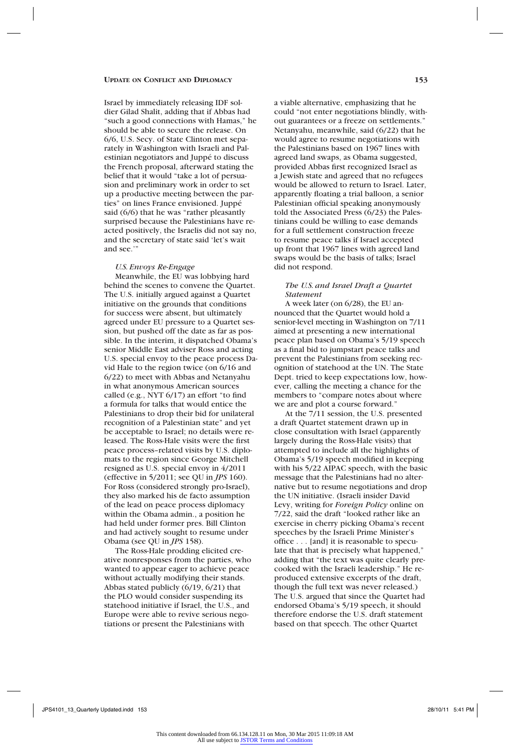Israel by immediately releasing IDF soldier Gilad Shalit, adding that if Abbas had "such a good connections with Hamas," he should be able to secure the release. On 6/6, U.S. Secy. of State Clinton met separately in Washington with Israeli and Palestinian negotiators and Juppé to discuss the French proposal, afterward stating the belief that it would "take a lot of persuasion and preliminary work in order to set up a productive meeting between the parties" on lines France envisioned. Juppé said (6/6) that he was "rather pleasantly surprised because the Palestinians have reacted positively, the Israelis did not say no, and the secretary of state said 'let's wait and see.'"

*U.S. Envoys Re-Engage*

Meanwhile, the EU was lobbying hard behind the scenes to convene the Quartet. The U.S. initially argued against a Quartet initiative on the grounds that conditions for success were absent, but ultimately agreed under EU pressure to a Quartet session, but pushed off the date as far as possible. In the interim, it dispatched Obama's senior Middle East adviser Ross and acting U.S. special envoy to the peace process David Hale to the region twice (on 6/16 and 6/22) to meet with Abbas and Netanyahu in what anonymous American sources called (e.g., NYT 6/17) an effort "to find a formula for talks that would entice the Palestinians to drop their bid for unilateral recognition of a Palestinian state" and yet be acceptable to Israel; no details were released. The Ross-Hale visits were the first peace process–related visits by U.S. diplomats to the region since George Mitchell resigned as U.S. special envoy in 4/2011 (effective in 5/2011; see QU in *JPS* 160). For Ross (considered strongly pro-Israel), they also marked his de facto assumption of the lead on peace process diplomacy within the Obama admin., a position he had held under former pres. Bill Clinton and had actively sought to resume under Obama (see QU in *JPS* 158).

The Ross-Hale prodding elicited creative nonresponses from the parties, who wanted to appear eager to achieve peace without actually modifying their stands. Abbas stated publicly (6/19, 6/21) that the PLO would consider suspending its statehood initiative if Israel, the U.S., and Europe were able to revive serious negotiations or present the Palestinians with a viable alternative, emphasizing that he could "not enter negotiations blindly, without guarantees or a freeze on settlements." Netanyahu, meanwhile, said (6/22) that he would agree to resume negotiations with the Palestinians based on 1967 lines with agreed land swaps, as Obama suggested, provided Abbas first recognized Israel as a Jewish state and agreed that no refugees would be allowed to return to Israel. Later, apparently floating a trial balloon, a senior Palestinian official speaking anonymously told the Associated Press (6/23) the Palestinians could be willing to ease demands for a full settlement construction freeze to resume peace talks if Israel accepted up front that 1967 lines with agreed land swaps would be the basis of talks; Israel did not respond.

*The U.S. and Israel Draft a Quartet Statement*

A week later (on 6/28), the EU announced that the Quartet would hold a senior-level meeting in Washington on 7/11 aimed at presenting a new international peace plan based on Obama's 5/19 speech as a final bid to jumpstart peace talks and prevent the Palestinians from seeking recognition of statehood at the UN. The State Dept. tried to keep expectations low, however, calling the meeting a chance for the members to "compare notes about where we are and plot a course forward."

At the 7/11 session, the U.S. presented a draft Quartet statement drawn up in close consultation with Israel (apparently largely during the Ross-Hale visits) that attempted to include all the highlights of Obama's 5/19 speech modified in keeping with his 5/22 AIPAC speech, with the basic message that the Palestinians had no alternative but to resume negotiations and drop the UN initiative. (Israeli insider David Levy, writing for *Foreign Policy* online on 7/22, said the draft "looked rather like an exercise in cherry picking Obama's recent speeches by the Israeli Prime Minister's office . . . [and] it is reasonable to speculate that that is precisely what happened," adding that "the text was quite clearly precooked with the Israeli leadership." He reproduced extensive excerpts of the draft, though the full text was never released.) The U.S. argued that since the Quartet had endorsed Obama's 5/19 speech, it should therefore endorse the U.S. draft statement based on that speech. The other Quartet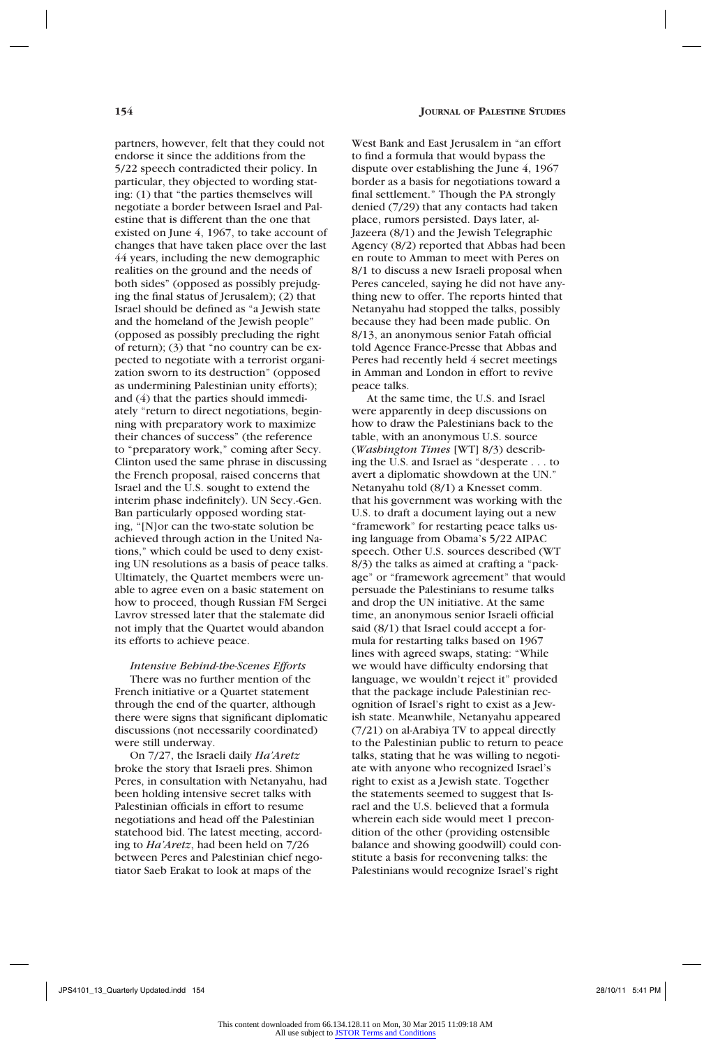partners, however, felt that they could not endorse it since the additions from the 5/22 speech contradicted their policy. In particular, they objected to wording stating: (1) that "the parties themselves will negotiate a border between Israel and Palestine that is different than the one that existed on June 4, 1967, to take account of changes that have taken place over the last 44 years, including the new demographic realities on the ground and the needs of both sides" (opposed as possibly prejudging the final status of Jerusalem); (2) that Israel should be defined as "a Jewish state and the homeland of the Jewish people" (opposed as possibly precluding the right of return); (3) that "no country can be expected to negotiate with a terrorist organization sworn to its destruction" (opposed as undermining Palestinian unity efforts); and (4) that the parties should immediately "return to direct negotiations, beginning with preparatory work to maximize their chances of success" (the reference to "preparatory work," coming after Secy. Clinton used the same phrase in discussing the French proposal, raised concerns that Israel and the U.S. sought to extend the interim phase indefinitely). UN Secy.-Gen. Ban particularly opposed wording stating, "[N]or can the two-state solution be achieved through action in the United Nations," which could be used to deny existing UN resolutions as a basis of peace talks. Ultimately, the Quartet members were unable to agree even on a basic statement on how to proceed, though Russian FM Sergei Lavrov stressed later that the stalemate did not imply that the Quartet would abandon its efforts to achieve peace.

### *Intensive Behind-the-Scenes Efforts*

There was no further mention of the French initiative or a Quartet statement through the end of the quarter, although there were signs that significant diplomatic discussions (not necessarily coordinated) were still underway.

On 7/27, the Israeli daily *Ha'Aretz* broke the story that Israeli pres. Shimon Peres, in consultation with Netanyahu, had been holding intensive secret talks with Palestinian officials in effort to resume negotiations and head off the Palestinian statehood bid. The latest meeting, according to *Ha'Aretz*, had been held on 7/26 between Peres and Palestinian chief negotiator Saeb Erakat to look at maps of the West Bank and East Jerusalem in "an effort to find a formula that would bypass the dispute over establishing the June 4, 1967 border as a basis for negotiations toward a final settlement." Though the PA strongly denied (7/29) that any contacts had taken place, rumors persisted. Days later, al-Jazeera (8/1) and the Jewish Telegraphic Agency (8/2) reported that Abbas had been en route to Amman to meet with Peres on 8/1 to discuss a new Israeli proposal when Peres canceled, saying he did not have anything new to offer. The reports hinted that Netanyahu had stopped the talks, possibly because they had been made public. On 8/13, an anonymous senior Fatah official told Agence France-Presse that Abbas and Peres had recently held 4 secret meetings in Amman and London in effort to revive peace talks.

At the same time, the U.S. and Israel were apparently in deep discussions on how to draw the Palestinians back to the table, with an anonymous U.S. source (*Washington Times* [WT] 8/3) describing the U.S. and Israel as "desperate . . . to avert a diplomatic showdown at the UN." Netanyahu told (8/1) a Knesset comm. that his government was working with the U.S. to draft a document laying out a new "framework" for restarting peace talks using language from Obama's 5/22 AIPAC speech. Other U.S. sources described (WT 8/3) the talks as aimed at crafting a "package" or "framework agreement" that would persuade the Palestinians to resume talks and drop the UN initiative. At the same time, an anonymous senior Israeli official said (8/1) that Israel could accept a formula for restarting talks based on 1967 lines with agreed swaps, stating: "While we would have difficulty endorsing that language, we wouldn't reject it" provided that the package include Palestinian recognition of Israel's right to exist as a Jewish state. Meanwhile, Netanyahu appeared (7/21) on al-Arabiya TV to appeal directly to the Palestinian public to return to peace talks, stating that he was willing to negotiate with anyone who recognized Israel's right to exist as a Jewish state. Together the statements seemed to suggest that Israel and the U.S. believed that a formula wherein each side would meet 1 precondition of the other (providing ostensible balance and showing goodwill) could constitute a basis for reconvening talks: the Palestinians would recognize Israel's right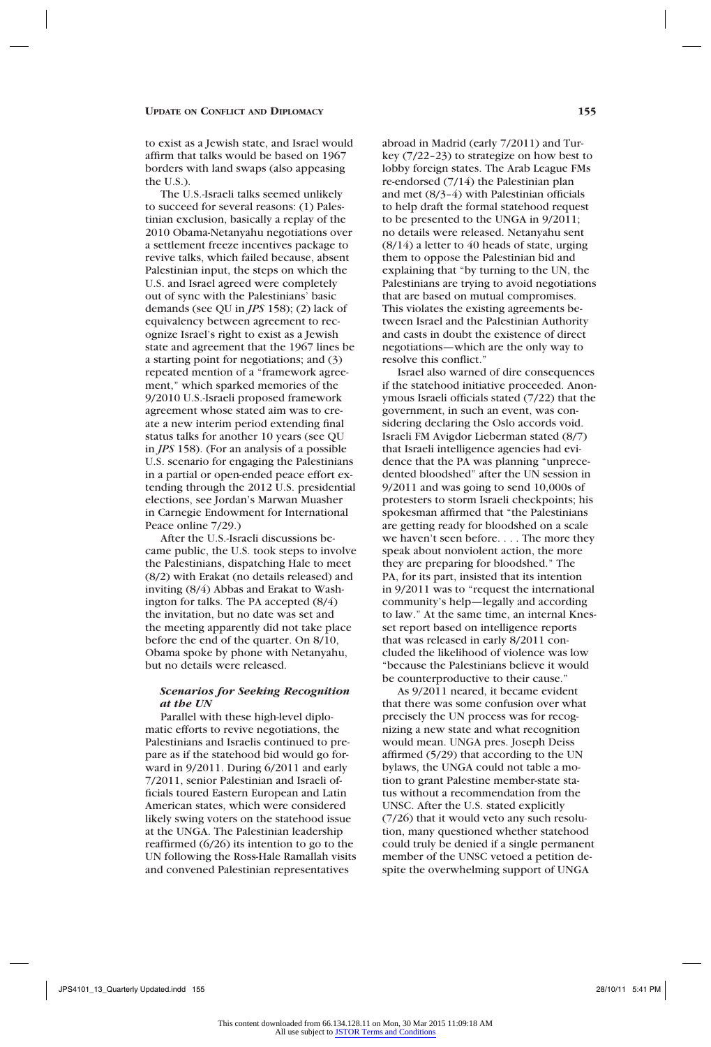to exist as a Jewish state, and Israel would affirm that talks would be based on 1967 borders with land swaps (also appeasing the U.S.).

The U.S.-Israeli talks seemed unlikely to succeed for several reasons: (1) Palestinian exclusion, basically a replay of the 2010 Obama-Netanyahu negotiations over a settlement freeze incentives package to revive talks, which failed because, absent Palestinian input, the steps on which the U.S. and Israel agreed were completely out of sync with the Palestinians' basic demands (see QU in *JPS* 158); (2) lack of equivalency between agreement to recognize Israel's right to exist as a Jewish state and agreement that the 1967 lines be a starting point for negotiations; and (3) repeated mention of a "framework agreement," which sparked memories of the 9/2010 U.S.-Israeli proposed framework agreement whose stated aim was to create a new interim period extending final status talks for another 10 years (see QU in *JPS* 158). (For an analysis of a possible U.S. scenario for engaging the Palestinians in a partial or open-ended peace effort extending through the 2012 U.S. presidential elections, see Jordan's Marwan Muasher in Carnegie Endowment for International Peace online 7/29.)

After the U.S.-Israeli discussions became public, the U.S. took steps to involve the Palestinians, dispatching Hale to meet (8/2) with Erakat (no details released) and inviting (8/4) Abbas and Erakat to Washington for talks. The PA accepted (8/4) the invitation, but no date was set and the meeting apparently did not take place before the end of the quarter. On 8/10, Obama spoke by phone with Netanyahu, but no details were released.

### *Scenarios for Seeking Recognition at the UN*

Parallel with these high-level diplomatic efforts to revive negotiations, the Palestinians and Israelis continued to prepare as if the statehood bid would go forward in 9/2011. During 6/2011 and early 7/2011, senior Palestinian and Israeli officials toured Eastern European and Latin American states, which were considered likely swing voters on the statehood issue at the UNGA. The Palestinian leadership reaffirmed (6/26) its intention to go to the UN following the Ross-Hale Ramallah visits and convened Palestinian representatives abroad in Madrid (early 7/2011) and Turkey (7/22–23) to strategize on how best to lobby foreign states. The Arab League FMs re-endorsed (7/14) the Palestinian plan and met (8/3–4) with Palestinian officials to help draft the formal statehood request to be presented to the UNGA in 9/2011; no details were released. Netanyahu sent (8/14) a letter to 40 heads of state, urging them to oppose the Palestinian bid and explaining that "by turning to the UN, the Palestinians are trying to avoid negotiations that are based on mutual compromises. This violates the existing agreements between Israel and the Palestinian Authority and casts in doubt the existence of direct negotiations—which are the only way to resolve this conflict."

Israel also warned of dire consequences if the statehood initiative proceeded. Anonymous Israeli officials stated (7/22) that the government, in such an event, was considering declaring the Oslo accords void. Israeli FM Avigdor Lieberman stated (8/7) that Israeli intelligence agencies had evidence that the PA was planning "unprecedented bloodshed" after the UN session in 9/2011 and was going to send 10,000s of protesters to storm Israeli checkpoints; his spokesman affirmed that "the Palestinians are getting ready for bloodshed on a scale we haven't seen before. . . . The more they speak about nonviolent action, the more they are preparing for bloodshed." The PA, for its part, insisted that its intention in 9/2011 was to "request the international community's help—legally and according to law." At the same time, an internal Knesset report based on intelligence reports that was released in early 8/2011 concluded the likelihood of violence was low "because the Palestinians believe it would be counterproductive to their cause."

As 9/2011 neared, it became evident that there was some confusion over what precisely the UN process was for recognizing a new state and what recognition would mean. UNGA pres. Joseph Deiss affirmed (5/29) that according to the UN bylaws, the UNGA could not table a motion to grant Palestine member-state status without a recommendation from the UNSC. After the U.S. stated explicitly (7/26) that it would veto any such resolution, many questioned whether statehood could truly be denied if a single permanent member of the UNSC vetoed a petition despite the overwhelming support of UNGA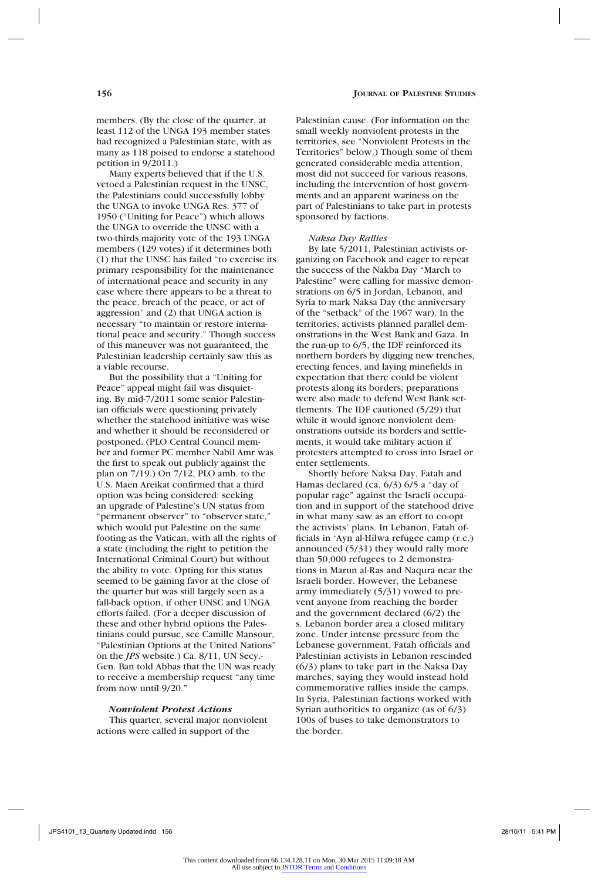members. (By the close of the quarter, at least 112 of the UNGA 193 member states had recognized a Palestinian state, with as many as 118 poised to endorse a statehood petition in 9/2011.)

Many experts believed that if the U.S. vetoed a Palestinian request in the UNSC, the Palestinians could successfully lobby the UNGA to invoke UNGA Res. 377 of 1950 ("Uniting for Peace") which allows the UNGA to override the UNSC with a two-thirds majority vote of the 193 UNGA members (129 votes) if it determines both (1) that the UNSC has failed "to exercise its primary responsibility for the maintenance of international peace and security in any case where there appears to be a threat to the peace, breach of the peace, or act of aggression" and (2) that UNGA action is necessary "to maintain or restore international peace and security." Though success of this maneuver was not guaranteed, the Palestinian leadership certainly saw this as a viable recourse.

But the possibility that a "Uniting for Peace" appeal might fail was disquieting. By mid-7/2011 some senior Palestinian officials were questioning privately whether the statehood initiative was wise and whether it should be reconsidered or postponed. (PLO Central Council member and former PC member Nabil Amr was the first to speak out publicly against the plan on 7/19.) On 7/12, PLO amb. to the U.S. Maen Areikat confirmed that a third option was being considered: seeking an upgrade of Palestine's UN status from "permanent observer" to "observer state," which would put Palestine on the same footing as the Vatican, with all the rights of a state (including the right to petition the International Criminal Court) but without the ability to vote. Opting for this status seemed to be gaining favor at the close of the quarter but was still largely seen as a fall-back option, if other UNSC and UNGA efforts failed. (For a deeper discussion of these and other hybrid options the Palestinians could pursue, see Camille Mansour, "Palestinian Options at the United Nations" on the *JPS* website.) Ca. 8/11, UN Secy.-Gen. Ban told Abbas that the UN was ready to receive a membership request "any time from now until 9/20."

***Nonviolent Protest Actions***

This quarter, several major nonviolent actions were called in support of the Palestinian cause. (For information on the small weekly nonviolent protests in the territories, see "Nonviolent Protests in the Territories" below.) Though some of them generated considerable media attention, most did not succeed for various reasons, including the intervention of host governments and an apparent wariness on the part of Palestinians to take part in protests sponsored by factions.

*Naksa Day Rallies*

By late 5/2011, Palestinian activists organizing on Facebook and eager to repeat the success of the Nakba Day "March to Palestine" were calling for massive demonstrations on 6/5 in Jordan, Lebanon, and Syria to mark Naksa Day (the anniversary of the "setback" of the 1967 war). In the territories, activists planned parallel demonstrations in the West Bank and Gaza. In the run-up to 6/5, the IDF reinforced its northern borders by digging new trenches, erecting fences, and laying minefields in expectation that there could be violent protests along its borders; preparations were also made to defend West Bank settlements. The IDF cautioned (5/29) that while it would ignore nonviolent demonstrations outside its borders and settlements, it would take military action if protesters attempted to cross into Israel or enter settlements.

Shortly before Naksa Day, Fatah and Hamas declared (ca. 6/3) 6/5 a "day of popular rage" against the Israeli occupation and in support of the statehood drive in what many saw as an effort to co-opt the activists' plans. In Lebanon, Fatah officials in 'Ayn al-Hilwa refugee camp (r.c.) announced (5/31) they would rally more than 50,000 refugees to 2 demonstrations in Marun al-Ras and Naqura near the Israeli border. However, the Lebanese army immediately (5/31) vowed to prevent anyone from reaching the border and the government declared (6/2) the s. Lebanon border area a closed military zone. Under intense pressure from the Lebanese government, Fatah officials and Palestinian activists in Lebanon rescinded (6/3) plans to take part in the Naksa Day marches, saying they would instead hold commemorative rallies inside the camps. In Syria, Palestinian factions worked with Syrian authorities to organize (as of 6/3) 100s of buses to take demonstrators to the border.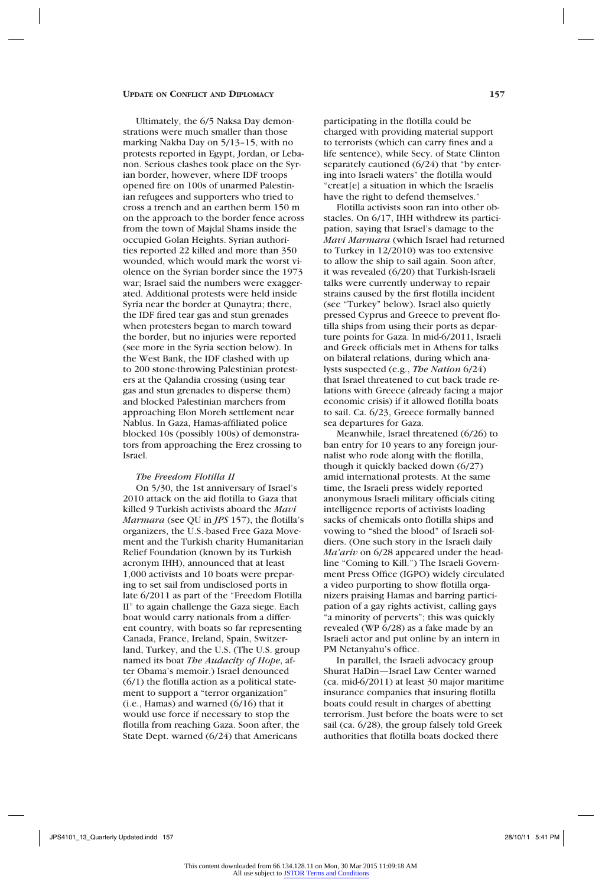Ultimately, the 6/5 Naksa Day demonstrations were much smaller than those marking Nakba Day on 5/13–15, with no protests reported in Egypt, Jordan, or Lebanon. Serious clashes took place on the Syrian border, however, where IDF troops opened fire on 100s of unarmed Palestinian refugees and supporters who tried to cross a trench and an earthen berm 150 m on the approach to the border fence across from the town of Majdal Shams inside the occupied Golan Heights. Syrian authorities reported 22 killed and more than 350 wounded, which would mark the worst violence on the Syrian border since the 1973 war; Israel said the numbers were exaggerated. Additional protests were held inside Syria near the border at Qunaytra; there, the IDF fired tear gas and stun grenades when protesters began to march toward the border, but no injuries were reported (see more in the Syria section below). In the West Bank, the IDF clashed with up to 200 stone-throwing Palestinian protesters at the Qalandia crossing (using tear gas and stun grenades to disperse them) and blocked Palestinian marchers from approaching Elon Moreh settlement near Nablus. In Gaza, Hamas-affiliated police blocked 10s (possibly 100s) of demonstrators from approaching the Erez crossing to Israel.

### *The Freedom Flotilla II*

On 5/30, the 1st anniversary of Israel's 2010 attack on the aid flotilla to Gaza that killed 9 Turkish activists aboard the *Mavi Marmara* (see QU in *JPS* 157), the flotilla's organizers, the U.S.-based Free Gaza Movement and the Turkish charity Humanitarian Relief Foundation (known by its Turkish acronym IHH), announced that at least 1,000 activists and 10 boats were preparing to set sail from undisclosed ports in late 6/2011 as part of the "Freedom Flotilla II" to again challenge the Gaza siege. Each boat would carry nationals from a different country, with boats so far representing Canada, France, Ireland, Spain, Switzerland, Turkey, and the U.S. (The U.S. group named its boat *The Audacity of Hope*, after Obama's memoir.) Israel denounced (6/1) the flotilla action as a political statement to support a "terror organization" (i.e., Hamas) and warned (6/16) that it would use force if necessary to stop the flotilla from reaching Gaza. Soon after, the State Dept. warned (6/24) that Americans participating in the flotilla could be charged with providing material support to terrorists (which can carry fines and a life sentence), while Secy. of State Clinton separately cautioned (6/24) that "by entering into Israeli waters" the flotilla would "creat[e] a situation in which the Israelis have the right to defend themselves."

Flotilla activists soon ran into other obstacles. On 6/17, IHH withdrew its participation, saying that Israel's damage to the *Mavi Marmara* (which Israel had returned to Turkey in 12/2010) was too extensive to allow the ship to sail again. Soon after, it was revealed (6/20) that Turkish-Israeli talks were currently underway to repair strains caused by the first flotilla incident (see "Turkey" below). Israel also quietly pressed Cyprus and Greece to prevent flotilla ships from using their ports as departure points for Gaza. In mid-6/2011, Israeli and Greek officials met in Athens for talks on bilateral relations, during which analysts suspected (e.g., *The Nation* 6/24) that Israel threatened to cut back trade relations with Greece (already facing a major economic crisis) if it allowed flotilla boats to sail. Ca. 6/23, Greece formally banned sea departures for Gaza.

Meanwhile, Israel threatened (6/26) to ban entry for 10 years to any foreign journalist who rode along with the flotilla, though it quickly backed down (6/27) amid international protests. At the same time, the Israeli press widely reported anonymous Israeli military officials citing intelligence reports of activists loading sacks of chemicals onto flotilla ships and vowing to "shed the blood" of Israeli soldiers. (One such story in the Israeli daily *Ma'ariv* on 6/28 appeared under the headline "Coming to Kill.") The Israeli Government Press Office (IGPO) widely circulated a video purporting to show flotilla organizers praising Hamas and barring participation of a gay rights activist, calling gays "a minority of perverts"; this was quickly revealed (WP 6/28) as a fake made by an Israeli actor and put online by an intern in PM Netanyahu's office.

In parallel, the Israeli advocacy group Shurat HaDin—Israel Law Center warned (ca. mid-6/2011) at least 30 major maritime insurance companies that insuring flotilla boats could result in charges of abetting terrorism. Just before the boats were to set sail (ca. 6/28), the group falsely told Greek authorities that flotilla boats docked there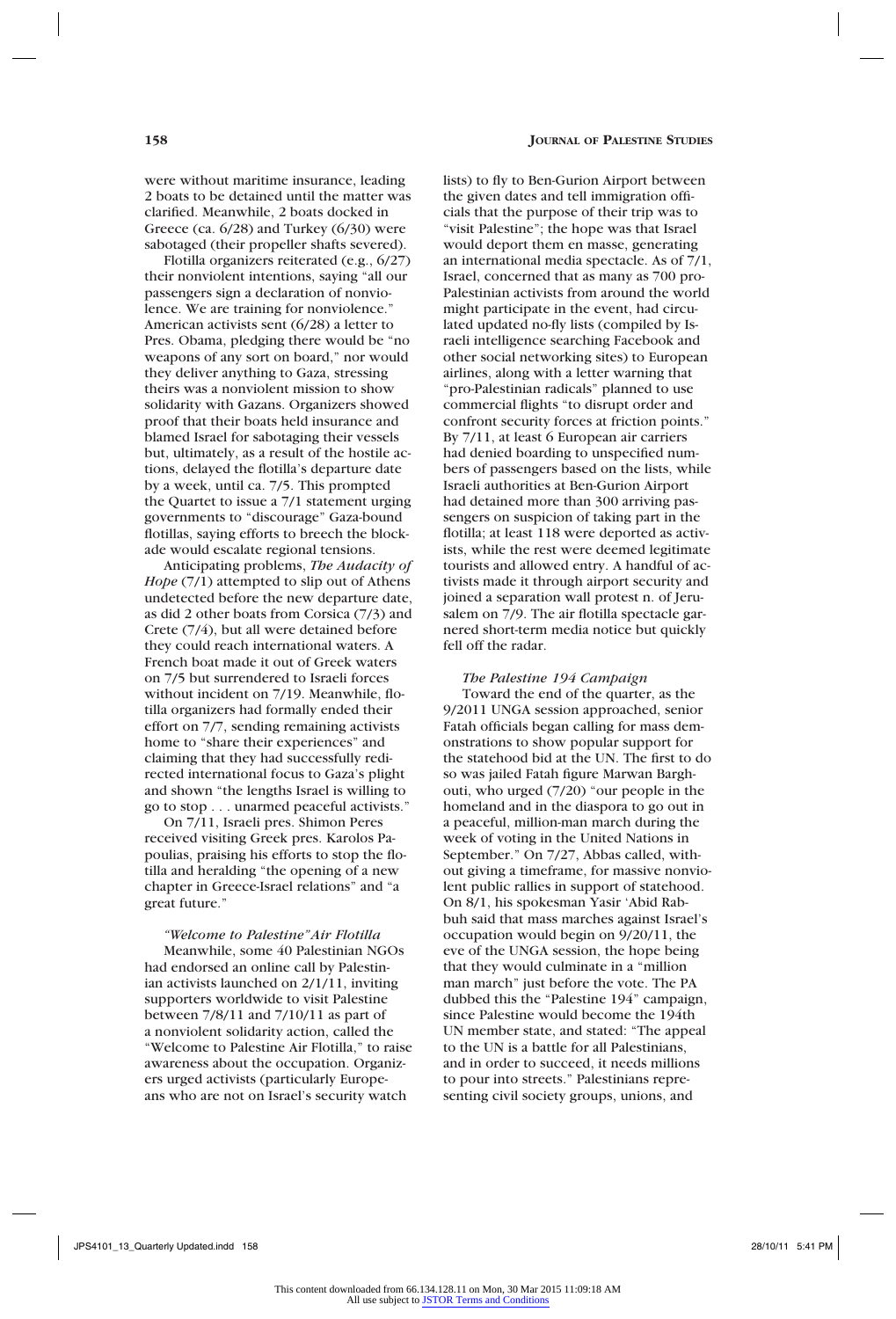were without maritime insurance, leading 2 boats to be detained until the matter was clarified. Meanwhile, 2 boats docked in Greece (ca. 6/28) and Turkey (6/30) were sabotaged (their propeller shafts severed).

Flotilla organizers reiterated (e.g., 6/27) their nonviolent intentions, saying "all our passengers sign a declaration of nonviolence. We are training for nonviolence." American activists sent (6/28) a letter to Pres. Obama, pledging there would be "no weapons of any sort on board," nor would they deliver anything to Gaza, stressing theirs was a nonviolent mission to show solidarity with Gazans. Organizers showed proof that their boats held insurance and blamed Israel for sabotaging their vessels but, ultimately, as a result of the hostile actions, delayed the flotilla's departure date by a week, until ca. 7/5. This prompted the Quartet to issue a 7/1 statement urging governments to "discourage" Gaza-bound flotillas, saying efforts to breech the blockade would escalate regional tensions.

Anticipating problems, *The Audacity of Hope* (7/1) attempted to slip out of Athens undetected before the new departure date, as did 2 other boats from Corsica (7/3) and Crete (7/4), but all were detained before they could reach international waters. A French boat made it out of Greek waters on 7/5 but surrendered to Israeli forces without incident on 7/19. Meanwhile, flotilla organizers had formally ended their effort on 7/7, sending remaining activists home to "share their experiences" and claiming that they had successfully redirected international focus to Gaza's plight and shown "the lengths Israel is willing to go to stop . . . unarmed peaceful activists."

On 7/11, Israeli pres. Shimon Peres received visiting Greek pres. Karolos Papoulias, praising his efforts to stop the flotilla and heralding "the opening of a new chapter in Greece-Israel relations" and "a great future."

*"Welcome to Palestine" Air Flotilla*

Meanwhile, some 40 Palestinian NGOs had endorsed an online call by Palestinian activists launched on 2/1/11, inviting supporters worldwide to visit Palestine between 7/8/11 and 7/10/11 as part of a nonviolent solidarity action, called the "Welcome to Palestine Air Flotilla," to raise awareness about the occupation. Organizers urged activists (particularly Europeans who are not on Israel's security watch lists) to fly to Ben-Gurion Airport between the given dates and tell immigration officials that the purpose of their trip was to "visit Palestine"; the hope was that Israel would deport them en masse, generating an international media spectacle. As of 7/1, Israel, concerned that as many as 700 pro-Palestinian activists from around the world might participate in the event, had circulated updated no-fly lists (compiled by Israeli intelligence searching Facebook and other social networking sites) to European airlines, along with a letter warning that "pro-Palestinian radicals" planned to use commercial flights "to disrupt order and confront security forces at friction points." By 7/11, at least 6 European air carriers had denied boarding to unspecified numbers of passengers based on the lists, while Israeli authorities at Ben-Gurion Airport had detained more than 300 arriving passengers on suspicion of taking part in the flotilla; at least 118 were deported as activists, while the rest were deemed legitimate tourists and allowed entry. A handful of activists made it through airport security and joined a separation wall protest n. of Jerusalem on 7/9. The air flotilla spectacle garnered short-term media notice but quickly fell off the radar.

*The Palestine 194 Campaign*

Toward the end of the quarter, as the 9/2011 UNGA session approached, senior Fatah officials began calling for mass demonstrations to show popular support for the statehood bid at the UN. The first to do so was jailed Fatah figure Marwan Barghouti, who urged (7/20) "our people in the homeland and in the diaspora to go out in a peaceful, million-man march during the week of voting in the United Nations in September." On 7/27, Abbas called, without giving a timeframe, for massive nonviolent public rallies in support of statehood. On 8/1, his spokesman Yasir 'Abid Rabbuh said that mass marches against Israel's occupation would begin on 9/20/11, the eve of the UNGA session, the hope being that they would culminate in a "million man march" just before the vote. The PA dubbed this the "Palestine 194" campaign, since Palestine would become the 194th UN member state, and stated: "The appeal to the UN is a battle for all Palestinians, and in order to succeed, it needs millions to pour into streets." Palestinians representing civil society groups, unions, and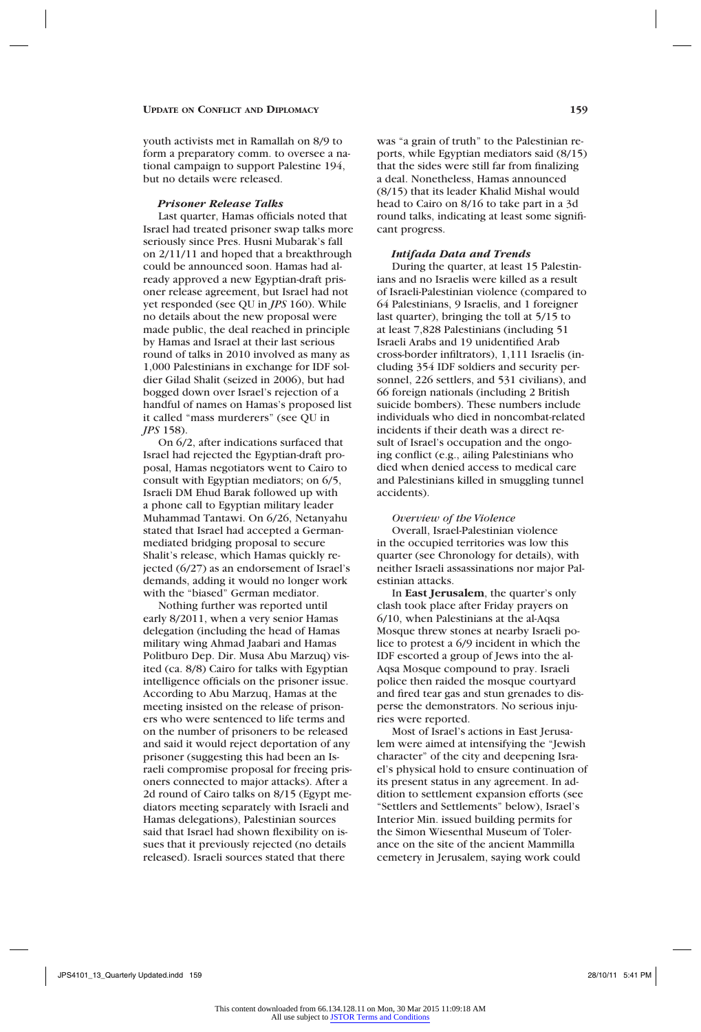youth activists met in Ramallah on 8/9 to form a preparatory comm. to oversee a national campaign to support Palestine 194, but no details were released.

#### *Prisoner Release Talks*

Last quarter, Hamas officials noted that Israel had treated prisoner swap talks more seriously since Pres. Husni Mubarak's fall on 2/11/11 and hoped that a breakthrough could be announced soon. Hamas had already approved a new Egyptian-draft prisoner release agreement, but Israel had not yet responded (see QU in *JPS* 160). While no details about the new proposal were made public, the deal reached in principle by Hamas and Israel at their last serious round of talks in 2010 involved as many as 1,000 Palestinians in exchange for IDF soldier Gilad Shalit (seized in 2006), but had bogged down over Israel's rejection of a handful of names on Hamas's proposed list it called "mass murderers" (see QU in *JPS* 158).

On 6/2, after indications surfaced that Israel had rejected the Egyptian-draft proposal, Hamas negotiators went to Cairo to consult with Egyptian mediators; on 6/5, Israeli DM Ehud Barak followed up with a phone call to Egyptian military leader Muhammad Tantawi. On 6/26, Netanyahu stated that Israel had accepted a German-mediated bridging proposal to secure Shalit's release, which Hamas quickly rejected (6/27) as an endorsement of Israel's demands, adding it would no longer work with the "biased" German mediator.

Nothing further was reported until early 8/2011, when a very senior Hamas delegation (including the head of Hamas military wing Ahmad Jaabari and Hamas Politburo Dep. Dir. Musa Abu Marzuq) visited (ca. 8/8) Cairo for talks with Egyptian intelligence officials on the prisoner issue. According to Abu Marzuq, Hamas at the meeting insisted on the release of prisoners who were sentenced to life terms and on the number of prisoners to be released and said it would reject deportation of any prisoner (suggesting this had been an Israeli compromise proposal for freeing prisoners connected to major attacks). After a 2d round of Cairo talks on 8/15 (Egypt mediators meeting separately with Israeli and Hamas delegations), Palestinian sources said that Israel had shown flexibility on issues that it previously rejected (no details released). Israeli sources stated that there was "a grain of truth" to the Palestinian reports, while Egyptian mediators said (8/15) that the sides were still far from finalizing a deal. Nonetheless, Hamas announced (8/15) that its leader Khalid Mishal would head to Cairo on 8/16 to take part in a 3d round talks, indicating at least some significant progress.

#### *Intifada Data and Trends*

During the quarter, at least 15 Palestinians and no Israelis were killed as a result of Israeli-Palestinian violence (compared to 64 Palestinians, 9 Israelis, and 1 foreigner last quarter), bringing the toll at 5/15 to at least 7,828 Palestinians (including 51 Israeli Arabs and 19 unidentified Arab cross-border infiltrators), 1,111 Israelis (including 354 IDF soldiers and security personnel, 226 settlers, and 531 civilians), and 66 foreign nationals (including 2 British suicide bombers). These numbers include individuals who died in noncombat-related incidents if their death was a direct result of Israel's occupation and the ongoing conflict (e.g., ailing Palestinians who died when denied access to medical care and Palestinians killed in smuggling tunnel accidents).

##### *Overview of the Violence*

Overall, Israel-Palestinian violence in the occupied territories was low this quarter (see Chronology for details), with neither Israeli assassinations nor major Palestinian attacks.

In **East Jerusalem**, the quarter's only clash took place after Friday prayers on 6/10, when Palestinians at the al-Aqsa Mosque threw stones at nearby Israeli police to protest a 6/9 incident in which the IDF escorted a group of Jews into the al-Aqsa Mosque compound to pray. Israeli police then raided the mosque courtyard and fired tear gas and stun grenades to disperse the demonstrators. No serious injuries were reported.

Most of Israel's actions in East Jerusalem were aimed at intensifying the "Jewish character" of the city and deepening Israel's physical hold to ensure continuation of its present status in any agreement. In addition to settlement expansion efforts (see "Settlers and Settlements" below), Israel's Interior Min. issued building permits for the Simon Wiesenthal Museum of Tolerance on the site of the ancient Mammilla cemetery in Jerusalem, saying work could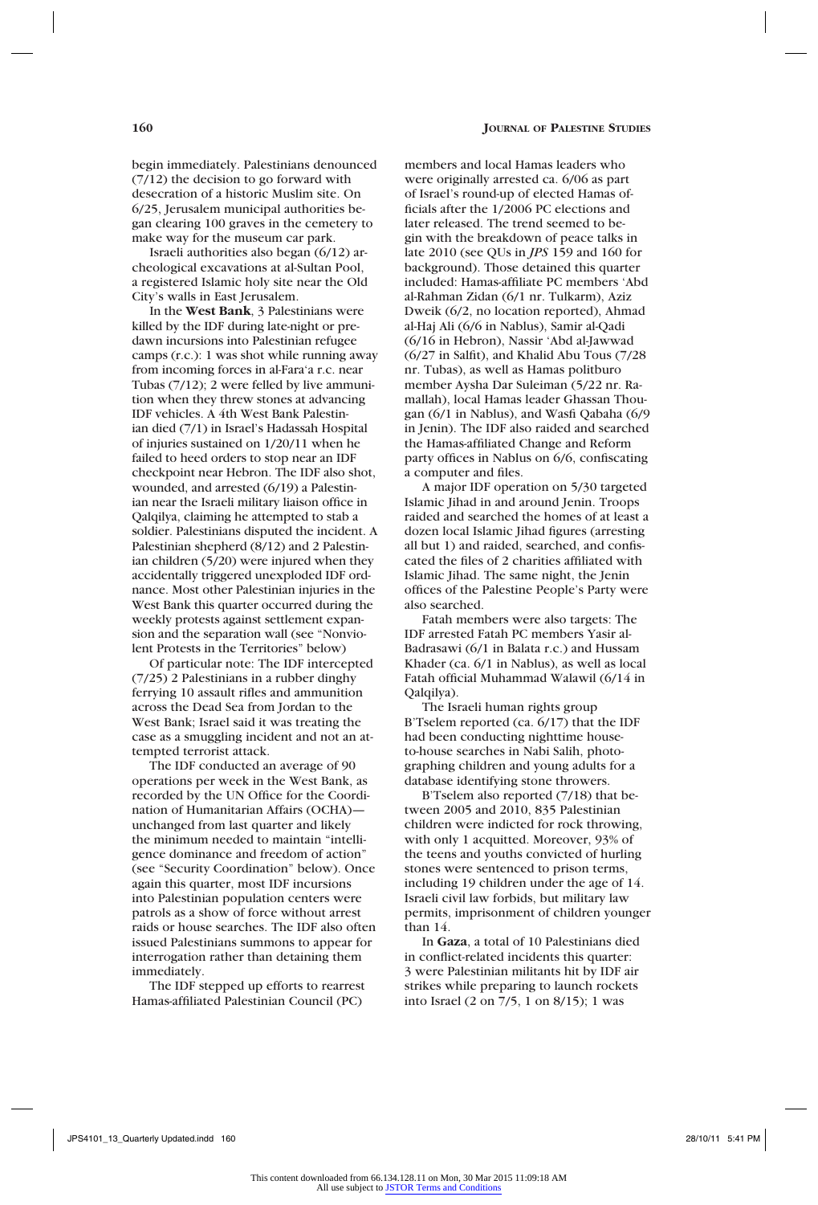begin immediately. Palestinians denounced (7/12) the decision to go forward with desecration of a historic Muslim site. On 6/25, Jerusalem municipal authorities began clearing 100 graves in the cemetery to make way for the museum car park.

Israeli authorities also began (6/12) archeological excavations at al-Sultan Pool, a registered Islamic holy site near the Old City's walls in East Jerusalem.

In the **West Bank**, 3 Palestinians were killed by the IDF during late-night or predawn incursions into Palestinian refugee camps (r.c.): 1 was shot while running away from incoming forces in al-Fara'a r.c. near Tubas (7/12); 2 were felled by live ammunition when they threw stones at advancing IDF vehicles. A 4th West Bank Palestinian died (7/1) in Israel's Hadassah Hospital of injuries sustained on 1/20/11 when he failed to heed orders to stop near an IDF checkpoint near Hebron. The IDF also shot, wounded, and arrested (6/19) a Palestinian near the Israeli military liaison office in Qalqilya, claiming he attempted to stab a soldier. Palestinians disputed the incident. A Palestinian shepherd (8/12) and 2 Palestinian children (5/20) were injured when they accidentally triggered unexploded IDF ordnance. Most other Palestinian injuries in the West Bank this quarter occurred during the weekly protests against settlement expansion and the separation wall (see "Nonviolent Protests in the Territories" below)

Of particular note: The IDF intercepted (7/25) 2 Palestinians in a rubber dinghy ferrying 10 assault rifles and ammunition across the Dead Sea from Jordan to the West Bank; Israel said it was treating the case as a smuggling incident and not an attempted terrorist attack.

The IDF conducted an average of 90 operations per week in the West Bank, as recorded by the UN Office for the Coordination of Humanitarian Affairs (OCHA)—unchanged from last quarter and likely the minimum needed to maintain "intelligence dominance and freedom of action" (see "Security Coordination" below). Once again this quarter, most IDF incursions into Palestinian population centers were patrols as a show of force without arrest raids or house searches. The IDF also often issued Palestinians summons to appear for interrogation rather than detaining them immediately.

The IDF stepped up efforts to rearrest Hamas-affiliated Palestinian Council (PC) members and local Hamas leaders who were originally arrested ca. 6/06 as part of Israel's round-up of elected Hamas officials after the 1/2006 PC elections and later released. The trend seemed to begin with the breakdown of peace talks in late 2010 (see QUs in *JPS* 159 and 160 for background). Those detained this quarter included: Hamas-affiliate PC members 'Abd al-Rahman Zidan (6/1 nr. Tulkarm), Aziz Dweik (6/2, no location reported), Ahmad al-Haj Ali (6/6 in Nablus), Samir al-Qadi (6/16 in Hebron), Nassir 'Abd al-Jawwad (6/27 in Salfit), and Khalid Abu Tous (7/28 nr. Tubas), as well as Hamas politburo member Aysha Dar Suleiman (5/22 nr. Ramallah), local Hamas leader Ghassan Thougan (6/1 in Nablus), and Wasfi Qabaha (6/9 in Jenin). The IDF also raided and searched the Hamas-affiliated Change and Reform party offices in Nablus on 6/6, confiscating a computer and files.

A major IDF operation on 5/30 targeted Islamic Jihad in and around Jenin. Troops raided and searched the homes of at least a dozen local Islamic Jihad figures (arresting all but 1) and raided, searched, and confiscated the files of 2 charities affiliated with Islamic Jihad. The same night, the Jenin offices of the Palestine People's Party were also searched.

Fatah members were also targets: The IDF arrested Fatah PC members Yasir al-Badrasawi (6/1 in Balata r.c.) and Hussam Khader (ca. 6/1 in Nablus), as well as local Fatah official Muhammad Walawil (6/14 in Qalqilya).

The Israeli human rights group B'Tselem reported (ca. 6/17) that the IDF had been conducting nighttime house-to-house searches in Nabi Salih, photographing children and young adults for a database identifying stone throwers.

B'Tselem also reported (7/18) that between 2005 and 2010, 835 Palestinian children were indicted for rock throwing, with only 1 acquitted. Moreover, 93% of the teens and youths convicted of hurling stones were sentenced to prison terms, including 19 children under the age of 14. Israeli civil law forbids, but military law permits, imprisonment of children younger than 14.

In **Gaza**, a total of 10 Palestinians died in conflict-related incidents this quarter: 3 were Palestinian militants hit by IDF air strikes while preparing to launch rockets into Israel (2 on 7/5, 1 on 8/15); 1 was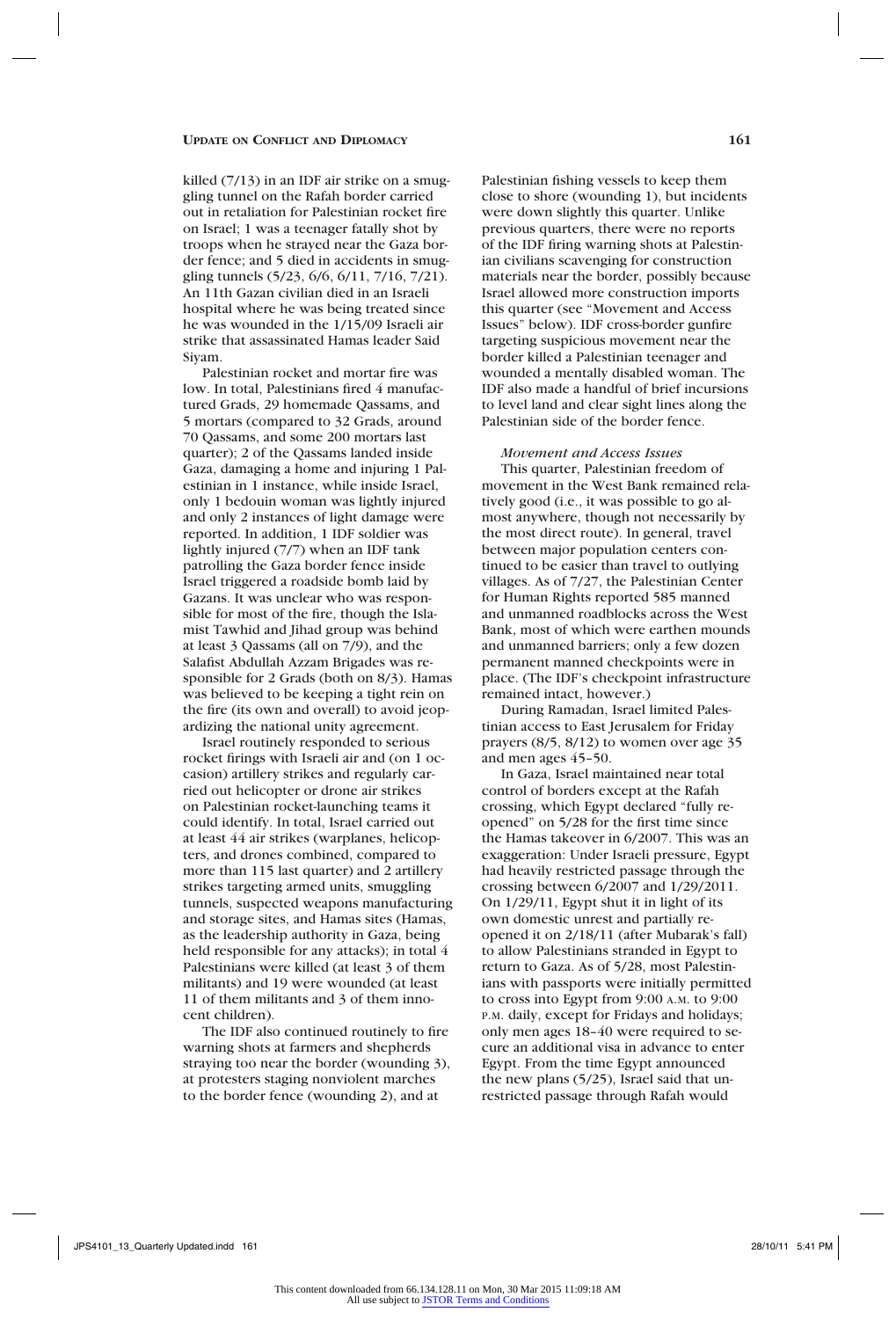killed (7/13) in an IDF air strike on a smuggling tunnel on the Rafah border carried out in retaliation for Palestinian rocket fire on Israel; 1 was a teenager fatally shot by troops when he strayed near the Gaza border fence; and 5 died in accidents in smuggling tunnels (5/23, 6/6, 6/11, 7/16, 7/21). An 11th Gazan civilian died in an Israeli hospital where he was being treated since he was wounded in the 1/15/09 Israeli air strike that assassinated Hamas leader Said Siyam.

Palestinian rocket and mortar fire was low. In total, Palestinians fired 4 manufactured Grads, 29 homemade Qassams, and 5 mortars (compared to 32 Grads, around 70 Qassams, and some 200 mortars last quarter); 2 of the Qassams landed inside Gaza, damaging a home and injuring 1 Palestinian in 1 instance, while inside Israel, only 1 bedouin woman was lightly injured and only 2 instances of light damage were reported. In addition, 1 IDF soldier was lightly injured (7/7) when an IDF tank patrolling the Gaza border fence inside Israel triggered a roadside bomb laid by Gazans. It was unclear who was responsible for most of the fire, though the Islamist Tawhid and Jihad group was behind at least 3 Qassams (all on 7/9), and the Salafist Abdullah Azzam Brigades was responsible for 2 Grads (both on 8/3). Hamas was believed to be keeping a tight rein on the fire (its own and overall) to avoid jeopardizing the national unity agreement.

Israel routinely responded to serious rocket firings with Israeli air and (on 1 occasion) artillery strikes and regularly carried out helicopter or drone air strikes on Palestinian rocket-launching teams it could identify. In total, Israel carried out at least 44 air strikes (warplanes, helicopters, and drones combined, compared to more than 115 last quarter) and 2 artillery strikes targeting armed units, smuggling tunnels, suspected weapons manufacturing and storage sites, and Hamas sites (Hamas, as the leadership authority in Gaza, being held responsible for any attacks); in total 4 Palestinians were killed (at least 3 of them militants) and 19 were wounded (at least 11 of them militants and 3 of them innocent children).

The IDF also continued routinely to fire warning shots at farmers and shepherds straying too near the border (wounding 3), at protesters staging nonviolent marches to the border fence (wounding 2), and at Palestinian fishing vessels to keep them close to shore (wounding 1), but incidents were down slightly this quarter. Unlike previous quarters, there were no reports of the IDF firing warning shots at Palestinian civilians scavenging for construction materials near the border, possibly because Israel allowed more construction imports this quarter (see "Movement and Access Issues" below). IDF cross-border gunfire targeting suspicious movement near the border killed a Palestinian teenager and wounded a mentally disabled woman. The IDF also made a handful of brief incursions to level land and clear sight lines along the Palestinian side of the border fence.

*Movement and Access Issues*

This quarter, Palestinian freedom of movement in the West Bank remained relatively good (i.e., it was possible to go almost anywhere, though not necessarily by the most direct route). In general, travel between major population centers continued to be easier than travel to outlying villages. As of 7/27, the Palestinian Center for Human Rights reported 585 manned and unmanned roadblocks across the West Bank, most of which were earthen mounds and unmanned barriers; only a few dozen permanent manned checkpoints were in place. (The IDF's checkpoint infrastructure remained intact, however.)

During Ramadan, Israel limited Palestinian access to East Jerusalem for Friday prayers (8/5, 8/12) to women over age 35 and men ages 45–50.

In Gaza, Israel maintained near total control of borders except at the Rafah crossing, which Egypt declared "fully reopened" on 5/28 for the first time since the Hamas takeover in 6/2007. This was an exaggeration: Under Israeli pressure, Egypt had heavily restricted passage through the crossing between 6/2007 and 1/29/2011. On 1/29/11, Egypt shut it in light of its own domestic unrest and partially reopened it on 2/18/11 (after Mubarak's fall) to allow Palestinians stranded in Egypt to return to Gaza. As of 5/28, most Palestinians with passports were initially permitted to cross into Egypt from 9:00 A.M. to 9:00 P.M. daily, except for Fridays and holidays; only men ages 18–40 were required to secure an additional visa in advance to enter Egypt. From the time Egypt announced the new plans (5/25), Israel said that unrestricted passage through Rafah would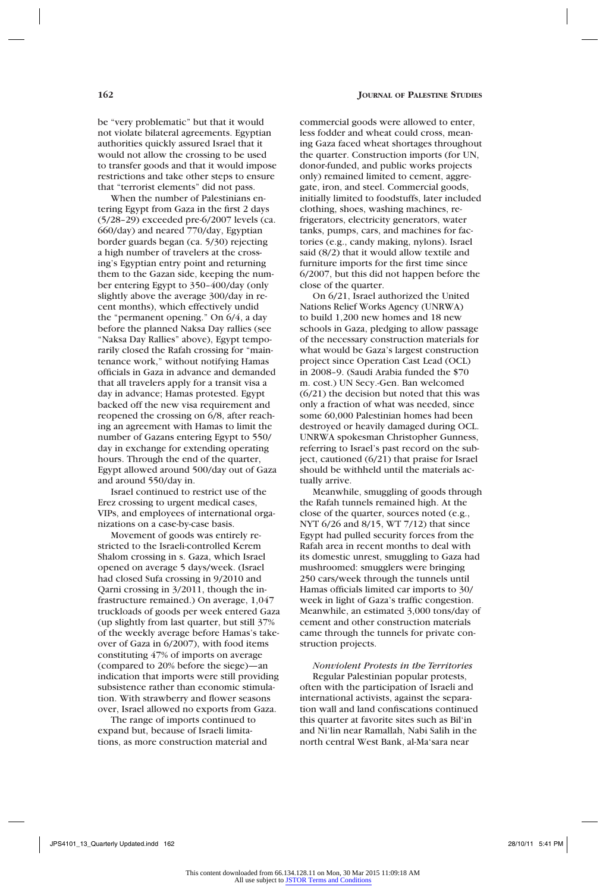be "very problematic" but that it would not violate bilateral agreements. Egyptian authorities quickly assured Israel that it would not allow the crossing to be used to transfer goods and that it would impose restrictions and take other steps to ensure that "terrorist elements" did not pass.

When the number of Palestinians entering Egypt from Gaza in the first 2 days (5/28–29) exceeded pre-6/2007 levels (ca. 660/day) and neared 770/day, Egyptian border guards began (ca. 5/30) rejecting a high number of travelers at the crossing's Egyptian entry point and returning them to the Gazan side, keeping the number entering Egypt to 350–400/day (only slightly above the average 300/day in recent months), which effectively undid the "permanent opening." On 6/4, a day before the planned Naksa Day rallies (see "Naksa Day Rallies" above), Egypt temporarily closed the Rafah crossing for "maintenance work," without notifying Hamas officials in Gaza in advance and demanded that all travelers apply for a transit visa a day in advance; Hamas protested. Egypt backed off the new visa requirement and reopened the crossing on 6/8, after reaching an agreement with Hamas to limit the number of Gazans entering Egypt to 550/day in exchange for extending operating hours. Through the end of the quarter, Egypt allowed around 500/day out of Gaza and around 550/day in.

Israel continued to restrict use of the Erez crossing to urgent medical cases, VIPs, and employees of international organizations on a case-by-case basis.

Movement of goods was entirely restricted to the Israeli-controlled Kerem Shalom crossing in s. Gaza, which Israel opened on average 5 days/week. (Israel had closed Sufa crossing in 9/2010 and Qarni crossing in 3/2011, though the infrastructure remained.) On average, 1,047 truckloads of goods per week entered Gaza (up slightly from last quarter, but still 37% of the weekly average before Hamas's takeover of Gaza in 6/2007), with food items constituting 47% of imports on average (compared to 20% before the siege)—an indication that imports were still providing subsistence rather than economic stimulation. With strawberry and flower seasons over, Israel allowed no exports from Gaza.

The range of imports continued to expand but, because of Israeli limitations, as more construction material and commercial goods were allowed to enter, less fodder and wheat could cross, meaning Gaza faced wheat shortages throughout the quarter. Construction imports (for UN, donor-funded, and public works projects only) remained limited to cement, aggregate, iron, and steel. Commercial goods, initially limited to foodstuffs, later included clothing, shoes, washing machines, refrigerators, electricity generators, water tanks, pumps, cars, and machines for factories (e.g., candy making, nylons). Israel said (8/2) that it would allow textile and furniture imports for the first time since 6/2007, but this did not happen before the close of the quarter.

On 6/21, Israel authorized the United Nations Relief Works Agency (UNRWA) to build 1,200 new homes and 18 new schools in Gaza, pledging to allow passage of the necessary construction materials for what would be Gaza's largest construction project since Operation Cast Lead (OCL) in 2008–9. (Saudi Arabia funded the $70 m. cost.) UN Secy.-Gen. Ban welcomed (6/21) the decision but noted that this was only a fraction of what was needed, since some 60,000 Palestinian homes had been destroyed or heavily damaged during OCL. UNRWA spokesman Christopher Gunness, referring to Israel's past record on the subject, cautioned (6/21) that praise for Israel should be withheld until the materials actually arrive.

Meanwhile, smuggling of goods through the Rafah tunnels remained high. At the close of the quarter, sources noted (e.g., NYT 6/26 and 8/15, WT 7/12) that since Egypt had pulled security forces from the Rafah area in recent months to deal with its domestic unrest, smuggling to Gaza had mushroomed: smugglers were bringing 250 cars/week through the tunnels until Hamas officials limited car imports to 30/week in light of Gaza's traffic congestion. Meanwhile, an estimated 3,000 tons/day of cement and other construction materials came through the tunnels for private construction projects.

*Nonviolent Protests in the Territories*

Regular Palestinian popular protests, often with the participation of Israeli and international activists, against the separation wall and land confiscations continued this quarter at favorite sites such as Bil'in and Ni'lin near Ramallah, Nabi Salih in the north central West Bank, al-Ma'sara near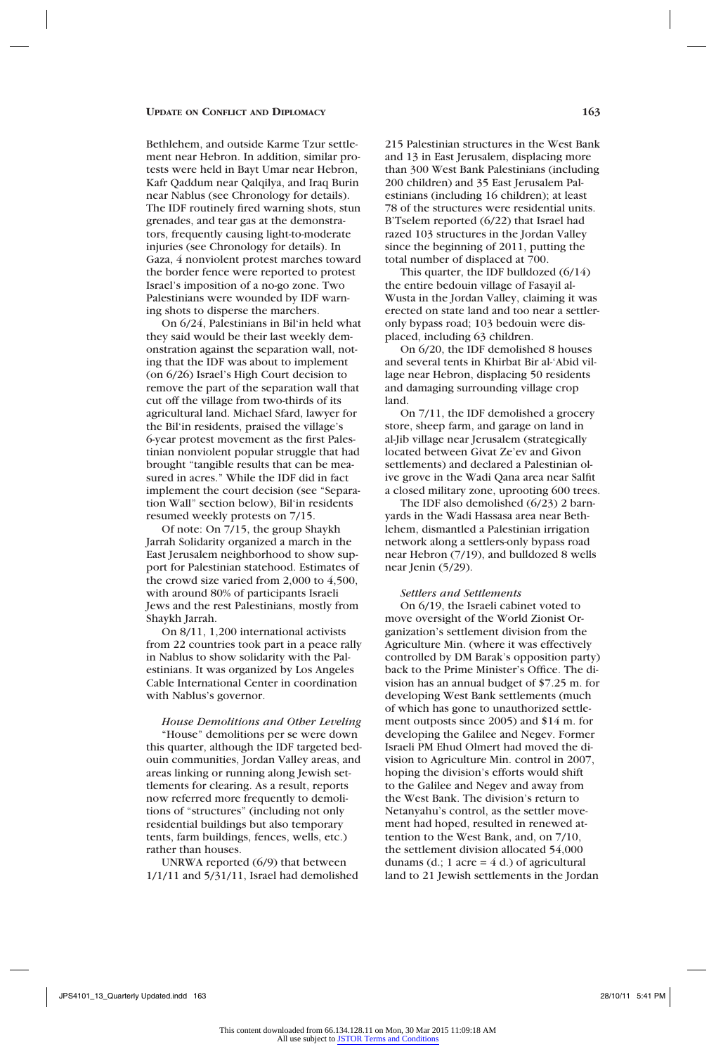Bethlehem, and outside Karme Tzur settlement near Hebron. In addition, similar protests were held in Bayt Umar near Hebron, Kafr Qaddum near Qalqilya, and Iraq Burin near Nablus (see Chronology for details). The IDF routinely fired warning shots, stun grenades, and tear gas at the demonstrators, frequently causing light-to-moderate injuries (see Chronology for details). In Gaza, 4 nonviolent protest marches toward the border fence were reported to protest Israel's imposition of a no-go zone. Two Palestinians were wounded by IDF warning shots to disperse the marchers.

On 6/24, Palestinians in Bil'in held what they said would be their last weekly demonstration against the separation wall, noting that the IDF was about to implement (on 6/26) Israel's High Court decision to remove the part of the separation wall that cut off the village from two-thirds of its agricultural land. Michael Sfard, lawyer for the Bil'in residents, praised the village's 6-year protest movement as the first Palestinian nonviolent popular struggle that had brought "tangible results that can be measured in acres." While the IDF did in fact implement the court decision (see "Separation Wall" section below), Bil'in residents resumed weekly protests on 7/15.

Of note: On 7/15, the group Shaykh Jarrah Solidarity organized a march in the East Jerusalem neighborhood to show support for Palestinian statehood. Estimates of the crowd size varied from 2,000 to 4,500, with around 80% of participants Israeli Jews and the rest Palestinians, mostly from Shaykh Jarrah.

On 8/11, 1,200 international activists from 22 countries took part in a peace rally in Nablus to show solidarity with the Palestinians. It was organized by Los Angeles Cable International Center in coordination with Nablus's governor.

*House Demolitions and Other Leveling*

"House" demolitions per se were down this quarter, although the IDF targeted bedouin communities, Jordan Valley areas, and areas linking or running along Jewish settlements for clearing. As a result, reports now referred more frequently to demolitions of "structures" (including not only residential buildings but also temporary tents, farm buildings, fences, wells, etc.) rather than houses.

UNRWA reported (6/9) that between 1/1/11 and 5/31/11, Israel had demolished 215 Palestinian structures in the West Bank and 13 in East Jerusalem, displacing more than 300 West Bank Palestinians (including 200 children) and 35 East Jerusalem Palestinians (including 16 children); at least 78 of the structures were residential units. B'Tselem reported (6/22) that Israel had razed 103 structures in the Jordan Valley since the beginning of 2011, putting the total number of displaced at 700.

This quarter, the IDF bulldozed (6/14) the entire bedouin village of Fasayil al-Wusta in the Jordan Valley, claiming it was erected on state land and too near a settler-only bypass road; 103 bedouin were displaced, including 63 children.

On 6/20, the IDF demolished 8 houses and several tents in Khirbat Bir al-'Abid village near Hebron, displacing 50 residents and damaging surrounding village crop land.

On 7/11, the IDF demolished a grocery store, sheep farm, and garage on land in al-Jib village near Jerusalem (strategically located between Givat Ze'ev and Givon settlements) and declared a Palestinian olive grove in the Wadi Qana area near Salfit a closed military zone, uprooting 600 trees.

The IDF also demolished (6/23) 2 barnyards in the Wadi Hassasa area near Bethlehem, dismantled a Palestinian irrigation network along a settlers-only bypass road near Hebron (7/19), and bulldozed 8 wells near Jenin (5/29).

*Settlers and Settlements*

On 6/19, the Israeli cabinet voted to move oversight of the World Zionist Organization's settlement division from the Agriculture Min. (where it was effectively controlled by DM Barak's opposition party) back to the Prime Minister's Office. The division has an annual budget of $7.25 m. for developing West Bank settlements (much of which has gone to unauthorized settlement outposts since 2005) and $14 m. for developing the Galilee and Negev. Former Israeli PM Ehud Olmert had moved the division to Agriculture Min. control in 2007, hoping the division's efforts would shift to the Galilee and Negev and away from the West Bank. The division's return to Netanyahu's control, as the settler movement had hoped, resulted in renewed attention to the West Bank, and, on 7/10, the settlement division allocated 54,000 dunams (d.; 1 acre = 4 d.) of agricultural land to 21 Jewish settlements in the Jordan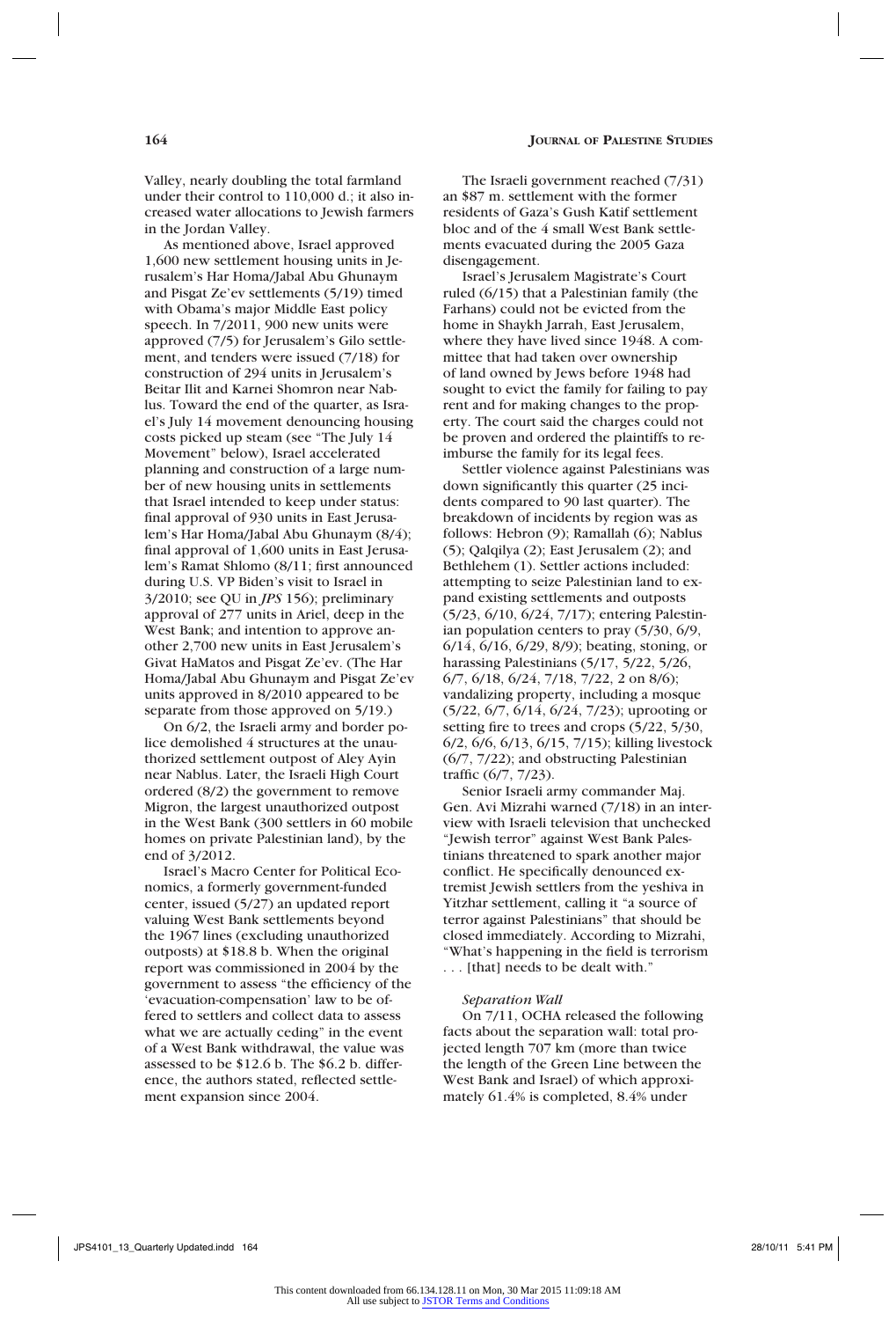Valley, nearly doubling the total farmland under their control to 110,000 d.; it also increased water allocations to Jewish farmers in the Jordan Valley.

As mentioned above, Israel approved 1,600 new settlement housing units in Jerusalem's Har Homa/Jabal Abu Ghunaym and Pisgat Ze'ev settlements (5/19) timed with Obama's major Middle East policy speech. In 7/2011, 900 new units were approved (7/5) for Jerusalem's Gilo settlement, and tenders were issued (7/18) for construction of 294 units in Jerusalem's Beitar Ilit and Karnei Shomron near Nablus. Toward the end of the quarter, as Israel's July 14 movement denouncing housing costs picked up steam (see "The July 14 Movement" below), Israel accelerated planning and construction of a large number of new housing units in settlements that Israel intended to keep under status: final approval of 930 units in East Jerusalem's Har Homa/Jabal Abu Ghunaym (8/4); final approval of 1,600 units in East Jerusalem's Ramat Shlomo (8/11; first announced during U.S. VP Biden's visit to Israel in 3/2010; see QU in *JPS* 156); preliminary approval of 277 units in Ariel, deep in the West Bank; and intention to approve another 2,700 new units in East Jerusalem's Givat HaMatos and Pisgat Ze'ev. (The Har Homa/Jabal Abu Ghunaym and Pisgat Ze'ev units approved in 8/2010 appeared to be separate from those approved on 5/19.)

On 6/2, the Israeli army and border police demolished 4 structures at the unauthorized settlement outpost of Aley Ayin near Nablus. Later, the Israeli High Court ordered (8/2) the government to remove Migron, the largest unauthorized outpost in the West Bank (300 settlers in 60 mobile homes on private Palestinian land), by the end of 3/2012.

Israel's Macro Center for Political Economics, a formerly government-funded center, issued (5/27) an updated report valuing West Bank settlements beyond the 1967 lines (excluding unauthorized outposts) at \$18.8 b. When the original report was commissioned in 2004 by the government to assess "the efficiency of the 'evacuation-compensation' law to be offered to settlers and collect data to assess what we are actually ceding" in the event of a West Bank withdrawal, the value was assessed to be \$12.6 b. The \$6.2 b. difference, the authors stated, reflected settlement expansion since 2004.

The Israeli government reached (7/31) an \$87 m. settlement with the former residents of Gaza's Gush Katif settlement bloc and of the 4 small West Bank settlements evacuated during the 2005 Gaza disengagement.

Israel's Jerusalem Magistrate's Court ruled (6/15) that a Palestinian family (the Farhans) could not be evicted from the home in Shaykh Jarrah, East Jerusalem, where they have lived since 1948. A committee that had taken over ownership of land owned by Jews before 1948 had sought to evict the family for failing to pay rent and for making changes to the property. The court said the charges could not be proven and ordered the plaintiffs to reimburse the family for its legal fees.

Settler violence against Palestinians was down significantly this quarter (25 incidents compared to 90 last quarter). The breakdown of incidents by region was as follows: Hebron (9); Ramallah (6); Nablus (5); Qalqilya (2); East Jerusalem (2); and Bethlehem (1). Settler actions included: attempting to seize Palestinian land to expand existing settlements and outposts (5/23, 6/10, 6/24, 7/17); entering Palestinian population centers to pray (5/30, 6/9, 6/14, 6/16, 6/29, 8/9); beating, stoning, or harassing Palestinians (5/17, 5/22, 5/26, 6/7, 6/18, 6/24, 7/18, 7/22, 2 on 8/6); vandalizing property, including a mosque (5/22, 6/7, 6/14, 6/24, 7/23); uprooting or setting fire to trees and crops (5/22, 5/30, 6/2, 6/6, 6/13, 6/15, 7/15); killing livestock (6/7, 7/22); and obstructing Palestinian traffic (6/7, 7/23).

Senior Israeli army commander Maj. Gen. Avi Mizrahi warned (7/18) in an interview with Israeli television that unchecked "Jewish terror" against West Bank Palestinians threatened to spark another major conflict. He specifically denounced extremist Jewish settlers from the yeshiva in Yitzhar settlement, calling it "a source of terror against Palestinians" that should be closed immediately. According to Mizrahi, "What's happening in the field is terrorism . . . [that] needs to be dealt with."

### *Separation Wall*

On 7/11, OCHA released the following facts about the separation wall: total projected length 707 km (more than twice the length of the Green Line between the West Bank and Israel) of which approximately 61.4% is completed, 8.4% under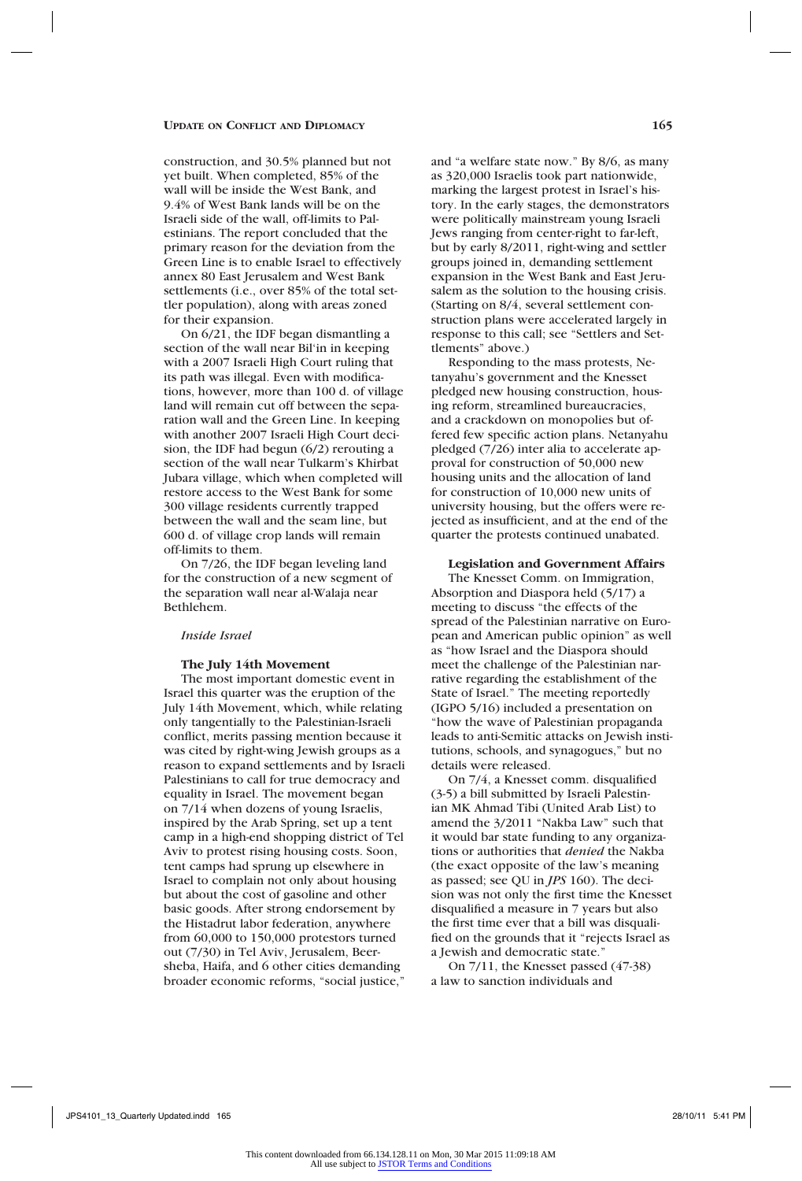construction, and 30.5% planned but not yet built. When completed, 85% of the wall will be inside the West Bank, and 9.4% of West Bank lands will be on the Israeli side of the wall, off-limits to Palestinians. The report concluded that the primary reason for the deviation from the Green Line is to enable Israel to effectively annex 80 East Jerusalem and West Bank settlements (i.e., over 85% of the total settler population), along with areas zoned for their expansion.

On 6/21, the IDF began dismantling a section of the wall near Bil'in in keeping with a 2007 Israeli High Court ruling that its path was illegal. Even with modifications, however, more than 100 d. of village land will remain cut off between the separation wall and the Green Line. In keeping with another 2007 Israeli High Court decision, the IDF had begun (6/2) rerouting a section of the wall near Tulkarm's Khirbat Jubara village, which when completed will restore access to the West Bank for some 300 village residents currently trapped between the wall and the seam line, but 600 d. of village crop lands will remain off-limits to them.

On 7/26, the IDF began leveling land for the construction of a new segment of the separation wall near al-Walaja near Bethlehem.

### *Inside Israel*

#### The July 14th Movement

The most important domestic event in Israel this quarter was the eruption of the July 14th Movement, which, while relating only tangentially to the Palestinian-Israeli conflict, merits passing mention because it was cited by right-wing Jewish groups as a reason to expand settlements and by Israeli Palestinians to call for true democracy and equality in Israel. The movement began on 7/14 when dozens of young Israelis, inspired by the Arab Spring, set up a tent camp in a high-end shopping district of Tel Aviv to protest rising housing costs. Soon, tent camps had sprung up elsewhere in Israel to complain not only about housing but about the cost of gasoline and other basic goods. After strong endorsement by the Histadrut labor federation, anywhere from 60,000 to 150,000 protestors turned out (7/30) in Tel Aviv, Jerusalem, Beersheba, Haifa, and 6 other cities demanding broader economic reforms, "social justice," and "a welfare state now." By 8/6, as many as 320,000 Israelis took part nationwide, marking the largest protest in Israel's history. In the early stages, the demonstrators were politically mainstream young Israeli Jews ranging from center-right to far-left, but by early 8/2011, right-wing and settler groups joined in, demanding settlement expansion in the West Bank and East Jerusalem as the solution to the housing crisis. (Starting on 8/4, several settlement construction plans were accelerated largely in response to this call; see "Settlers and Settlements" above.)

Responding to the mass protests, Netanyahu's government and the Knesset pledged new housing construction, housing reform, streamlined bureaucracies, and a crackdown on monopolies but offered few specific action plans. Netanyahu pledged (7/26) inter alia to accelerate approval for construction of 50,000 new housing units and the allocation of land for construction of 10,000 new units of university housing, but the offers were rejected as insufficient, and at the end of the quarter the protests continued unabated.

#### Legislation and Government Affairs

The Knesset Comm. on Immigration, Absorption and Diaspora held (5/17) a meeting to discuss "the effects of the spread of the Palestinian narrative on European and American public opinion" as well as "how Israel and the Diaspora should meet the challenge of the Palestinian narrative regarding the establishment of the State of Israel." The meeting reportedly (IGPO 5/16) included a presentation on "how the wave of Palestinian propaganda leads to anti-Semitic attacks on Jewish institutions, schools, and synagogues," but no details were released.

On 7/4, a Knesset comm. disqualified (3-5) a bill submitted by Israeli Palestinian MK Ahmad Tibi (United Arab List) to amend the 3/2011 "Nakba Law" such that it would bar state funding to any organizations or authorities that *denied* the Nakba (the exact opposite of the law's meaning as passed; see QU in *JPS* 160). The decision was not only the first time the Knesset disqualified a measure in 7 years but also the first time ever that a bill was disqualified on the grounds that it "rejects Israel as a Jewish and democratic state."

On 7/11, the Knesset passed (47-38) a law to sanction individuals and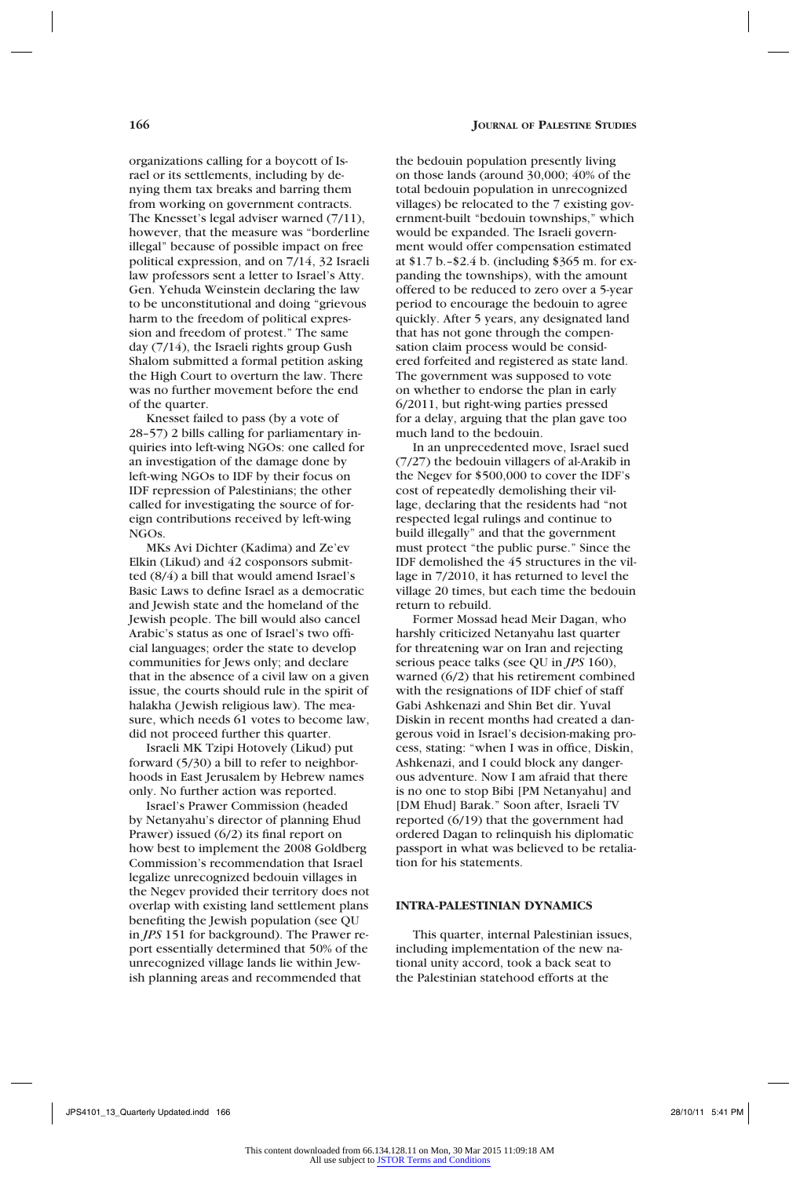organizations calling for a boycott of Israel or its settlements, including by denying them tax breaks and barring them from working on government contracts. The Knesset's legal adviser warned (7/11), however, that the measure was "borderline illegal" because of possible impact on free political expression, and on 7/14, 32 Israeli law professors sent a letter to Israel's Atty. Gen. Yehuda Weinstein declaring the law to be unconstitutional and doing "grievous harm to the freedom of political expression and freedom of protest." The same day (7/14), the Israeli rights group Gush Shalom submitted a formal petition asking the High Court to overturn the law. There was no further movement before the end of the quarter.

Knesset failed to pass (by a vote of 28–57) 2 bills calling for parliamentary inquiries into left-wing NGOs: one called for an investigation of the damage done by left-wing NGOs to IDF by their focus on IDF repression of Palestinians; the other called for investigating the source of foreign contributions received by left-wing NGOs.

MKs Avi Dichter (Kadima) and Ze'ev Elkin (Likud) and 42 cosponsors submitted (8/4) a bill that would amend Israel's Basic Laws to define Israel as a democratic and Jewish state and the homeland of the Jewish people. The bill would also cancel Arabic's status as one of Israel's two official languages; order the state to develop communities for Jews only; and declare that in the absence of a civil law on a given issue, the courts should rule in the spirit of halakha (Jewish religious law). The measure, which needs 61 votes to become law, did not proceed further this quarter.

Israeli MK Tzipi Hotovely (Likud) put forward (5/30) a bill to refer to neighborhoods in East Jerusalem by Hebrew names only. No further action was reported.

Israel's Prawer Commission (headed by Netanyahu's director of planning Ehud Prawer) issued (6/2) its final report on how best to implement the 2008 Goldberg Commission's recommendation that Israel legalize unrecognized bedouin villages in the Negev provided their territory does not overlap with existing land settlement plans benefiting the Jewish population (see QU in *JPS* 151 for background). The Prawer report essentially determined that 50% of the unrecognized village lands lie within Jewish planning areas and recommended that the bedouin population presently living on those lands (around 30,000; 40% of the total bedouin population in unrecognized villages) be relocated to the 7 existing government-built "bedouin townships," which would be expanded. The Israeli government would offer compensation estimated at \$1.7 b.–\$2.4 b. (including \$365 m. for expanding the townships), with the amount offered to be reduced to zero over a 5-year period to encourage the bedouin to agree quickly. After 5 years, any designated land that has not gone through the compensation claim process would be considered forfeited and registered as state land. The government was supposed to vote on whether to endorse the plan in early 6/2011, but right-wing parties pressed for a delay, arguing that the plan gave too much land to the bedouin.

In an unprecedented move, Israel sued (7/27) the bedouin villagers of al-Arakib in the Negev for \$500,000 to cover the IDF's cost of repeatedly demolishing their village, declaring that the residents had "not respected legal rulings and continue to build illegally" and that the government must protect "the public purse." Since the IDF demolished the 45 structures in the village in 7/2010, it has returned to level the village 20 times, but each time the bedouin return to rebuild.

Former Mossad head Meir Dagan, who harshly criticized Netanyahu last quarter for threatening war on Iran and rejecting serious peace talks (see QU in *JPS* 160), warned (6/2) that his retirement combined with the resignations of IDF chief of staff Gabi Ashkenazi and Shin Bet dir. Yuval Diskin in recent months had created a dangerous void in Israel's decision-making process, stating: "when I was in office, Diskin, Ashkenazi, and I could block any dangerous adventure. Now I am afraid that there is no one to stop Bibi [PM Netanyahu] and [DM Ehud] Barak." Soon after, Israeli TV reported (6/19) that the government had ordered Dagan to relinquish his diplomatic passport in what was believed to be retaliation for his statements.

## INTRA-PALESTINIAN DYNAMICS

This quarter, internal Palestinian issues, including implementation of the new national unity accord, took a back seat to the Palestinian statehood efforts at the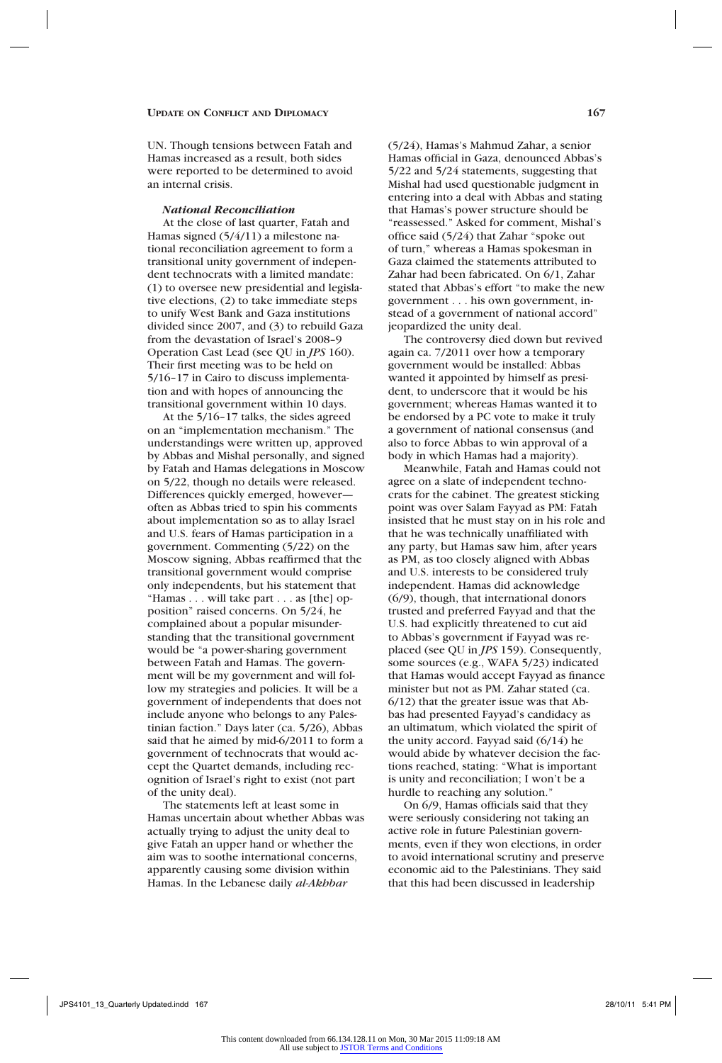UN. Though tensions between Fatah and Hamas increased as a result, both sides were reported to be determined to avoid an internal crisis.

#### *National Reconciliation*

At the close of last quarter, Fatah and Hamas signed (5/4/11) a milestone national reconciliation agreement to form a transitional unity government of independent technocrats with a limited mandate: (1) to oversee new presidential and legislative elections, (2) to take immediate steps to unify West Bank and Gaza institutions divided since 2007, and (3) to rebuild Gaza from the devastation of Israel's 2008–9 Operation Cast Lead (see QU in *JPS* 160). Their first meeting was to be held on 5/16–17 in Cairo to discuss implementation and with hopes of announcing the transitional government within 10 days.

At the 5/16–17 talks, the sides agreed on an "implementation mechanism." The understandings were written up, approved by Abbas and Mishal personally, and signed by Fatah and Hamas delegations in Moscow on 5/22, though no details were released. Differences quickly emerged, however—often as Abbas tried to spin his comments about implementation so as to allay Israel and U.S. fears of Hamas participation in a government. Commenting (5/22) on the Moscow signing, Abbas reaffirmed that the transitional government would comprise only independents, but his statement that "Hamas . . . will take part . . . as [the] opposition" raised concerns. On 5/24, he complained about a popular misunderstanding that the transitional government would be "a power-sharing government between Fatah and Hamas. The government will be my government and will follow my strategies and policies. It will be a government of independents that does not include anyone who belongs to any Palestinian faction." Days later (ca. 5/26), Abbas said that he aimed by mid-6/2011 to form a government of technocrats that would accept the Quartet demands, including recognition of Israel's right to exist (not part of the unity deal).

The statements left at least some in Hamas uncertain about whether Abbas was actually trying to adjust the unity deal to give Fatah an upper hand or whether the aim was to soothe international concerns, apparently causing some division within Hamas. In the Lebanese daily *al-Akhbar* (5/24), Hamas's Mahmud Zahar, a senior Hamas official in Gaza, denounced Abbas's 5/22 and 5/24 statements, suggesting that Mishal had used questionable judgment in entering into a deal with Abbas and stating that Hamas's power structure should be "reassessed." Asked for comment, Mishal's office said (5/24) that Zahar "spoke out of turn," whereas a Hamas spokesman in Gaza claimed the statements attributed to Zahar had been fabricated. On 6/1, Zahar stated that Abbas's effort "to make the new government . . . his own government, instead of a government of national accord" jeopardized the unity deal.

The controversy died down but revived again ca. 7/2011 over how a temporary government would be installed: Abbas wanted it appointed by himself as president, to underscore that it would be his government; whereas Hamas wanted it to be endorsed by a PC vote to make it truly a government of national consensus (and also to force Abbas to win approval of a body in which Hamas had a majority).

Meanwhile, Fatah and Hamas could not agree on a slate of independent technocrats for the cabinet. The greatest sticking point was over Salam Fayyad as PM: Fatah insisted that he must stay on in his role and that he was technically unaffiliated with any party, but Hamas saw him, after years as PM, as too closely aligned with Abbas and U.S. interests to be considered truly independent. Hamas did acknowledge (6/9), though, that international donors trusted and preferred Fayyad and that the U.S. had explicitly threatened to cut aid to Abbas's government if Fayyad was replaced (see QU in *JPS* 159). Consequently, some sources (e.g., WAFA 5/23) indicated that Hamas would accept Fayyad as finance minister but not as PM. Zahar stated (ca. 6/12) that the greater issue was that Abbas had presented Fayyad's candidacy as an ultimatum, which violated the spirit of the unity accord. Fayyad said (6/14) he would abide by whatever decision the factions reached, stating: "What is important is unity and reconciliation; I won't be a hurdle to reaching any solution."

On 6/9, Hamas officials said that they were seriously considering not taking an active role in future Palestinian governments, even if they won elections, in order to avoid international scrutiny and preserve economic aid to the Palestinians. They said that this had been discussed in leadership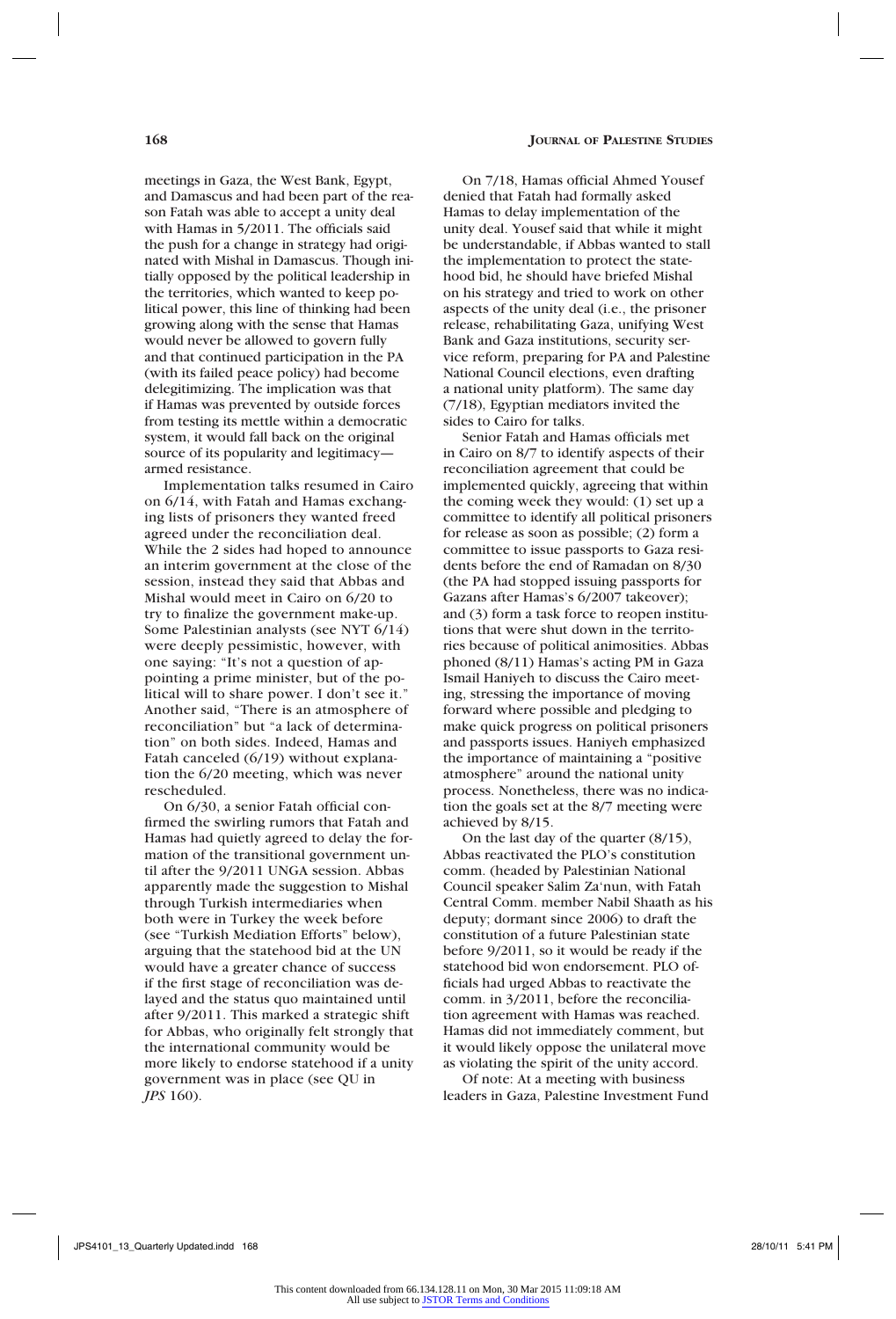meetings in Gaza, the West Bank, Egypt, and Damascus and had been part of the reason Fatah was able to accept a unity deal with Hamas in 5/2011. The officials said the push for a change in strategy had originated with Mishal in Damascus. Though initially opposed by the political leadership in the territories, which wanted to keep political power, this line of thinking had been growing along with the sense that Hamas would never be allowed to govern fully and that continued participation in the PA (with its failed peace policy) had become delegitimizing. The implication was that if Hamas was prevented by outside forces from testing its mettle within a democratic system, it would fall back on the original source of its popularity and legitimacy—armed resistance.

Implementation talks resumed in Cairo on 6/14, with Fatah and Hamas exchanging lists of prisoners they wanted freed agreed under the reconciliation deal. While the 2 sides had hoped to announce an interim government at the close of the session, instead they said that Abbas and Mishal would meet in Cairo on 6/20 to try to finalize the government make-up. Some Palestinian analysts (see NYT 6/14) were deeply pessimistic, however, with one saying: "It's not a question of appointing a prime minister, but of the political will to share power. I don't see it." Another said, "There is an atmosphere of reconciliation" but "a lack of determination" on both sides. Indeed, Hamas and Fatah canceled (6/19) without explanation the 6/20 meeting, which was never rescheduled.

On 6/30, a senior Fatah official confirmed the swirling rumors that Fatah and Hamas had quietly agreed to delay the formation of the transitional government until after the 9/2011 UNGA session. Abbas apparently made the suggestion to Mishal through Turkish intermediaries when both were in Turkey the week before (see "Turkish Mediation Efforts" below), arguing that the statehood bid at the UN would have a greater chance of success if the first stage of reconciliation was delayed and the status quo maintained until after 9/2011. This marked a strategic shift for Abbas, who originally felt strongly that the international community would be more likely to endorse statehood if a unity government was in place (see QU in *JPS* 160).

On 7/18, Hamas official Ahmed Yousef denied that Fatah had formally asked Hamas to delay implementation of the unity deal. Yousef said that while it might be understandable, if Abbas wanted to stall the implementation to protect the statehood bid, he should have briefed Mishal on his strategy and tried to work on other aspects of the unity deal (i.e., the prisoner release, rehabilitating Gaza, unifying West Bank and Gaza institutions, security service reform, preparing for PA and Palestine National Council elections, even drafting a national unity platform). The same day (7/18), Egyptian mediators invited the sides to Cairo for talks.

Senior Fatah and Hamas officials met in Cairo on 8/7 to identify aspects of their reconciliation agreement that could be implemented quickly, agreeing that within the coming week they would: (1) set up a committee to identify all political prisoners for release as soon as possible; (2) form a committee to issue passports to Gaza residents before the end of Ramadan on 8/30 (the PA had stopped issuing passports for Gazans after Hamas's 6/2007 takeover); and (3) form a task force to reopen institutions that were shut down in the territories because of political animosities. Abbas phoned (8/11) Hamas's acting PM in Gaza Ismail Haniyeh to discuss the Cairo meeting, stressing the importance of moving forward where possible and pledging to make quick progress on political prisoners and passports issues. Haniyeh emphasized the importance of maintaining a "positive atmosphere" around the national unity process. Nonetheless, there was no indication the goals set at the 8/7 meeting were achieved by 8/15.

On the last day of the quarter (8/15), Abbas reactivated the PLO's constitution comm. (headed by Palestinian National Council speaker Salim Za'nun, with Fatah Central Comm. member Nabil Shaath as his deputy; dormant since 2006) to draft the constitution of a future Palestinian state before 9/2011, so it would be ready if the statehood bid won endorsement. PLO officials had urged Abbas to reactivate the comm. in 3/2011, before the reconciliation agreement with Hamas was reached. Hamas did not immediately comment, but it would likely oppose the unilateral move as violating the spirit of the unity accord.

Of note: At a meeting with business leaders in Gaza, Palestine Investment Fund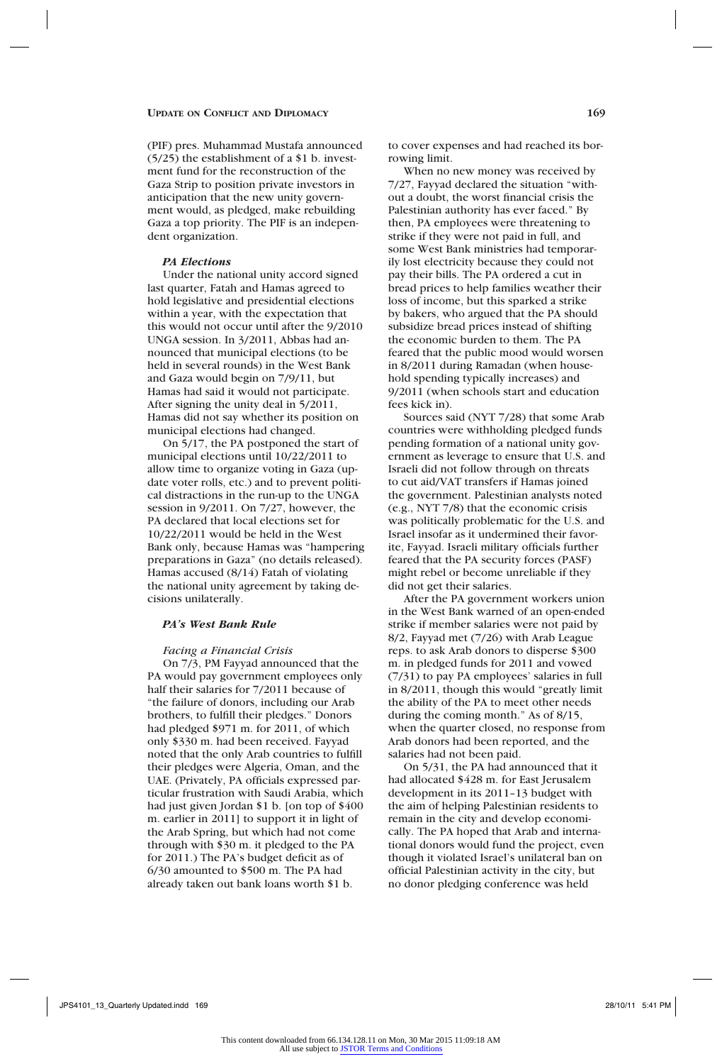(PIF) pres. Muhammad Mustafa announced (5/25) the establishment of a $1 b. investment fund for the reconstruction of the Gaza Strip to position private investors in anticipation that the new unity government would, as pledged, make rebuilding Gaza a top priority. The PIF is an independent organization.

### *PA Elections*

Under the national unity accord signed last quarter, Fatah and Hamas agreed to hold legislative and presidential elections within a year, with the expectation that this would not occur until after the 9/2010 UNGA session. In 3/2011, Abbas had announced that municipal elections (to be held in several rounds) in the West Bank and Gaza would begin on 7/9/11, but Hamas had said it would not participate. After signing the unity deal in 5/2011, Hamas did not say whether its position on municipal elections had changed.

On 5/17, the PA postponed the start of municipal elections until 10/22/2011 to allow time to organize voting in Gaza (update voter rolls, etc.) and to prevent political distractions in the run-up to the UNGA session in 9/2011. On 7/27, however, the PA declared that local elections set for 10/22/2011 would be held in the West Bank only, because Hamas was "hampering preparations in Gaza" (no details released). Hamas accused (8/14) Fatah of violating the national unity agreement by taking decisions unilaterally.

### *PA's West Bank Rule*

#### *Facing a Financial Crisis*

On 7/3, PM Fayyad announced that the PA would pay government employees only half their salaries for 7/2011 because of "the failure of donors, including our Arab brothers, to fulfill their pledges." Donors had pledged $971 m. for 2011, of which only $330 m. had been received. Fayyad noted that the only Arab countries to fulfill their pledges were Algeria, Oman, and the UAE. (Privately, PA officials expressed particular frustration with Saudi Arabia, which had just given Jordan $1 b. [on top of $400 m. earlier in 2011] to support it in light of the Arab Spring, but which had not come through with $30 m. it pledged to the PA for 2011.) The PA's budget deficit as of 6/30 amounted to $500 m. The PA had already taken out bank loans worth $1 b. to cover expenses and had reached its borrowing limit.

When no new money was received by 7/27, Fayyad declared the situation "without a doubt, the worst financial crisis the Palestinian authority has ever faced." By then, PA employees were threatening to strike if they were not paid in full, and some West Bank ministries had temporarily lost electricity because they could not pay their bills. The PA ordered a cut in bread prices to help families weather their loss of income, but this sparked a strike by bakers, who argued that the PA should subsidize bread prices instead of shifting the economic burden to them. The PA feared that the public mood would worsen in 8/2011 during Ramadan (when household spending typically increases) and 9/2011 (when schools start and education fees kick in).

Sources said (NYT 7/28) that some Arab countries were withholding pledged funds pending formation of a national unity government as leverage to ensure that U.S. and Israeli did not follow through on threats to cut aid/VAT transfers if Hamas joined the government. Palestinian analysts noted (e.g., NYT 7/8) that the economic crisis was politically problematic for the U.S. and Israel insofar as it undermined their favorite, Fayyad. Israeli military officials further feared that the PA security forces (PASF) might rebel or become unreliable if they did not get their salaries.

After the PA government workers union in the West Bank warned of an open-ended strike if member salaries were not paid by 8/2, Fayyad met (7/26) with Arab League reps. to ask Arab donors to disperse $300 m. in pledged funds for 2011 and vowed (7/31) to pay PA employees' salaries in full in 8/2011, though this would "greatly limit the ability of the PA to meet other needs during the coming month." As of 8/15, when the quarter closed, no response from Arab donors had been reported, and the salaries had not been paid.

On 5/31, the PA had announced that it had allocated $428 m. for East Jerusalem development in its 2011–13 budget with the aim of helping Palestinian residents to remain in the city and develop economically. The PA hoped that Arab and international donors would fund the project, even though it violated Israel's unilateral ban on official Palestinian activity in the city, but no donor pledging conference was held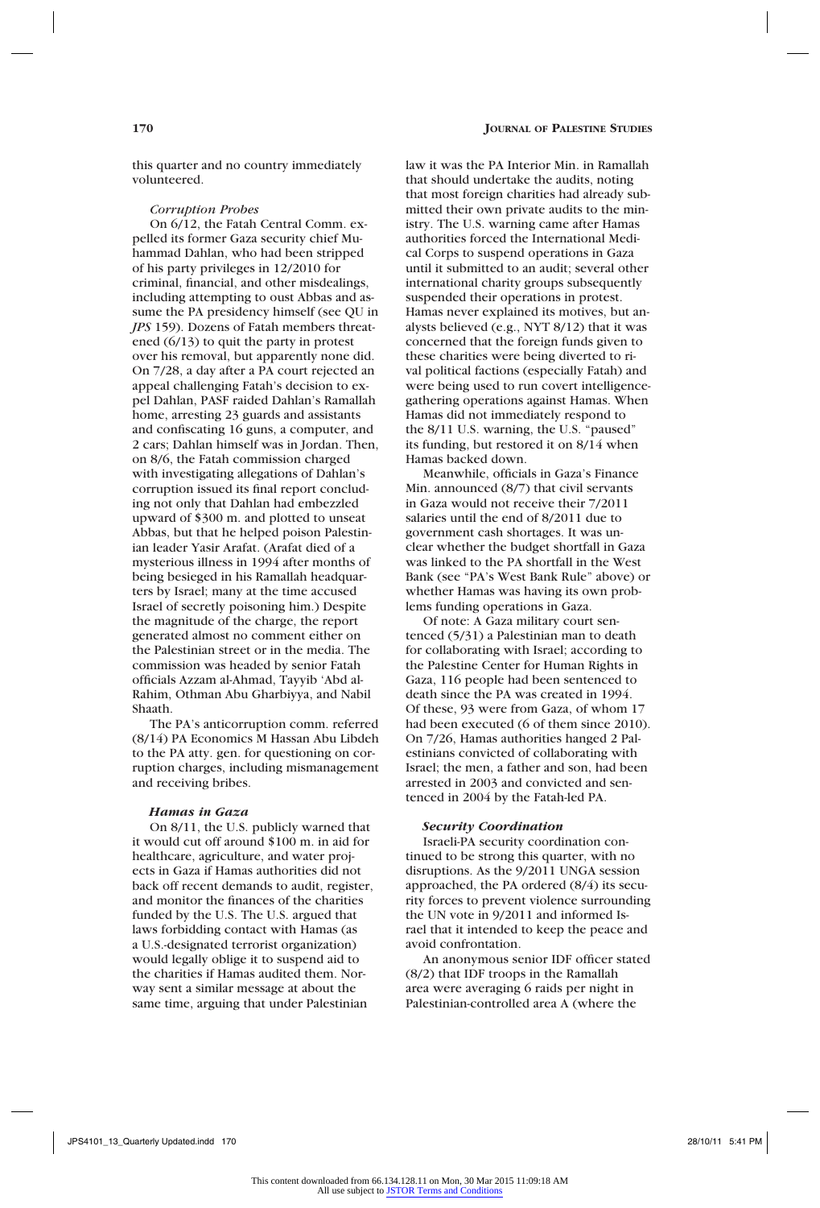this quarter and no country immediately volunteered.

*Corruption Probes*

On 6/12, the Fatah Central Comm. expelled its former Gaza security chief Muhammad Dahlan, who had been stripped of his party privileges in 12/2010 for criminal, financial, and other misdealings, including attempting to oust Abbas and assume the PA presidency himself (see QU in *JPS* 159). Dozens of Fatah members threatened (6/13) to quit the party in protest over his removal, but apparently none did. On 7/28, a day after a PA court rejected an appeal challenging Fatah's decision to expel Dahlan, PASF raided Dahlan's Ramallah home, arresting 23 guards and assistants and confiscating 16 guns, a computer, and 2 cars; Dahlan himself was in Jordan. Then, on 8/6, the Fatah commission charged with investigating allegations of Dahlan's corruption issued its final report concluding not only that Dahlan had embezzled upward of $300 m. and plotted to unseat Abbas, but that he helped poison Palestinian leader Yasir Arafat. (Arafat died of a mysterious illness in 1994 after months of being besieged in his Ramallah headquarters by Israel; many at the time accused Israel of secretly poisoning him.) Despite the magnitude of the charge, the report generated almost no comment either on the Palestinian street or in the media. The commission was headed by senior Fatah officials Azzam al-Ahmad, Tayyib 'Abd al-Rahim, Othman Abu Gharbiyya, and Nabil Shaath.

The PA's anticorruption comm. referred (8/14) PA Economics M Hassan Abu Libdeh to the PA atty. gen. for questioning on corruption charges, including mismanagement and receiving bribes.

***Hamas in Gaza***

On 8/11, the U.S. publicly warned that it would cut off around $100 m. in aid for healthcare, agriculture, and water projects in Gaza if Hamas authorities did not back off recent demands to audit, register, and monitor the finances of the charities funded by the U.S. The U.S. argued that laws forbidding contact with Hamas (as a U.S.-designated terrorist organization) would legally oblige it to suspend aid to the charities if Hamas audited them. Norway sent a similar message at about the same time, arguing that under Palestinian law it was the PA Interior Min. in Ramallah that should undertake the audits, noting that most foreign charities had already submitted their own private audits to the ministry. The U.S. warning came after Hamas authorities forced the International Medical Corps to suspend operations in Gaza until it submitted to an audit; several other international charity groups subsequently suspended their operations in protest. Hamas never explained its motives, but analysts believed (e.g., NYT 8/12) that it was concerned that the foreign funds given to these charities were being diverted to rival political factions (especially Fatah) and were being used to run covert intelligence-gathering operations against Hamas. When Hamas did not immediately respond to the 8/11 U.S. warning, the U.S. "paused" its funding, but restored it on 8/14 when Hamas backed down.

Meanwhile, officials in Gaza's Finance Min. announced (8/7) that civil servants in Gaza would not receive their 7/2011 salaries until the end of 8/2011 due to government cash shortages. It was unclear whether the budget shortfall in Gaza was linked to the PA shortfall in the West Bank (see "PA's West Bank Rule" above) or whether Hamas was having its own problems funding operations in Gaza.

Of note: A Gaza military court sentenced (5/31) a Palestinian man to death for collaborating with Israel; according to the Palestine Center for Human Rights in Gaza, 116 people had been sentenced to death since the PA was created in 1994. Of these, 93 were from Gaza, of whom 17 had been executed (6 of them since 2010). On 7/26, Hamas authorities hanged 2 Palestinians convicted of collaborating with Israel; the men, a father and son, had been arrested in 2003 and convicted and sentenced in 2004 by the Fatah-led PA.

***Security Coordination***

Israeli-PA security coordination continued to be strong this quarter, with no disruptions. As the 9/2011 UNGA session approached, the PA ordered (8/4) its security forces to prevent violence surrounding the UN vote in 9/2011 and informed Israel that it intended to keep the peace and avoid confrontation.

An anonymous senior IDF officer stated (8/2) that IDF troops in the Ramallah area were averaging 6 raids per night in Palestinian-controlled area A (where the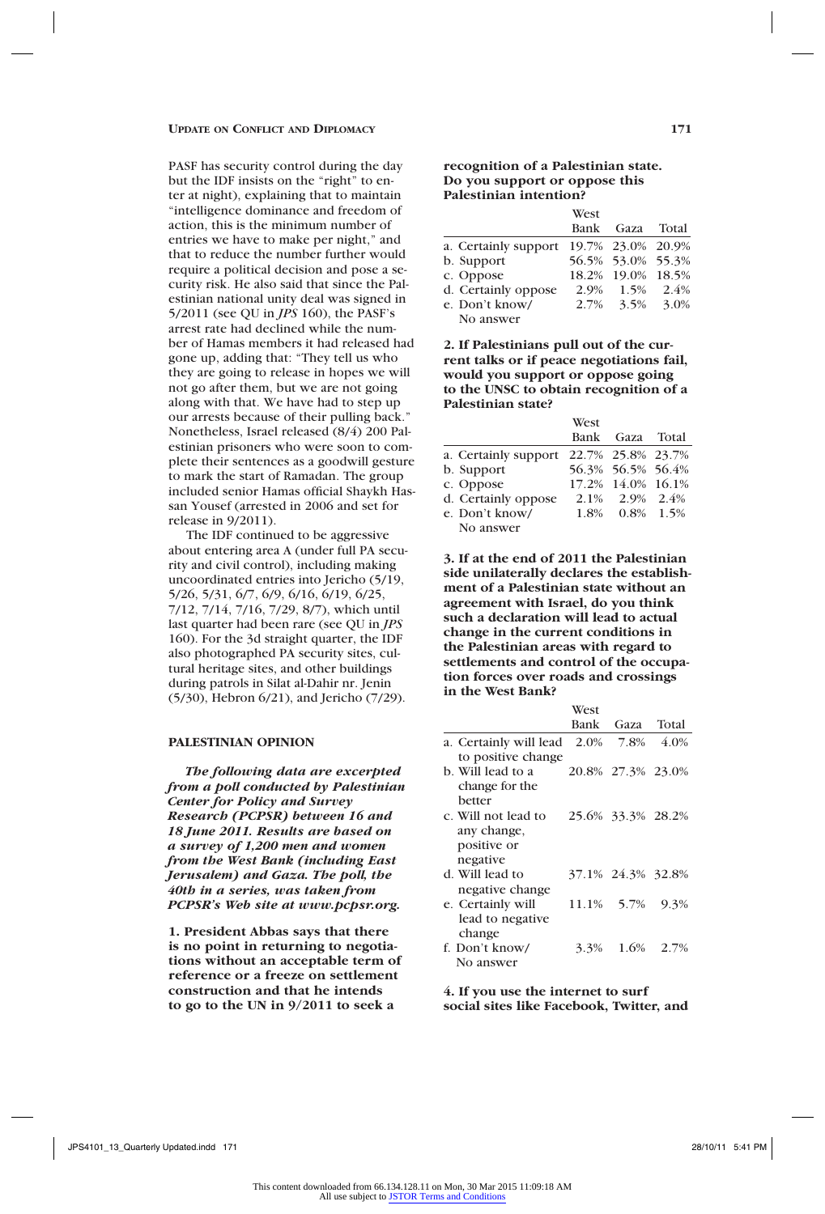PASF has security control during the day but the IDF insists on the "right" to enter at night), explaining that to maintain "intelligence dominance and freedom of action, this is the minimum number of entries we have to make per night," and that to reduce the number further would require a political decision and pose a security risk. He also said that since the Palestinian national unity deal was signed in 5/2011 (see QU in *JPS* 160), the PASF's arrest rate had declined while the number of Hamas members it had released had gone up, adding that: "They tell us who they are going to release in hopes we will not go after them, but we are not going along with that. We have had to step up our arrests because of their pulling back." Nonetheless, Israel released (8/4) 200 Palestinian prisoners who were soon to complete their sentences as a goodwill gesture to mark the start of Ramadan. The group included senior Hamas official Shaykh Hassan Yousef (arrested in 2006 and set for release in 9/2011).

The IDF continued to be aggressive about entering area A (under full PA security and civil control), including making uncoordinated entries into Jericho (5/19, 5/26, 5/31, 6/7, 6/9, 6/16, 6/19, 6/25, 7/12, 7/14, 7/16, 7/29, 8/7), which until last quarter had been rare (see QU in *JPS* 160). For the 3d straight quarter, the IDF also photographed PA security sites, cultural heritage sites, and other buildings during patrols in Silat al-Dahir nr. Jenin (5/30), Hebron 6/21), and Jericho (7/29).

## PALESTINIAN OPINION

***The following data are excerpted from a poll conducted by Palestinian Center for Policy and Survey Research (PCPSR) between 16 and 18 June 2011. Results are based on a survey of 1,200 men and women from the West Bank (including East Jerusalem) and Gaza. The poll, the 40th in a series, was taken from PCPSR's Web site at www.pcpsr.org.***

**1. President Abbas says that there is no point in returning to negotiations without an acceptable term of reference or a freeze on settlement construction and that he intends to go to the UN in 9/2011 to seek a recognition of a Palestinian state. Do you support or oppose this Palestinian intention?**

| | West Bank | Gaza | Total |
|---|---|---|---|
| a. Certainly support | 19.7% | 23.0% | 20.9% |
| b. Support | 56.5% | 53.0% | 55.3% |
| c. Oppose | 18.2% | 19.0% | 18.5% |
| d. Certainly oppose | 2.9% | 1.5% | 2.4% |
| e. Don't know/ No answer | 2.7% | 3.5% | 3.0% |

**2. If Palestinians pull out of the current talks or if peace negotiations fail, would you support or oppose going to the UNSC to obtain recognition of a Palestinian state?**

| | West Bank | Gaza | Total |
|---|---|---|---|
| a. Certainly support | 22.7% | 25.8% | 23.7% |
| b. Support | 56.3% | 56.5% | 56.4% |
| c. Oppose | 17.2% | 14.0% | 16.1% |
| d. Certainly oppose | 2.1% | 2.9% | 2.4% |
| e. Don't know/ No answer | 1.8% | 0.8% | 1.5% |

**3. If at the end of 2011 the Palestinian side unilaterally declares the establishment of a Palestinian state without an agreement with Israel, do you think such a declaration will lead to actual change in the current conditions in the Palestinian areas with regard to settlements and control of the occupation forces over roads and crossings in the West Bank?**

| | West Bank | Gaza | Total |
|---|---|---|---|
| a. Certainly will lead to positive change | 2.0% | 7.8% | 4.0% |
| b. Will lead to a change for the better | 20.8% | 27.3% | 23.0% |
| c. Will not lead to any change, positive or negative | 25.6% | 33.3% | 28.2% |
| d. Will lead to negative change | 37.1% | 24.3% | 32.8% |
| e. Certainly will lead to negative change | 11.1% | 5.7% | 9.3% |
| f. Don't know/ No answer | 3.3% | 1.6% | 2.7% |

**4. If you use the internet to surf social sites like Facebook, Twitter, and**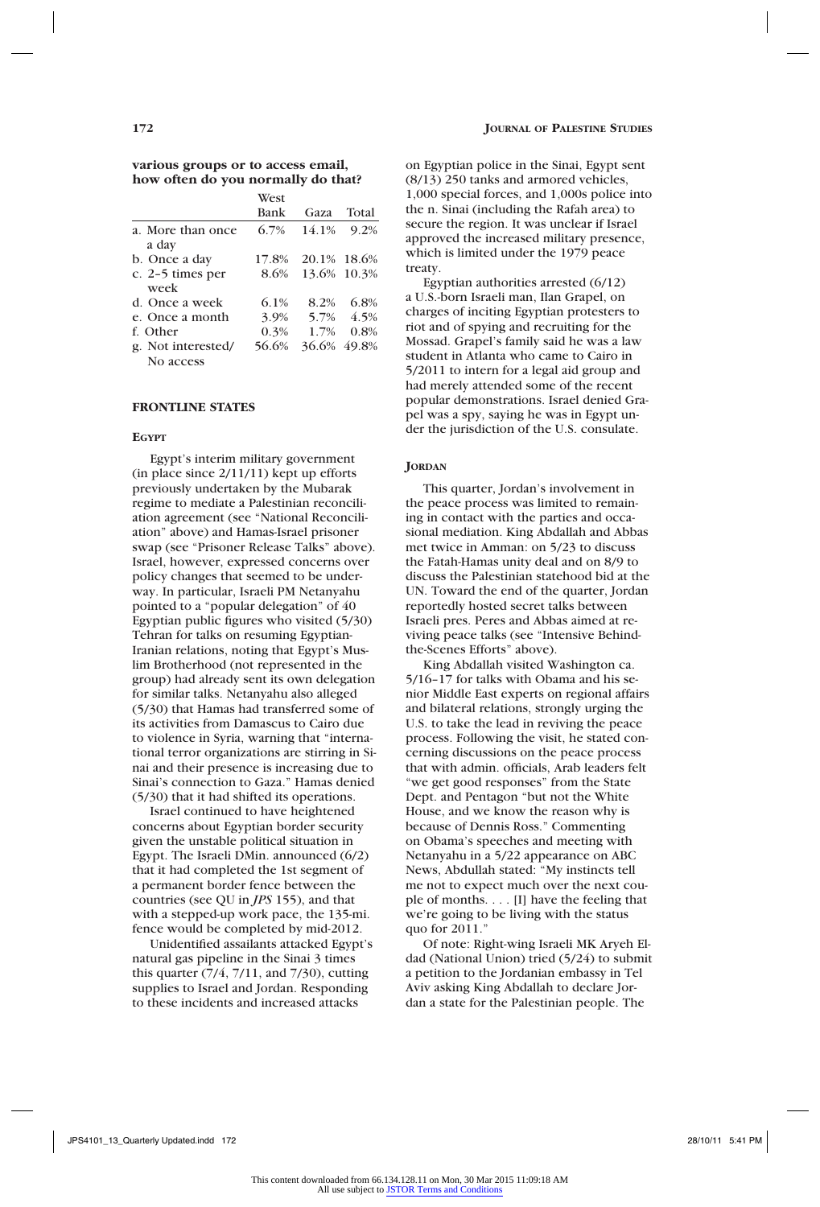**various groups or to access email, how often do you normally do that?**

| | West Bank | Gaza | Total |
|---|---|---|---|
| a. More than once a day | 6.7% | 14.1% | 9.2% |
| b. Once a day | 17.8% | 20.1% | 18.6% |
| c. 2–5 times per week | 8.6% | 13.6% | 10.3% |
| d. Once a week | 6.1% | 8.2% | 6.8% |
| e. Once a month | 3.9% | 5.7% | 4.5% |
| f. Other | 0.3% | 1.7% | 0.8% |
| g. Not interested/ No access | 56.6% | 36.6% | 49.8% |

## FRONTLINE STATES

### Egypt

Egypt's interim military government (in place since 2/11/11) kept up efforts previously undertaken by the Mubarak regime to mediate a Palestinian reconciliation agreement (see "National Reconciliation" above) and Hamas-Israel prisoner swap (see "Prisoner Release Talks" above). Israel, however, expressed concerns over policy changes that seemed to be underway. In particular, Israeli PM Netanyahu pointed to a "popular delegation" of 40 Egyptian public figures who visited (5/30) Tehran for talks on resuming Egyptian-Iranian relations, noting that Egypt's Muslim Brotherhood (not represented in the group) had already sent its own delegation for similar talks. Netanyahu also alleged (5/30) that Hamas had transferred some of its activities from Damascus to Cairo due to violence in Syria, warning that "international terror organizations are stirring in Sinai and their presence is increasing due to Sinai's connection to Gaza." Hamas denied (5/30) that it had shifted its operations.

Israel continued to have heightened concerns about Egyptian border security given the unstable political situation in Egypt. The Israeli DMin. announced (6/2) that it had completed the 1st segment of a permanent border fence between the countries (see QU in *JPS* 155), and that with a stepped-up work pace, the 135-mi. fence would be completed by mid-2012.

Unidentified assailants attacked Egypt's natural gas pipeline in the Sinai 3 times this quarter (7/4, 7/11, and 7/30), cutting supplies to Israel and Jordan. Responding to these incidents and increased attacks on Egyptian police in the Sinai, Egypt sent (8/13) 250 tanks and armored vehicles, 1,000 special forces, and 1,000s police into the n. Sinai (including the Rafah area) to secure the region. It was unclear if Israel approved the increased military presence, which is limited under the 1979 peace treaty.

Egyptian authorities arrested (6/12) a U.S.-born Israeli man, Ilan Grapel, on charges of inciting Egyptian protesters to riot and of spying and recruiting for the Mossad. Grapel's family said he was a law student in Atlanta who came to Cairo in 5/2011 to intern for a legal aid group and had merely attended some of the recent popular demonstrations. Israel denied Grapel was a spy, saying he was in Egypt under the jurisdiction of the U.S. consulate.

### Jordan

This quarter, Jordan's involvement in the peace process was limited to remaining in contact with the parties and occasional mediation. King Abdallah and Abbas met twice in Amman: on 5/23 to discuss the Fatah-Hamas unity deal and on 8/9 to discuss the Palestinian statehood bid at the UN. Toward the end of the quarter, Jordan reportedly hosted secret talks between Israeli pres. Peres and Abbas aimed at reviving peace talks (see "Intensive Behind-the-Scenes Efforts" above).

King Abdallah visited Washington ca. 5/16–17 for talks with Obama and his senior Middle East experts on regional affairs and bilateral relations, strongly urging the U.S. to take the lead in reviving the peace process. Following the visit, he stated concerning discussions on the peace process that with admin. officials, Arab leaders felt "we get good responses" from the State Dept. and Pentagon "but not the White House, and we know the reason why is because of Dennis Ross." Commenting on Obama's speeches and meeting with Netanyahu in a 5/22 appearance on ABC News, Abdullah stated: "My instincts tell me not to expect much over the next couple of months. . . . [I] have the feeling that we're going to be living with the status quo for 2011."

Of note: Right-wing Israeli MK Aryeh Eldad (National Union) tried (5/24) to submit a petition to the Jordanian embassy in Tel Aviv asking King Abdallah to declare Jordan a state for the Palestinian people. The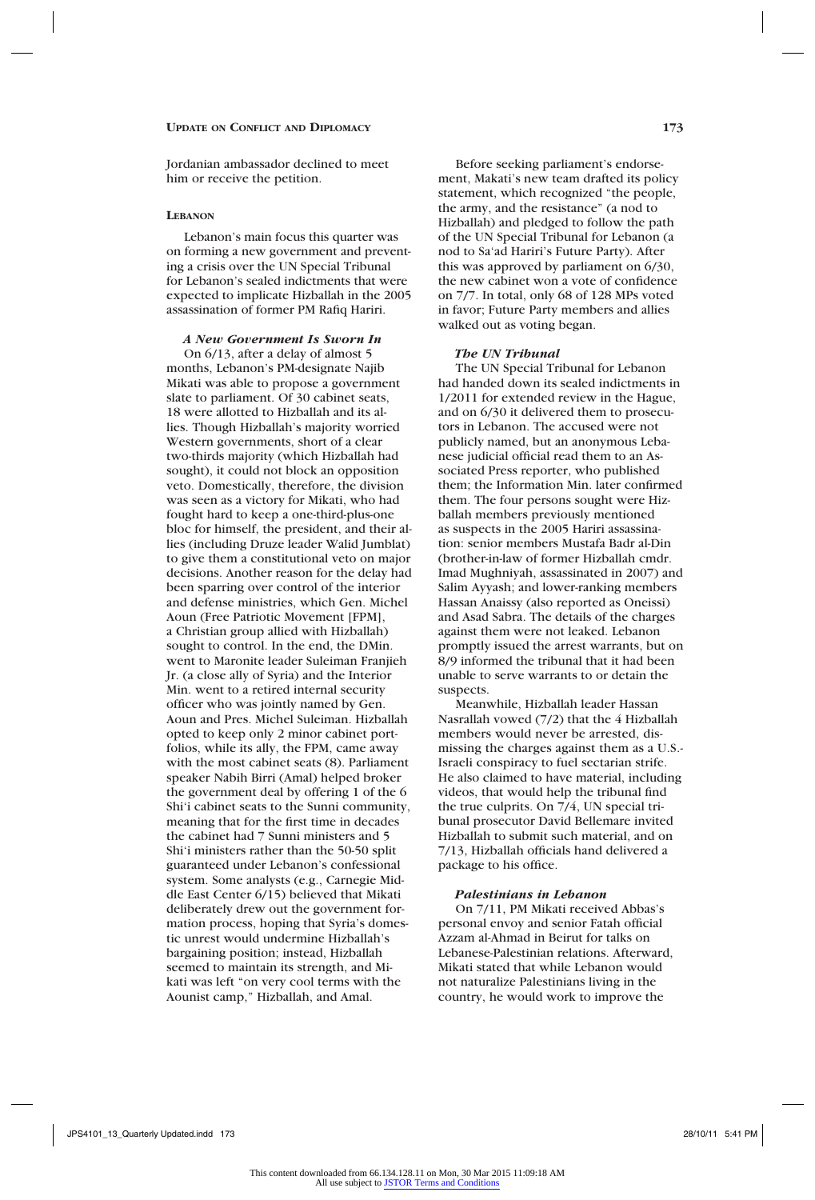Jordanian ambassador declined to meet him or receive the petition.

## Lebanon

Lebanon's main focus this quarter was on forming a new government and preventing a crisis over the UN Special Tribunal for Lebanon's sealed indictments that were expected to implicate Hizballah in the 2005 assassination of former PM Rafiq Hariri.

### *A New Government Is Sworn In*

On 6/13, after a delay of almost 5 months, Lebanon's PM-designate Najib Mikati was able to propose a government slate to parliament. Of 30 cabinet seats, 18 were allotted to Hizballah and its allies. Though Hizballah's majority worried Western governments, short of a clear two-thirds majority (which Hizballah had sought), it could not block an opposition veto. Domestically, therefore, the division was seen as a victory for Mikati, who had fought hard to keep a one-third-plus-one bloc for himself, the president, and their allies (including Druze leader Walid Jumblat) to give them a constitutional veto on major decisions. Another reason for the delay had been sparring over control of the interior and defense ministries, which Gen. Michel Aoun (Free Patriotic Movement [FPM], a Christian group allied with Hizballah) sought to control. In the end, the DMin. went to Maronite leader Suleiman Franjieh Jr. (a close ally of Syria) and the Interior Min. went to a retired internal security officer who was jointly named by Gen. Aoun and Pres. Michel Suleiman. Hizballah opted to keep only 2 minor cabinet portfolios, while its ally, the FPM, came away with the most cabinet seats (8). Parliament speaker Nabih Birri (Amal) helped broker the government deal by offering 1 of the 6 Shi'i cabinet seats to the Sunni community, meaning that for the first time in decades the cabinet had 7 Sunni ministers and 5 Shi'i ministers rather than the 50-50 split guaranteed under Lebanon's confessional system. Some analysts (e.g., Carnegie Middle East Center 6/15) believed that Mikati deliberately drew out the government formation process, hoping that Syria's domestic unrest would undermine Hizballah's bargaining position; instead, Hizballah seemed to maintain its strength, and Mikati was left "on very cool terms with the Aounist camp," Hizballah, and Amal.

Before seeking parliament's endorsement, Makati's new team drafted its policy statement, which recognized "the people, the army, and the resistance" (a nod to Hizballah) and pledged to follow the path of the UN Special Tribunal for Lebanon (a nod to Sa'ad Hariri's Future Party). After this was approved by parliament on 6/30, the new cabinet won a vote of confidence on 7/7. In total, only 68 of 128 MPs voted in favor; Future Party members and allies walked out as voting began.

### *The UN Tribunal*

The UN Special Tribunal for Lebanon had handed down its sealed indictments in 1/2011 for extended review in the Hague, and on 6/30 it delivered them to prosecutors in Lebanon. The accused were not publicly named, but an anonymous Lebanese judicial official read them to an Associated Press reporter, who published them; the Information Min. later confirmed them. The four persons sought were Hizballah members previously mentioned as suspects in the 2005 Hariri assassination: senior members Mustafa Badr al-Din (brother-in-law of former Hizballah cmdr. Imad Mughniyah, assassinated in 2007) and Salim Ayyash; and lower-ranking members Hassan Anaissy (also reported as Oneissi) and Asad Sabra. The details of the charges against them were not leaked. Lebanon promptly issued the arrest warrants, but on 8/9 informed the tribunal that it had been unable to serve warrants to or detain the suspects.

Meanwhile, Hizballah leader Hassan Nasrallah vowed (7/2) that the 4 Hizballah members would never be arrested, dismissing the charges against them as a U.S.-Israeli conspiracy to fuel sectarian strife. He also claimed to have material, including videos, that would help the tribunal find the true culprits. On 7/4, UN special tribunal prosecutor David Bellemare invited Hizballah to submit such material, and on 7/13, Hizballah officials hand delivered a package to his office.

### *Palestinians in Lebanon*

On 7/11, PM Mikati received Abbas's personal envoy and senior Fatah official Azzam al-Ahmad in Beirut for talks on Lebanese-Palestinian relations. Afterward, Mikati stated that while Lebanon would not naturalize Palestinians living in the country, he would work to improve the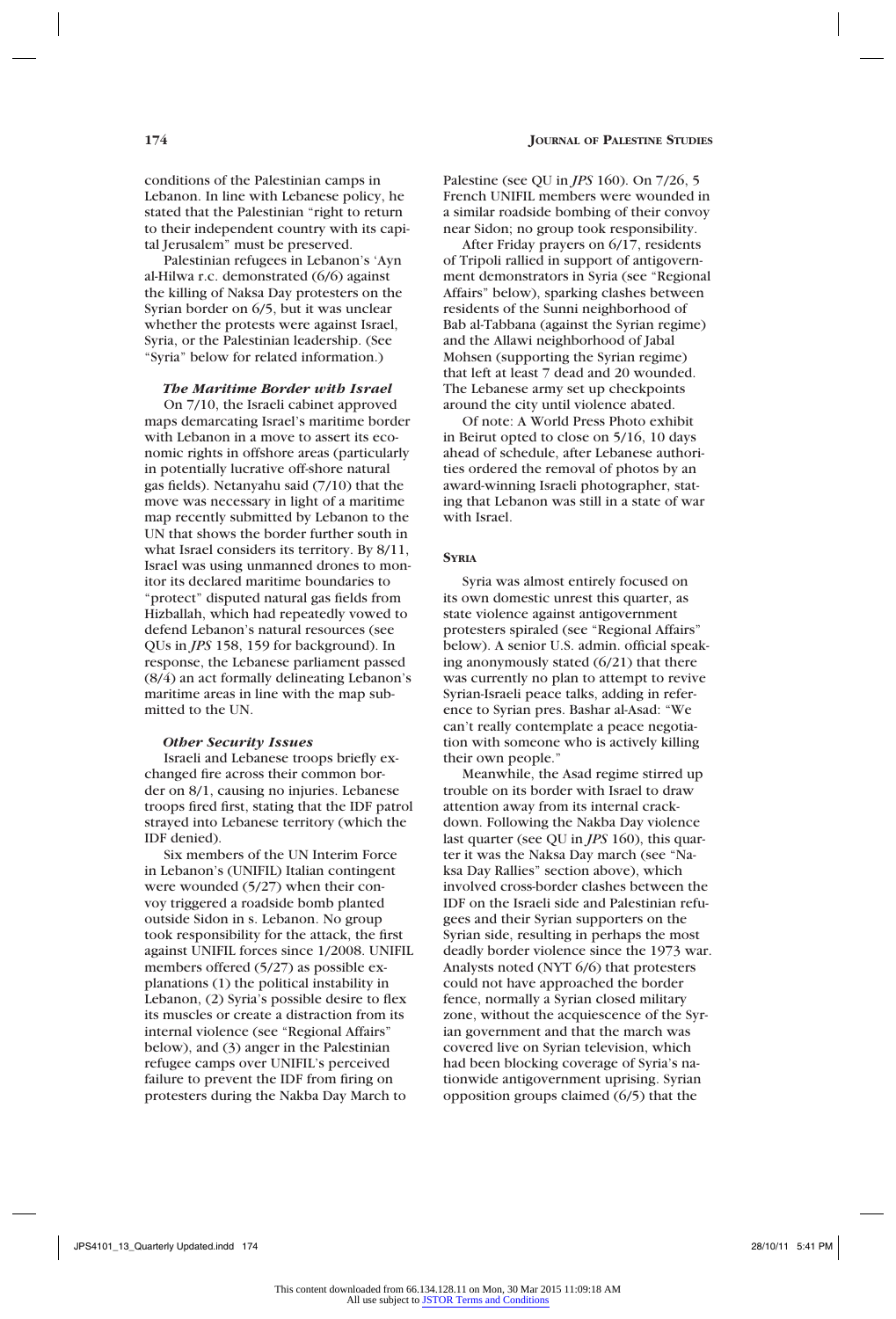conditions of the Palestinian camps in Lebanon. In line with Lebanese policy, he stated that the Palestinian "right to return to their independent country with its capital Jerusalem" must be preserved.

Palestinian refugees in Lebanon's 'Ayn al-Hilwa r.c. demonstrated (6/6) against the killing of Naksa Day protesters on the Syrian border on 6/5, but it was unclear whether the protests were against Israel, Syria, or the Palestinian leadership. (See "Syria" below for related information.)

***The Maritime Border with Israel***

On 7/10, the Israeli cabinet approved maps demarcating Israel's maritime border with Lebanon in a move to assert its economic rights in offshore areas (particularly in potentially lucrative off-shore natural gas fields). Netanyahu said (7/10) that the move was necessary in light of a maritime map recently submitted by Lebanon to the UN that shows the border further south in what Israel considers its territory. By 8/11, Israel was using unmanned drones to monitor its declared maritime boundaries to "protect" disputed natural gas fields from Hizballah, which had repeatedly vowed to defend Lebanon's natural resources (see QUs in *JPS* 158, 159 for background). In response, the Lebanese parliament passed (8/4) an act formally delineating Lebanon's maritime areas in line with the map submitted to the UN.

***Other Security Issues***

Israeli and Lebanese troops briefly exchanged fire across their common border on 8/1, causing no injuries. Lebanese troops fired first, stating that the IDF patrol strayed into Lebanese territory (which the IDF denied).

Six members of the UN Interim Force in Lebanon's (UNIFIL) Italian contingent were wounded (5/27) when their convoy triggered a roadside bomb planted outside Sidon in s. Lebanon. No group took responsibility for the attack, the first against UNIFIL forces since 1/2008. UNIFIL members offered (5/27) as possible explanations (1) the political instability in Lebanon, (2) Syria's possible desire to flex its muscles or create a distraction from its internal violence (see "Regional Affairs" below), and (3) anger in the Palestinian refugee camps over UNIFIL's perceived failure to prevent the IDF from firing on protesters during the Nakba Day March to Palestine (see QU in *JPS* 160). On 7/26, 5 French UNIFIL members were wounded in a similar roadside bombing of their convoy near Sidon; no group took responsibility.

After Friday prayers on 6/17, residents of Tripoli rallied in support of antigovernment demonstrators in Syria (see "Regional Affairs" below), sparking clashes between residents of the Sunni neighborhood of Bab al-Tabbana (against the Syrian regime) and the Allawi neighborhood of Jabal Mohsen (supporting the Syrian regime) that left at least 7 dead and 20 wounded. The Lebanese army set up checkpoints around the city until violence abated.

Of note: A World Press Photo exhibit in Beirut opted to close on 5/16, 10 days ahead of schedule, after Lebanese authorities ordered the removal of photos by an award-winning Israeli photographer, stating that Lebanon was still in a state of war with Israel.

## SYRIA

Syria was almost entirely focused on its own domestic unrest this quarter, as state violence against antigovernment protesters spiraled (see "Regional Affairs" below). A senior U.S. admin. official speaking anonymously stated (6/21) that there was currently no plan to attempt to revive Syrian-Israeli peace talks, adding in reference to Syrian pres. Bashar al-Asad: "We can't really contemplate a peace negotiation with someone who is actively killing their own people."

Meanwhile, the Asad regime stirred up trouble on its border with Israel to draw attention away from its internal crackdown. Following the Nakba Day violence last quarter (see QU in *JPS* 160), this quarter it was the Naksa Day march (see "Naksa Day Rallies" section above), which involved cross-border clashes between the IDF on the Israeli side and Palestinian refugees and their Syrian supporters on the Syrian side, resulting in perhaps the most deadly border violence since the 1973 war. Analysts noted (NYT 6/6) that protesters could not have approached the border fence, normally a Syrian closed military zone, without the acquiescence of the Syrian government and that the march was covered live on Syrian television, which had been blocking coverage of Syria's nationwide antigovernment uprising. Syrian opposition groups claimed (6/5) that the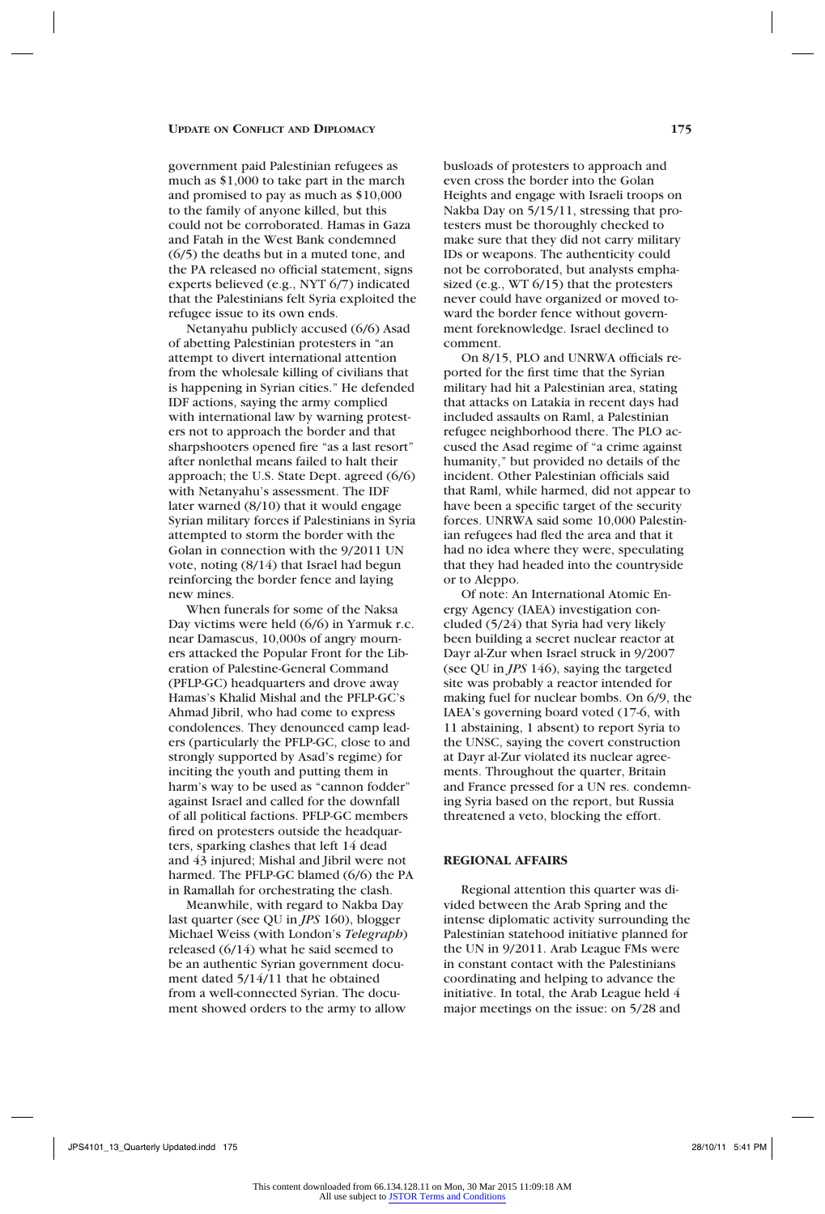government paid Palestinian refugees as much as $1,000 to take part in the march and promised to pay as much as $10,000 to the family of anyone killed, but this could not be corroborated. Hamas in Gaza and Fatah in the West Bank condemned (6/5) the deaths but in a muted tone, and the PA released no official statement, signs experts believed (e.g., NYT 6/7) indicated that the Palestinians felt Syria exploited the refugee issue to its own ends.

Netanyahu publicly accused (6/6) Asad of abetting Palestinian protesters in "an attempt to divert international attention from the wholesale killing of civilians that is happening in Syrian cities." He defended IDF actions, saying the army complied with international law by warning protesters not to approach the border and that sharpshooters opened fire "as a last resort" after nonlethal means failed to halt their approach; the U.S. State Dept. agreed (6/6) with Netanyahu's assessment. The IDF later warned (8/10) that it would engage Syrian military forces if Palestinians in Syria attempted to storm the border with the Golan in connection with the 9/2011 UN vote, noting (8/14) that Israel had begun reinforcing the border fence and laying new mines.

When funerals for some of the Naksa Day victims were held (6/6) in Yarmuk r.c. near Damascus, 10,000s of angry mourners attacked the Popular Front for the Liberation of Palestine-General Command (PFLP-GC) headquarters and drove away Hamas's Khalid Mishal and the PFLP-GC's Ahmad Jibril, who had come to express condolences. They denounced camp leaders (particularly the PFLP-GC, close to and strongly supported by Asad's regime) for inciting the youth and putting them in harm's way to be used as "cannon fodder" against Israel and called for the downfall of all political factions. PFLP-GC members fired on protesters outside the headquarters, sparking clashes that left 14 dead and 43 injured; Mishal and Jibril were not harmed. The PFLP-GC blamed (6/6) the PA in Ramallah for orchestrating the clash.

Meanwhile, with regard to Nakba Day last quarter (see QU in *JPS* 160), blogger Michael Weiss (with London's *Telegraph*) released (6/14) what he said seemed to be an authentic Syrian government document dated 5/14/11 that he obtained from a well-connected Syrian. The document showed orders to the army to allow busloads of protesters to approach and even cross the border into the Golan Heights and engage with Israeli troops on Nakba Day on 5/15/11, stressing that protesters must be thoroughly checked to make sure that they did not carry military IDs or weapons. The authenticity could not be corroborated, but analysts emphasized (e.g., WT 6/15) that the protesters never could have organized or moved toward the border fence without government foreknowledge. Israel declined to comment.

On 8/15, PLO and UNRWA officials reported for the first time that the Syrian military had hit a Palestinian area, stating that attacks on Latakia in recent days had included assaults on Raml, a Palestinian refugee neighborhood there. The PLO accused the Asad regime of "a crime against humanity," but provided no details of the incident. Other Palestinian officials said that Raml, while harmed, did not appear to have been a specific target of the security forces. UNRWA said some 10,000 Palestinian refugees had fled the area and that it had no idea where they were, speculating that they had headed into the countryside or to Aleppo.

Of note: An International Atomic Energy Agency (IAEA) investigation concluded (5/24) that Syria had very likely been building a secret nuclear reactor at Dayr al-Zur when Israel struck in 9/2007 (see QU in *JPS* 146), saying the targeted site was probably a reactor intended for making fuel for nuclear bombs. On 6/9, the IAEA's governing board voted (17-6, with 11 abstaining, 1 absent) to report Syria to the UNSC, saying the covert construction at Dayr al-Zur violated its nuclear agreements. Throughout the quarter, Britain and France pressed for a UN res. condemning Syria based on the report, but Russia threatened a veto, blocking the effort.

## REGIONAL AFFAIRS

Regional attention this quarter was divided between the Arab Spring and the intense diplomatic activity surrounding the Palestinian statehood initiative planned for the UN in 9/2011. Arab League FMs were in constant contact with the Palestinians coordinating and helping to advance the initiative. In total, the Arab League held 4 major meetings on the issue: on 5/28 and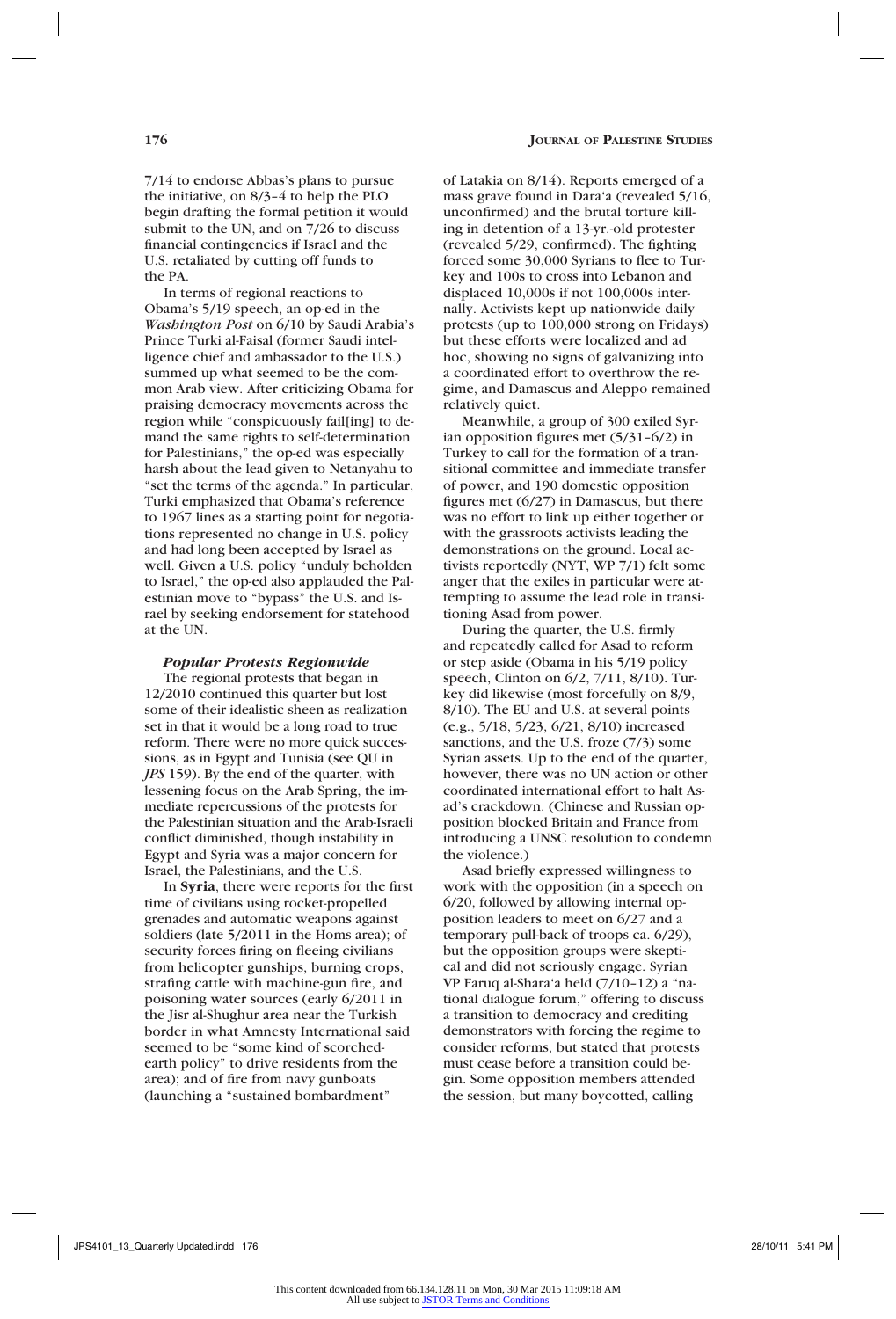7/14 to endorse Abbas's plans to pursue the initiative, on 8/3–4 to help the PLO begin drafting the formal petition it would submit to the UN, and on 7/26 to discuss financial contingencies if Israel and the U.S. retaliated by cutting off funds to the PA.

In terms of regional reactions to Obama's 5/19 speech, an op-ed in the *Washington Post* on 6/10 by Saudi Arabia's Prince Turki al-Faisal (former Saudi intelligence chief and ambassador to the U.S.) summed up what seemed to be the common Arab view. After criticizing Obama for praising democracy movements across the region while "conspicuously fail[ing] to demand the same rights to self-determination for Palestinians," the op-ed was especially harsh about the lead given to Netanyahu to "set the terms of the agenda." In particular, Turki emphasized that Obama's reference to 1967 lines as a starting point for negotiations represented no change in U.S. policy and had long been accepted by Israel as well. Given a U.S. policy "unduly beholden to Israel," the op-ed also applauded the Palestinian move to "bypass" the U.S. and Israel by seeking endorsement for statehood at the UN.

#### *Popular Protests Regionwide*

The regional protests that began in 12/2010 continued this quarter but lost some of their idealistic sheen as realization set in that it would be a long road to true reform. There were no more quick successions, as in Egypt and Tunisia (see QU in *JPS* 159). By the end of the quarter, with lessening focus on the Arab Spring, the immediate repercussions of the protests for the Palestinian situation and the Arab-Israeli conflict diminished, though instability in Egypt and Syria was a major concern for Israel, the Palestinians, and the U.S.

In **Syria**, there were reports for the first time of civilians using rocket-propelled grenades and automatic weapons against soldiers (late 5/2011 in the Homs area); of security forces firing on fleeing civilians from helicopter gunships, burning crops, strafing cattle with machine-gun fire, and poisoning water sources (early 6/2011 in the Jisr al-Shughur area near the Turkish border in what Amnesty International said seemed to be "some kind of scorched-earth policy" to drive residents from the area); and of fire from navy gunboats (launching a "sustained bombardment" of Latakia on 8/14). Reports emerged of a mass grave found in Dara'a (revealed 5/16, unconfirmed) and the brutal torture killing in detention of a 13-yr.-old protester (revealed 5/29, confirmed). The fighting forced some 30,000 Syrians to flee to Turkey and 100s to cross into Lebanon and displaced 10,000s if not 100,000s internally. Activists kept up nationwide daily protests (up to 100,000 strong on Fridays) but these efforts were localized and ad hoc, showing no signs of galvanizing into a coordinated effort to overthrow the regime, and Damascus and Aleppo remained relatively quiet.

Meanwhile, a group of 300 exiled Syrian opposition figures met (5/31–6/2) in Turkey to call for the formation of a transitional committee and immediate transfer of power, and 190 domestic opposition figures met (6/27) in Damascus, but there was no effort to link up either together or with the grassroots activists leading the demonstrations on the ground. Local activists reportedly (NYT, WP 7/1) felt some anger that the exiles in particular were attempting to assume the lead role in transitioning Asad from power.

During the quarter, the U.S. firmly and repeatedly called for Asad to reform or step aside (Obama in his 5/19 policy speech, Clinton on 6/2, 7/11, 8/10). Turkey did likewise (most forcefully on 8/9, 8/10). The EU and U.S. at several points (e.g., 5/18, 5/23, 6/21, 8/10) increased sanctions, and the U.S. froze (7/3) some Syrian assets. Up to the end of the quarter, however, there was no UN action or other coordinated international effort to halt Asad's crackdown. (Chinese and Russian opposition blocked Britain and France from introducing a UNSC resolution to condemn the violence.)

Asad briefly expressed willingness to work with the opposition (in a speech on 6/20, followed by allowing internal opposition leaders to meet on 6/27 and a temporary pull-back of troops ca. 6/29), but the opposition groups were skeptical and did not seriously engage. Syrian VP Faruq al-Shara'a held (7/10–12) a "national dialogue forum," offering to discuss a transition to democracy and crediting demonstrators with forcing the regime to consider reforms, but stated that protests must cease before a transition could begin. Some opposition members attended the session, but many boycotted, calling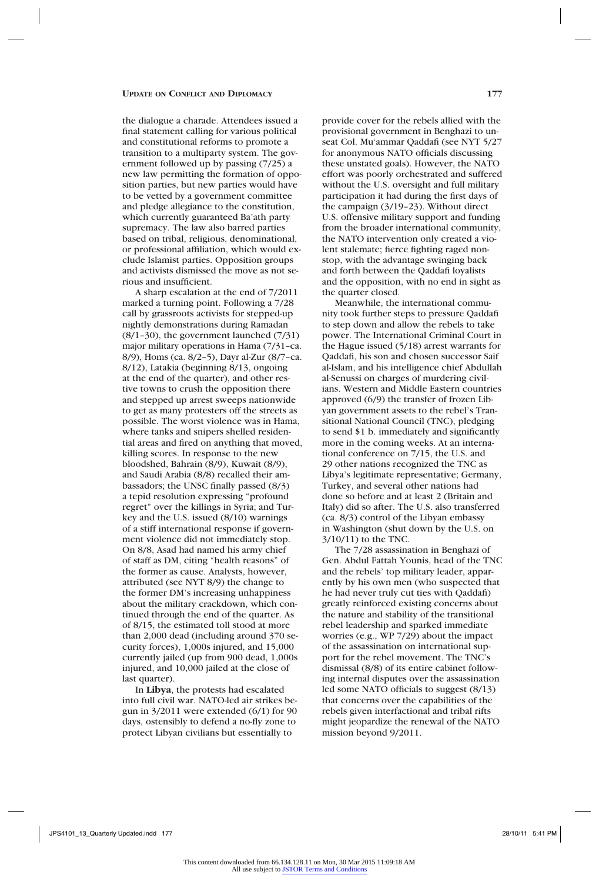the dialogue a charade. Attendees issued a final statement calling for various political and constitutional reforms to promote a transition to a multiparty system. The government followed up by passing (7/25) a new law permitting the formation of opposition parties, but new parties would have to be vetted by a government committee and pledge allegiance to the constitution, which currently guaranteed Ba'ath party supremacy. The law also barred parties based on tribal, religious, denominational, or professional affiliation, which would exclude Islamist parties. Opposition groups and activists dismissed the move as not serious and insufficient.

A sharp escalation at the end of 7/2011 marked a turning point. Following a 7/28 call by grassroots activists for stepped-up nightly demonstrations during Ramadan (8/1–30), the government launched (7/31) major military operations in Hama (7/31–ca. 8/9), Homs (ca. 8/2–5), Dayr al-Zur (8/7–ca. 8/12), Latakia (beginning 8/13, ongoing at the end of the quarter), and other restive towns to crush the opposition there and stepped up arrest sweeps nationwide to get as many protesters off the streets as possible. The worst violence was in Hama, where tanks and snipers shelled residential areas and fired on anything that moved, killing scores. In response to the new bloodshed, Bahrain (8/9), Kuwait (8/9), and Saudi Arabia (8/8) recalled their ambassadors; the UNSC finally passed (8/3) a tepid resolution expressing "profound regret" over the killings in Syria; and Turkey and the U.S. issued (8/10) warnings of a stiff international response if government violence did not immediately stop. On 8/8, Asad had named his army chief of staff as DM, citing "health reasons" of the former as cause. Analysts, however, attributed (see NYT 8/9) the change to the former DM's increasing unhappiness about the military crackdown, which continued through the end of the quarter. As of 8/15, the estimated toll stood at more than 2,000 dead (including around 370 security forces), 1,000s injured, and 15,000 currently jailed (up from 900 dead, 1,000s injured, and 10,000 jailed at the close of last quarter).

In **Libya**, the protests had escalated into full civil war. NATO-led air strikes begun in 3/2011 were extended (6/1) for 90 days, ostensibly to defend a no-fly zone to protect Libyan civilians but essentially to provide cover for the rebels allied with the provisional government in Benghazi to unseat Col. Mu'ammar Qaddafi (see NYT 5/27 for anonymous NATO officials discussing these unstated goals). However, the NATO effort was poorly orchestrated and suffered without the U.S. oversight and full military participation it had during the first days of the campaign (3/19–23). Without direct U.S. offensive military support and funding from the broader international community, the NATO intervention only created a violent stalemate; fierce fighting raged nonstop, with the advantage swinging back and forth between the Qaddafi loyalists and the opposition, with no end in sight as the quarter closed.

Meanwhile, the international community took further steps to pressure Qaddafi to step down and allow the rebels to take power. The International Criminal Court in the Hague issued (5/18) arrest warrants for Qaddafi, his son and chosen successor Saif al-Islam, and his intelligence chief Abdullah al-Senussi on charges of murdering civilians. Western and Middle Eastern countries approved (6/9) the transfer of frozen Libyan government assets to the rebel's Transitional National Council (TNC), pledging to send \$1 b. immediately and significantly more in the coming weeks. At an international conference on 7/15, the U.S. and 29 other nations recognized the TNC as Libya's legitimate representative; Germany, Turkey, and several other nations had done so before and at least 2 (Britain and Italy) did so after. The U.S. also transferred (ca. 8/3) control of the Libyan embassy in Washington (shut down by the U.S. on 3/10/11) to the TNC.

The 7/28 assassination in Benghazi of Gen. Abdul Fattah Younis, head of the TNC and the rebels' top military leader, apparently by his own men (who suspected that he had never truly cut ties with Qaddafi) greatly reinforced existing concerns about the nature and stability of the transitional rebel leadership and sparked immediate worries (e.g., WP 7/29) about the impact of the assassination on international support for the rebel movement. The TNC's dismissal (8/8) of its entire cabinet following internal disputes over the assassination led some NATO officials to suggest (8/13) that concerns over the capabilities of the rebels given interfactional and tribal rifts might jeopardize the renewal of the NATO mission beyond 9/2011.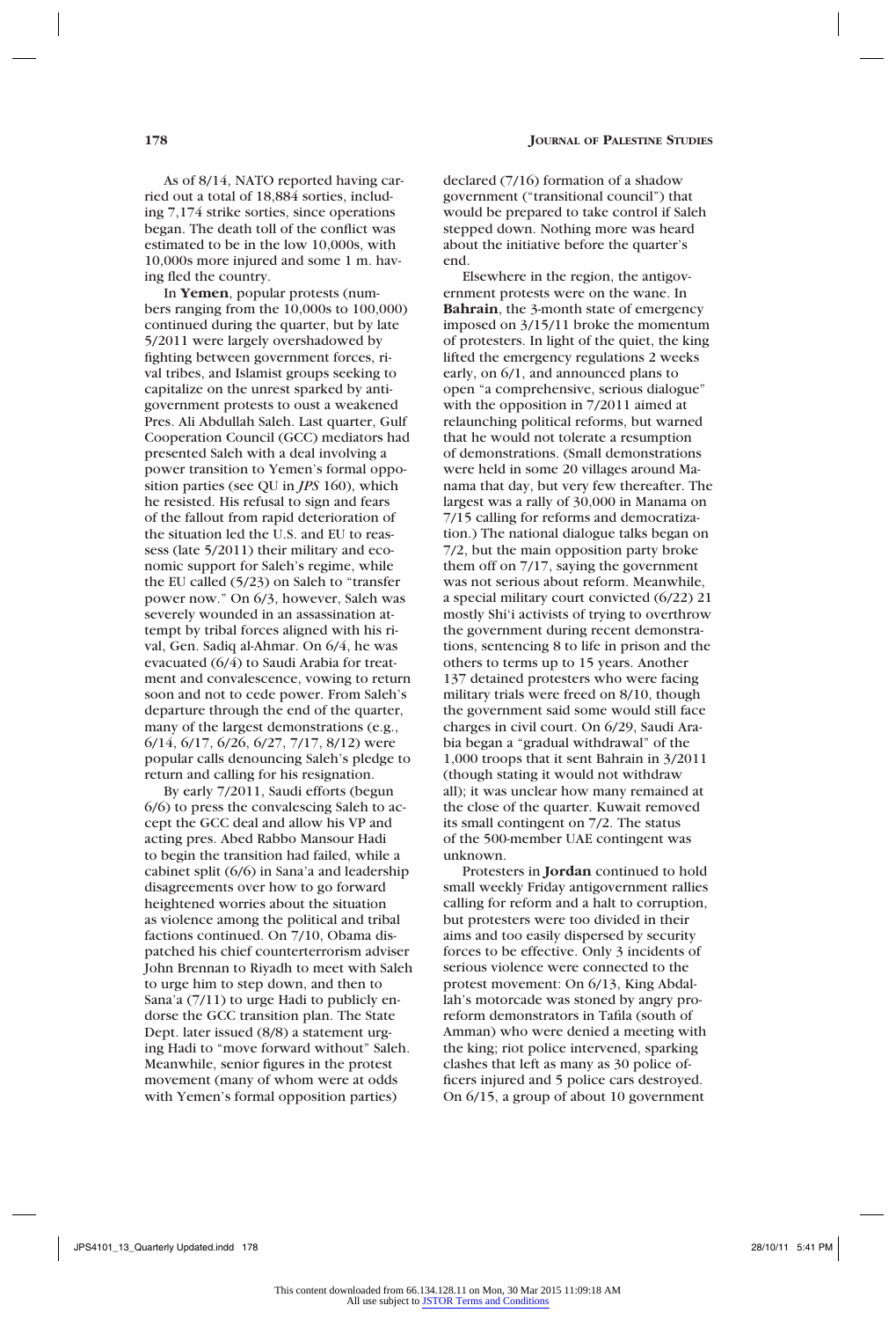As of 8/14, NATO reported having carried out a total of 18,884 sorties, including 7,174 strike sorties, since operations began. The death toll of the conflict was estimated to be in the low 10,000s, with 10,000s more injured and some 1 m. having fled the country.

In **Yemen**, popular protests (numbers ranging from the 10,000s to 100,000) continued during the quarter, but by late 5/2011 were largely overshadowed by fighting between government forces, rival tribes, and Islamist groups seeking to capitalize on the unrest sparked by antigovernment protests to oust a weakened Pres. Ali Abdullah Saleh. Last quarter, Gulf Cooperation Council (GCC) mediators had presented Saleh with a deal involving a power transition to Yemen's formal opposition parties (see QU in *JPS* 160), which he resisted. His refusal to sign and fears of the fallout from rapid deterioration of the situation led the U.S. and EU to reassess (late 5/2011) their military and economic support for Saleh's regime, while the EU called (5/23) on Saleh to "transfer power now." On 6/3, however, Saleh was severely wounded in an assassination attempt by tribal forces aligned with his rival, Gen. Sadiq al-Ahmar. On 6/4, he was evacuated (6/4) to Saudi Arabia for treatment and convalescence, vowing to return soon and not to cede power. From Saleh's departure through the end of the quarter, many of the largest demonstrations (e.g., 6/14, 6/17, 6/26, 6/27, 7/17, 8/12) were popular calls denouncing Saleh's pledge to return and calling for his resignation.

By early 7/2011, Saudi efforts (begun 6/6) to press the convalescing Saleh to accept the GCC deal and allow his VP and acting pres. Abed Rabbo Mansour Hadi to begin the transition had failed, while a cabinet split (6/6) in Sana'a and leadership disagreements over how to go forward heightened worries about the situation as violence among the political and tribal factions continued. On 7/10, Obama dispatched his chief counterterrorism adviser John Brennan to Riyadh to meet with Saleh to urge him to step down, and then to Sana'a (7/11) to urge Hadi to publicly endorse the GCC transition plan. The State Dept. later issued (8/8) a statement urging Hadi to "move forward without" Saleh. Meanwhile, senior figures in the protest movement (many of whom were at odds with Yemen's formal opposition parties) declared (7/16) formation of a shadow government ("transitional council") that would be prepared to take control if Saleh stepped down. Nothing more was heard about the initiative before the quarter's end.

Elsewhere in the region, the antigovernment protests were on the wane. In **Bahrain**, the 3-month state of emergency imposed on 3/15/11 broke the momentum of protesters. In light of the quiet, the king lifted the emergency regulations 2 weeks early, on 6/1, and announced plans to open "a comprehensive, serious dialogue" with the opposition in 7/2011 aimed at relaunching political reforms, but warned that he would not tolerate a resumption of demonstrations. (Small demonstrations were held in some 20 villages around Manama that day, but very few thereafter. The largest was a rally of 30,000 in Manama on 7/15 calling for reforms and democratization.) The national dialogue talks began on 7/2, but the main opposition party broke them off on 7/17, saying the government was not serious about reform. Meanwhile, a special military court convicted (6/22) 21 mostly Shi'i activists of trying to overthrow the government during recent demonstrations, sentencing 8 to life in prison and the others to terms up to 15 years. Another 137 detained protesters who were facing military trials were freed on 8/10, though the government said some would still face charges in civil court. On 6/29, Saudi Arabia began a "gradual withdrawal" of the 1,000 troops that it sent Bahrain in 3/2011 (though stating it would not withdraw all); it was unclear how many remained at the close of the quarter. Kuwait removed its small contingent on 7/2. The status of the 500-member UAE contingent was unknown.

Protesters in **Jordan** continued to hold small weekly Friday antigovernment rallies calling for reform and a halt to corruption, but protesters were too divided in their aims and too easily dispersed by security forces to be effective. Only 3 incidents of serious violence were connected to the protest movement: On 6/13, King Abdallah's motorcade was stoned by angry proreform demonstrators in Tafila (south of Amman) who were denied a meeting with the king; riot police intervened, sparking clashes that left as many as 30 police officers injured and 5 police cars destroyed. On 6/15, a group of about 10 government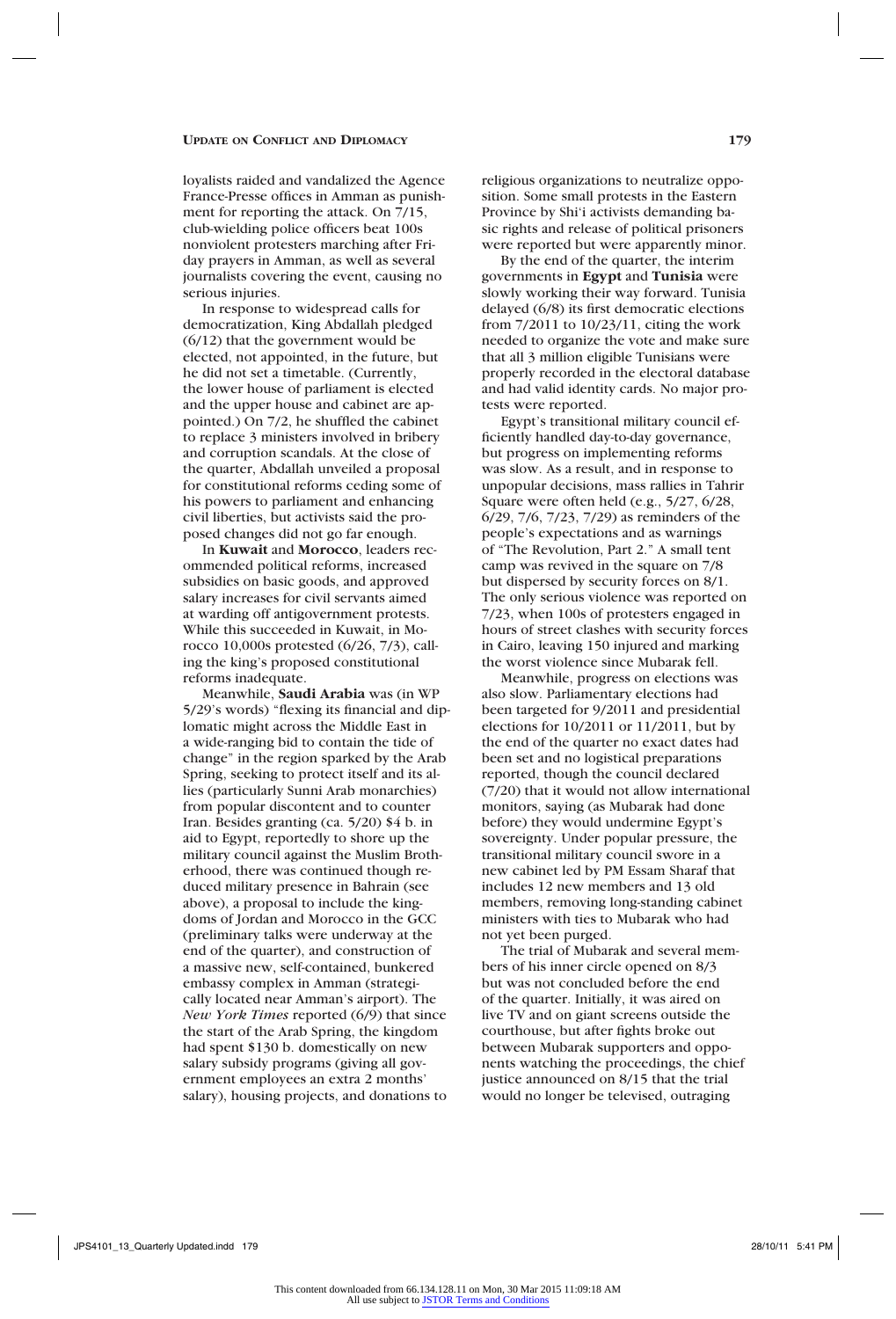loyalists raided and vandalized the Agence France-Presse offices in Amman as punishment for reporting the attack. On 7/15, club-wielding police officers beat 100s nonviolent protesters marching after Friday prayers in Amman, as well as several journalists covering the event, causing no serious injuries.

In response to widespread calls for democratization, King Abdallah pledged (6/12) that the government would be elected, not appointed, in the future, but he did not set a timetable. (Currently, the lower house of parliament is elected and the upper house and cabinet are appointed.) On 7/2, he shuffled the cabinet to replace 3 ministers involved in bribery and corruption scandals. At the close of the quarter, Abdallah unveiled a proposal for constitutional reforms ceding some of his powers to parliament and enhancing civil liberties, but activists said the proposed changes did not go far enough.

In **Kuwait** and **Morocco**, leaders recommended political reforms, increased subsidies on basic goods, and approved salary increases for civil servants aimed at warding off antigovernment protests. While this succeeded in Kuwait, in Morocco 10,000s protested (6/26, 7/3), calling the king's proposed constitutional reforms inadequate.

Meanwhile, **Saudi Arabia** was (in WP 5/29's words) "flexing its financial and diplomatic might across the Middle East in a wide-ranging bid to contain the tide of change" in the region sparked by the Arab Spring, seeking to protect itself and its allies (particularly Sunni Arab monarchies) from popular discontent and to counter Iran. Besides granting (ca. 5/20) $4 b. in aid to Egypt, reportedly to shore up the military council against the Muslim Brotherhood, there was continued though reduced military presence in Bahrain (see above), a proposal to include the kingdoms of Jordan and Morocco in the GCC (preliminary talks were underway at the end of the quarter), and construction of a massive new, self-contained, bunkered embassy complex in Amman (strategically located near Amman's airport). The *New York Times* reported (6/9) that since the start of the Arab Spring, the kingdom had spent $130 b. domestically on new salary subsidy programs (giving all government employees an extra 2 months' salary), housing projects, and donations to religious organizations to neutralize opposition. Some small protests in the Eastern Province by Shi'i activists demanding basic rights and release of political prisoners were reported but were apparently minor.

By the end of the quarter, the interim governments in **Egypt** and **Tunisia** were slowly working their way forward. Tunisia delayed (6/8) its first democratic elections from 7/2011 to 10/23/11, citing the work needed to organize the vote and make sure that all 3 million eligible Tunisians were properly recorded in the electoral database and had valid identity cards. No major protests were reported.

Egypt's transitional military council efficiently handled day-to-day governance, but progress on implementing reforms was slow. As a result, and in response to unpopular decisions, mass rallies in Tahrir Square were often held (e.g., 5/27, 6/28, 6/29, 7/6, 7/23, 7/29) as reminders of the people's expectations and as warnings of "The Revolution, Part 2." A small tent camp was revived in the square on 7/8 but dispersed by security forces on 8/1. The only serious violence was reported on 7/23, when 100s of protesters engaged in hours of street clashes with security forces in Cairo, leaving 150 injured and marking the worst violence since Mubarak fell.

Meanwhile, progress on elections was also slow. Parliamentary elections had been targeted for 9/2011 and presidential elections for 10/2011 or 11/2011, but by the end of the quarter no exact dates had been set and no logistical preparations reported, though the council declared (7/20) that it would not allow international monitors, saying (as Mubarak had done before) they would undermine Egypt's sovereignty. Under popular pressure, the transitional military council swore in a new cabinet led by PM Essam Sharaf that includes 12 new members and 13 old members, removing long-standing cabinet ministers with ties to Mubarak who had not yet been purged.

The trial of Mubarak and several members of his inner circle opened on 8/3 but was not concluded before the end of the quarter. Initially, it was aired on live TV and on giant screens outside the courthouse, but after fights broke out between Mubarak supporters and opponents watching the proceedings, the chief justice announced on 8/15 that the trial would no longer be televised, outraging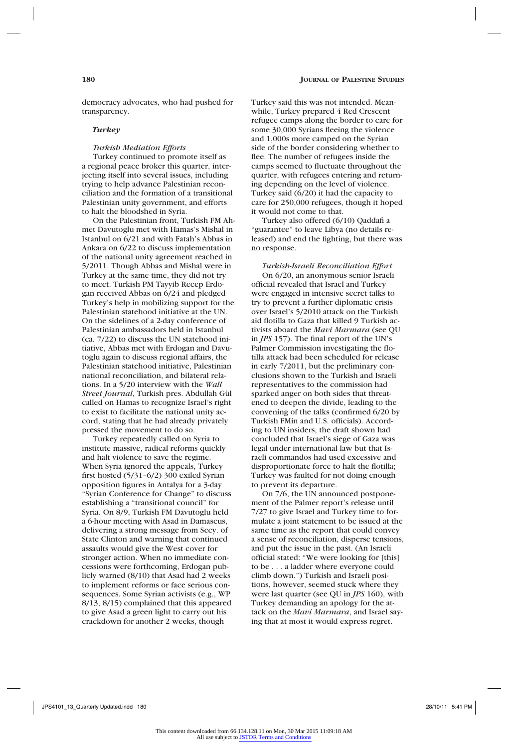democracy advocates, who had pushed for transparency.

### *Turkey*

#### *Turkish Mediation Efforts*

Turkey continued to promote itself as a regional peace broker this quarter, interjecting itself into several issues, including trying to help advance Palestinian reconciliation and the formation of a transitional Palestinian unity government, and efforts to halt the bloodshed in Syria.

On the Palestinian front, Turkish FM Ahmet Davutoglu met with Hamas's Mishal in Istanbul on 6/21 and with Fatah's Abbas in Ankara on 6/22 to discuss implementation of the national unity agreement reached in 5/2011. Though Abbas and Mishal were in Turkey at the same time, they did not try to meet. Turkish PM Tayyib Recep Erdogan received Abbas on 6/24 and pledged Turkey's help in mobilizing support for the Palestinian statehood initiative at the UN. On the sidelines of a 2-day conference of Palestinian ambassadors held in Istanbul (ca. 7/22) to discuss the UN statehood initiative, Abbas met with Erdogan and Davutoglu again to discuss regional affairs, the Palestinian statehood initiative, Palestinian national reconciliation, and bilateral relations. In a 5/20 interview with the *Wall Street Journal*, Turkish pres. Abdullah Gül called on Hamas to recognize Israel's right to exist to facilitate the national unity accord, stating that he had already privately pressed the movement to do so.

Turkey repeatedly called on Syria to institute massive, radical reforms quickly and halt violence to save the regime. When Syria ignored the appeals, Turkey first hosted (5/31–6/2) 300 exiled Syrian opposition figures in Antalya for a 3-day "Syrian Conference for Change" to discuss establishing a "transitional council" for Syria. On 8/9, Turkish FM Davutoglu held a 6-hour meeting with Asad in Damascus, delivering a strong message from Secy. of State Clinton and warning that continued assaults would give the West cover for stronger action. When no immediate concessions were forthcoming, Erdogan publicly warned (8/10) that Asad had 2 weeks to implement reforms or face serious consequences. Some Syrian activists (e.g., WP 8/13, 8/15) complained that this appeared to give Asad a green light to carry out his crackdown for another 2 weeks, though Turkey said this was not intended. Meanwhile, Turkey prepared 4 Red Crescent refugee camps along the border to care for some 30,000 Syrians fleeing the violence and 1,000s more camped on the Syrian side of the border considering whether to flee. The number of refugees inside the camps seemed to fluctuate throughout the quarter, with refugees entering and returning depending on the level of violence. Turkey said (6/20) it had the capacity to care for 250,000 refugees, though it hoped it would not come to that.

Turkey also offered (6/10) Qaddafi a "guarantee" to leave Libya (no details released) and end the fighting, but there was no response.

#### *Turkish-Israeli Reconciliation Effort*

On 6/20, an anonymous senior Israeli official revealed that Israel and Turkey were engaged in intensive secret talks to try to prevent a further diplomatic crisis over Israel's 5/2010 attack on the Turkish aid flotilla to Gaza that killed 9 Turkish activists aboard the *Mavi Marmara* (see QU in *JPS* 157). The final report of the UN's Palmer Commission investigating the flotilla attack had been scheduled for release in early 7/2011, but the preliminary conclusions shown to the Turkish and Israeli representatives to the commission had sparked anger on both sides that threatened to deepen the divide, leading to the convening of the talks (confirmed 6/20 by Turkish FMin and U.S. officials). According to UN insiders, the draft shown had concluded that Israel's siege of Gaza was legal under international law but that Israeli commandos had used excessive and disproportionate force to halt the flotilla; Turkey was faulted for not doing enough to prevent its departure.

On 7/6, the UN announced postponement of the Palmer report's release until 7/27 to give Israel and Turkey time to formulate a joint statement to be issued at the same time as the report that could convey a sense of reconciliation, disperse tensions, and put the issue in the past. (An Israeli official stated: "We were looking for [this] to be . . . a ladder where everyone could climb down.") Turkish and Israeli positions, however, seemed stuck where they were last quarter (see QU in *JPS* 160), with Turkey demanding an apology for the attack on the *Mavi Marmara*, and Israel saying that at most it would express regret.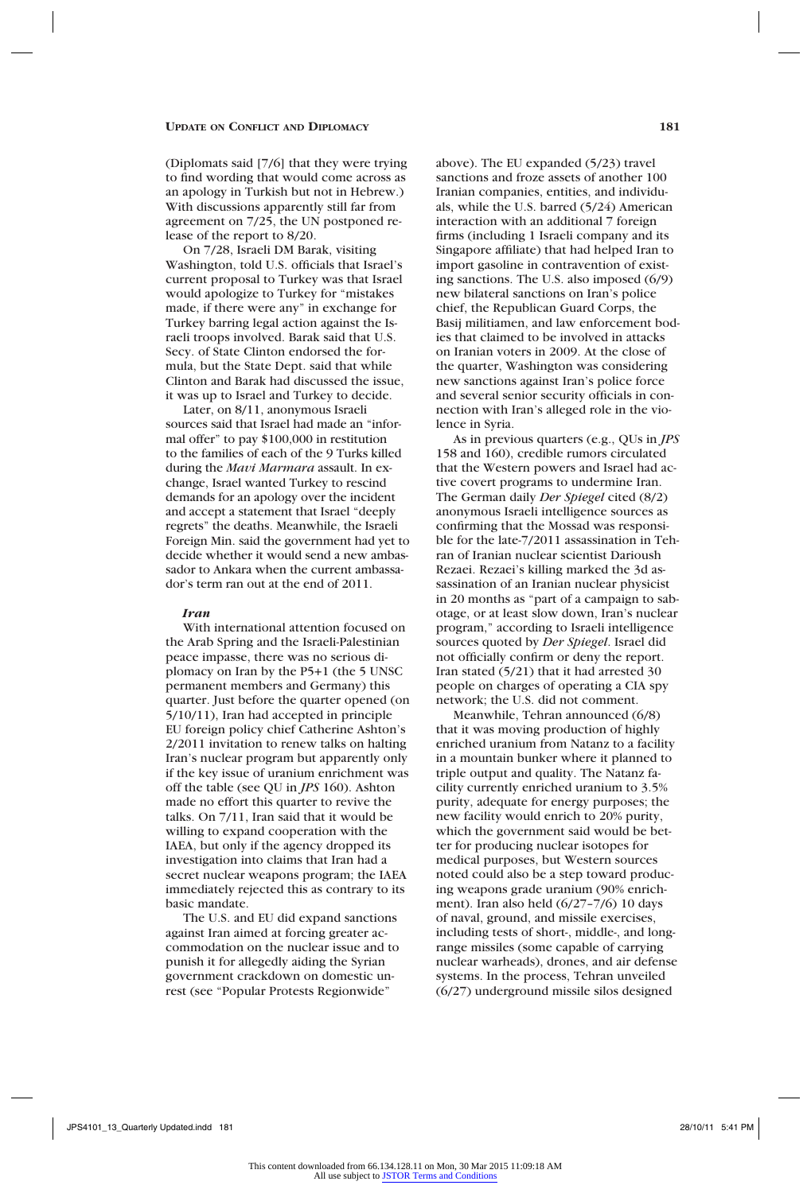(Diplomats said [7/6] that they were trying to find wording that would come across as an apology in Turkish but not in Hebrew.) With discussions apparently still far from agreement on 7/25, the UN postponed release of the report to 8/20.

On 7/28, Israeli DM Barak, visiting Washington, told U.S. officials that Israel's current proposal to Turkey was that Israel would apologize to Turkey for "mistakes made, if there were any" in exchange for Turkey barring legal action against the Israeli troops involved. Barak said that U.S. Secy. of State Clinton endorsed the formula, but the State Dept. said that while Clinton and Barak had discussed the issue, it was up to Israel and Turkey to decide.

Later, on 8/11, anonymous Israeli sources said that Israel had made an "informal offer" to pay $100,000 in restitution to the families of each of the 9 Turks killed during the *Mavi Marmara* assault. In exchange, Israel wanted Turkey to rescind demands for an apology over the incident and accept a statement that Israel "deeply regrets" the deaths. Meanwhile, the Israeli Foreign Min. said the government had yet to decide whether it would send a new ambassador to Ankara when the current ambassador's term ran out at the end of 2011.

### *Iran*

With international attention focused on the Arab Spring and the Israeli-Palestinian peace impasse, there was no serious diplomacy on Iran by the P5+1 (the 5 UNSC permanent members and Germany) this quarter. Just before the quarter opened (on 5/10/11), Iran had accepted in principle EU foreign policy chief Catherine Ashton's 2/2011 invitation to renew talks on halting Iran's nuclear program but apparently only if the key issue of uranium enrichment was off the table (see QU in *JPS* 160). Ashton made no effort this quarter to revive the talks. On 7/11, Iran said that it would be willing to expand cooperation with the IAEA, but only if the agency dropped its investigation into claims that Iran had a secret nuclear weapons program; the IAEA immediately rejected this as contrary to its basic mandate.

The U.S. and EU did expand sanctions against Iran aimed at forcing greater accommodation on the nuclear issue and to punish it for allegedly aiding the Syrian government crackdown on domestic unrest (see "Popular Protests Regionwide" above). The EU expanded (5/23) travel sanctions and froze assets of another 100 Iranian companies, entities, and individuals, while the U.S. barred (5/24) American interaction with an additional 7 foreign firms (including 1 Israeli company and its Singapore affiliate) that had helped Iran to import gasoline in contravention of existing sanctions. The U.S. also imposed (6/9) new bilateral sanctions on Iran's police chief, the Republican Guard Corps, the Basij militiamen, and law enforcement bodies that claimed to be involved in attacks on Iranian voters in 2009. At the close of the quarter, Washington was considering new sanctions against Iran's police force and several senior security officials in connection with Iran's alleged role in the violence in Syria.

As in previous quarters (e.g., QUs in *JPS* 158 and 160), credible rumors circulated that the Western powers and Israel had active covert programs to undermine Iran. The German daily *Der Spiegel* cited (8/2) anonymous Israeli intelligence sources as confirming that the Mossad was responsible for the late-7/2011 assassination in Tehran of Iranian nuclear scientist Darioush Rezaei. Rezaei's killing marked the 3d assassination of an Iranian nuclear physicist in 20 months as "part of a campaign to sabotage, or at least slow down, Iran's nuclear program," according to Israeli intelligence sources quoted by *Der Spiegel*. Israel did not officially confirm or deny the report. Iran stated (5/21) that it had arrested 30 people on charges of operating a CIA spy network; the U.S. did not comment.

Meanwhile, Tehran announced (6/8) that it was moving production of highly enriched uranium from Natanz to a facility in a mountain bunker where it planned to triple output and quality. The Natanz facility currently enriched uranium to 3.5% purity, adequate for energy purposes; the new facility would enrich to 20% purity, which the government said would be better for producing nuclear isotopes for medical purposes, but Western sources noted could also be a step toward producing weapons grade uranium (90% enrichment). Iran also held (6/27–7/6) 10 days of naval, ground, and missile exercises, including tests of short-, middle-, and long-range missiles (some capable of carrying nuclear warheads), drones, and air defense systems. In the process, Tehran unveiled (6/27) underground missile silos designed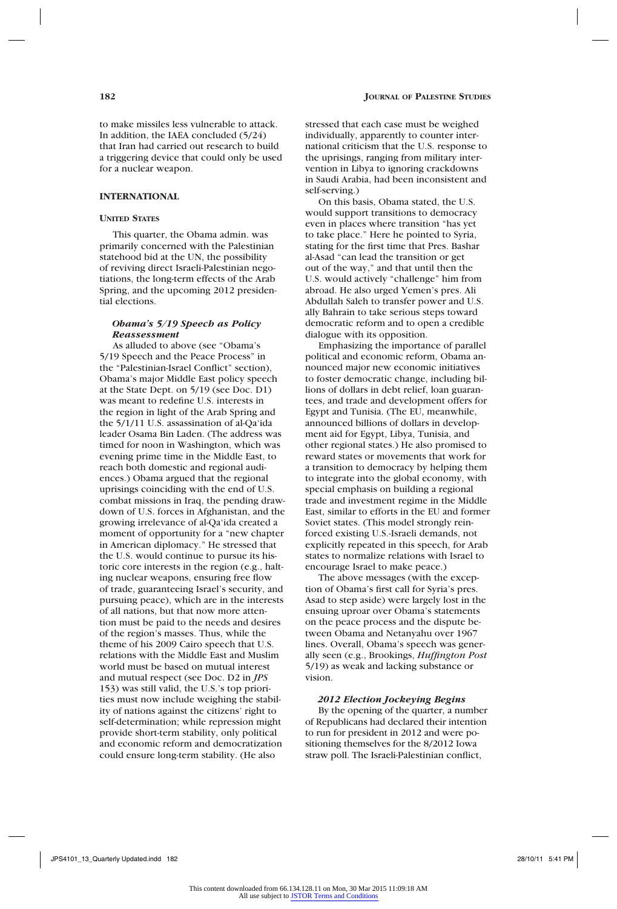to make missiles less vulnerable to attack. In addition, the IAEA concluded (5/24) that Iran had carried out research to build a triggering device that could only be used for a nuclear weapon.

## INTERNATIONAL

### UNITED STATES

This quarter, the Obama admin. was primarily concerned with the Palestinian statehood bid at the UN, the possibility of reviving direct Israeli-Palestinian negotiations, the long-term effects of the Arab Spring, and the upcoming 2012 presidential elections.

#### *Obama's 5/19 Speech as Policy Reassessment*

As alluded to above (see "Obama's 5/19 Speech and the Peace Process" in the "Palestinian-Israel Conflict" section), Obama's major Middle East policy speech at the State Dept. on 5/19 (see Doc. D1) was meant to redefine U.S. interests in the region in light of the Arab Spring and the 5/1/11 U.S. assassination of al-Qa'ida leader Osama Bin Laden. (The address was timed for noon in Washington, which was evening prime time in the Middle East, to reach both domestic and regional audiences.) Obama argued that the regional uprisings coinciding with the end of U.S. combat missions in Iraq, the pending drawdown of U.S. forces in Afghanistan, and the growing irrelevance of al-Qa'ida created a moment of opportunity for a "new chapter in American diplomacy." He stressed that the U.S. would continue to pursue its historic core interests in the region (e.g., halting nuclear weapons, ensuring free flow of trade, guaranteeing Israel's security, and pursuing peace), which are in the interests of all nations, but that now more attention must be paid to the needs and desires of the region's masses. Thus, while the theme of his 2009 Cairo speech that U.S. relations with the Middle East and Muslim world must be based on mutual interest and mutual respect (see Doc. D2 in *JPS* 153) was still valid, the U.S.'s top priorities must now include weighing the stability of nations against the citizens' right to self-determination; while repression might provide short-term stability, only political and economic reform and democratization could ensure long-term stability. (He also stressed that each case must be weighed individually, apparently to counter international criticism that the U.S. response to the uprisings, ranging from military intervention in Libya to ignoring crackdowns in Saudi Arabia, had been inconsistent and self-serving.)

On this basis, Obama stated, the U.S. would support transitions to democracy even in places where transition "has yet to take place." Here he pointed to Syria, stating for the first time that Pres. Bashar al-Asad "can lead the transition or get out of the way," and that until then the U.S. would actively "challenge" him from abroad. He also urged Yemen's pres. Ali Abdullah Saleh to transfer power and U.S. ally Bahrain to take serious steps toward democratic reform and to open a credible dialogue with its opposition.

Emphasizing the importance of parallel political and economic reform, Obama announced major new economic initiatives to foster democratic change, including billions of dollars in debt relief, loan guarantees, and trade and development offers for Egypt and Tunisia. (The EU, meanwhile, announced billions of dollars in development aid for Egypt, Libya, Tunisia, and other regional states.) He also promised to reward states or movements that work for a transition to democracy by helping them to integrate into the global economy, with special emphasis on building a regional trade and investment regime in the Middle East, similar to efforts in the EU and former Soviet states. (This model strongly reinforced existing U.S.-Israeli demands, not explicitly repeated in this speech, for Arab states to normalize relations with Israel to encourage Israel to make peace.)

The above messages (with the exception of Obama's first call for Syria's pres. Asad to step aside) were largely lost in the ensuing uproar over Obama's statements on the peace process and the dispute between Obama and Netanyahu over 1967 lines. Overall, Obama's speech was generally seen (e.g., Brookings, *Huffington Post* 5/19) as weak and lacking substance or vision.

#### *2012 Election Jockeying Begins*

By the opening of the quarter, a number of Republicans had declared their intention to run for president in 2012 and were positioning themselves for the 8/2012 Iowa straw poll. The Israeli-Palestinian conflict,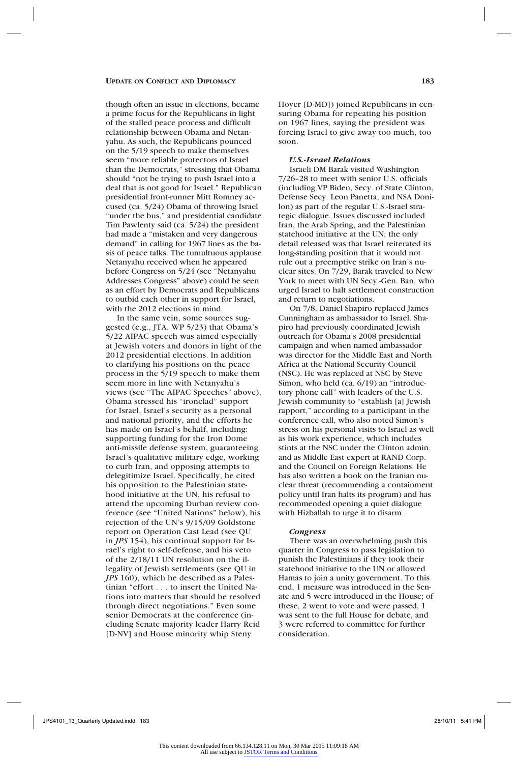though often an issue in elections, became a prime focus for the Republicans in light of the stalled peace process and difficult relationship between Obama and Netanyahu. As such, the Republicans pounced on the 5/19 speech to make themselves seem "more reliable protectors of Israel than the Democrats," stressing that Obama should "not be trying to push Israel into a deal that is not good for Israel." Republican presidential front-runner Mitt Romney accused (ca. 5/24) Obama of throwing Israel "under the bus," and presidential candidate Tim Pawlenty said (ca. 5/24) the president had made a "mistaken and very dangerous demand" in calling for 1967 lines as the basis of peace talks. The tumultuous applause Netanyahu received when he appeared before Congress on 5/24 (see "Netanyahu Addresses Congress" above) could be seen as an effort by Democrats and Republicans to outbid each other in support for Israel, with the 2012 elections in mind.

In the same vein, some sources suggested (e.g., JTA, WP 5/23) that Obama's 5/22 AIPAC speech was aimed especially at Jewish voters and donors in light of the 2012 presidential elections. In addition to clarifying his positions on the peace process in the 5/19 speech to make them seem more in line with Netanyahu's views (see "The AIPAC Speeches" above), Obama stressed his "ironclad" support for Israel, Israel's security as a personal and national priority, and the efforts he has made on Israel's behalf, including: supporting funding for the Iron Dome anti-missile defense system, guaranteeing Israel's qualitative military edge, working to curb Iran, and opposing attempts to delegitimize Israel. Specifically, he cited his opposition to the Palestinian statehood initiative at the UN, his refusal to attend the upcoming Durban review conference (see "United Nations" below), his rejection of the UN's 9/15/09 Goldstone report on Operation Cast Lead (see QU in *JPS* 154), his continual support for Israel's right to self-defense, and his veto of the 2/18/11 UN resolution on the illegality of Jewish settlements (see QU in *JPS* 160), which he described as a Palestinian "effort . . . to insert the United Nations into matters that should be resolved through direct negotiations." Even some senior Democrats at the conference (including Senate majority leader Harry Reid [D-NV] and House minority whip Steny Hoyer [D-MD]) joined Republicans in censuring Obama for repeating his position on 1967 lines, saying the president was forcing Israel to give away too much, too soon.

#### *U.S.-Israel Relations*

Israeli DM Barak visited Washington 7/26–28 to meet with senior U.S. officials (including VP Biden, Secy. of State Clinton, Defense Secy. Leon Panetta, and NSA Donilon) as part of the regular U.S.-Israel strategic dialogue. Issues discussed included Iran, the Arab Spring, and the Palestinian statehood initiative at the UN; the only detail released was that Israel reiterated its long-standing position that it would not rule out a preemptive strike on Iran's nuclear sites. On 7/29, Barak traveled to New York to meet with UN Secy.-Gen. Ban, who urged Israel to halt settlement construction and return to negotiations.

On 7/8, Daniel Shapiro replaced James Cunningham as ambassador to Israel. Shapiro had previously coordinated Jewish outreach for Obama's 2008 presidential campaign and when named ambassador was director for the Middle East and North Africa at the National Security Council (NSC). He was replaced at NSC by Steve Simon, who held (ca. 6/19) an "introductory phone call" with leaders of the U.S. Jewish community to "establish [a] Jewish rapport," according to a participant in the conference call, who also noted Simon's stress on his personal visits to Israel as well as his work experience, which includes stints at the NSC under the Clinton admin. and as Middle East expert at RAND Corp. and the Council on Foreign Relations. He has also written a book on the Iranian nuclear threat (recommending a containment policy until Iran halts its program) and has recommended opening a quiet dialogue with Hizballah to urge it to disarm.

#### *Congress*

There was an overwhelming push this quarter in Congress to pass legislation to punish the Palestinians if they took their statehood initiative to the UN or allowed Hamas to join a unity government. To this end, 1 measure was introduced in the Senate and 5 were introduced in the House; of these, 2 went to vote and were passed, 1 was sent to the full House for debate, and 3 were referred to committee for further consideration.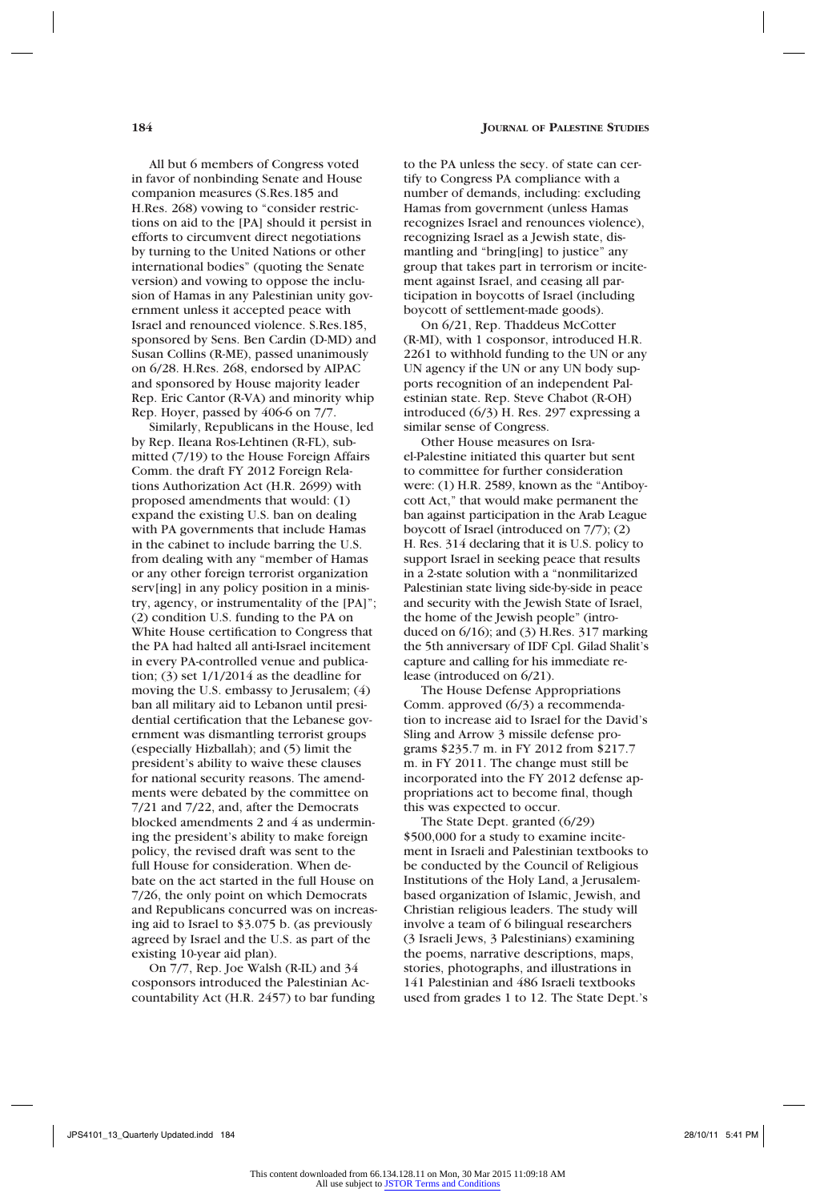All but 6 members of Congress voted in favor of nonbinding Senate and House companion measures (S.Res.185 and H.Res. 268) vowing to "consider restrictions on aid to the [PA] should it persist in efforts to circumvent direct negotiations by turning to the United Nations or other international bodies" (quoting the Senate version) and vowing to oppose the inclusion of Hamas in any Palestinian unity government unless it accepted peace with Israel and renounced violence. S.Res.185, sponsored by Sens. Ben Cardin (D-MD) and Susan Collins (R-ME), passed unanimously on 6/28. H.Res. 268, endorsed by AIPAC and sponsored by House majority leader Rep. Eric Cantor (R-VA) and minority whip Rep. Hoyer, passed by 406-6 on 7/7.

Similarly, Republicans in the House, led by Rep. Ileana Ros-Lehtinen (R-FL), submitted (7/19) to the House Foreign Affairs Comm. the draft FY 2012 Foreign Relations Authorization Act (H.R. 2699) with proposed amendments that would: (1) expand the existing U.S. ban on dealing with PA governments that include Hamas in the cabinet to include barring the U.S. from dealing with any "member of Hamas or any other foreign terrorist organization serv[ing] in any policy position in a ministry, agency, or instrumentality of the [PA]"; (2) condition U.S. funding to the PA on White House certification to Congress that the PA had halted all anti-Israel incitement in every PA-controlled venue and publication; (3) set 1/1/2014 as the deadline for moving the U.S. embassy to Jerusalem; (4) ban all military aid to Lebanon until presidential certification that the Lebanese government was dismantling terrorist groups (especially Hizballah); and (5) limit the president's ability to waive these clauses for national security reasons. The amendments were debated by the committee on 7/21 and 7/22, and, after the Democrats blocked amendments 2 and 4 as undermining the president's ability to make foreign policy, the revised draft was sent to the full House for consideration. When debate on the act started in the full House on 7/26, the only point on which Democrats and Republicans concurred was on increasing aid to Israel to $3.075 b. (as previously agreed by Israel and the U.S. as part of the existing 10-year aid plan).

On 7/7, Rep. Joe Walsh (R-IL) and 34 cosponsors introduced the Palestinian Accountability Act (H.R. 2457) to bar funding to the PA unless the secy. of state can certify to Congress PA compliance with a number of demands, including: excluding Hamas from government (unless Hamas recognizes Israel and renounces violence), recognizing Israel as a Jewish state, dismantling and "bring[ing] to justice" any group that takes part in terrorism or incitement against Israel, and ceasing all participation in boycotts of Israel (including boycott of settlement-made goods).

On 6/21, Rep. Thaddeus McCotter (R-MI), with 1 cosponsor, introduced H.R. 2261 to withhold funding to the UN or any UN agency if the UN or any UN body supports recognition of an independent Palestinian state. Rep. Steve Chabot (R-OH) introduced (6/3) H. Res. 297 expressing a similar sense of Congress.

Other House measures on Israel-Palestine initiated this quarter but sent to committee for further consideration were: (1) H.R. 2589, known as the "Antiboycott Act," that would make permanent the ban against participation in the Arab League boycott of Israel (introduced on 7/7); (2) H. Res. 314 declaring that it is U.S. policy to support Israel in seeking peace that results in a 2-state solution with a "nonmilitarized Palestinian state living side-by-side in peace and security with the Jewish State of Israel, the home of the Jewish people" (introduced on 6/16); and (3) H.Res. 317 marking the 5th anniversary of IDF Cpl. Gilad Shalit's capture and calling for his immediate release (introduced on 6/21).

The House Defense Appropriations Comm. approved (6/3) a recommendation to increase aid to Israel for the David's Sling and Arrow 3 missile defense programs $235.7 m. in FY 2012 from $217.7 m. in FY 2011. The change must still be incorporated into the FY 2012 defense appropriations act to become final, though this was expected to occur.

The State Dept. granted (6/29) $500,000 for a study to examine incitement in Israeli and Palestinian textbooks to be conducted by the Council of Religious Institutions of the Holy Land, a Jerusalem-based organization of Islamic, Jewish, and Christian religious leaders. The study will involve a team of 6 bilingual researchers (3 Israeli Jews, 3 Palestinians) examining the poems, narrative descriptions, maps, stories, photographs, and illustrations in 141 Palestinian and 486 Israeli textbooks used from grades 1 to 12. The State Dept.'s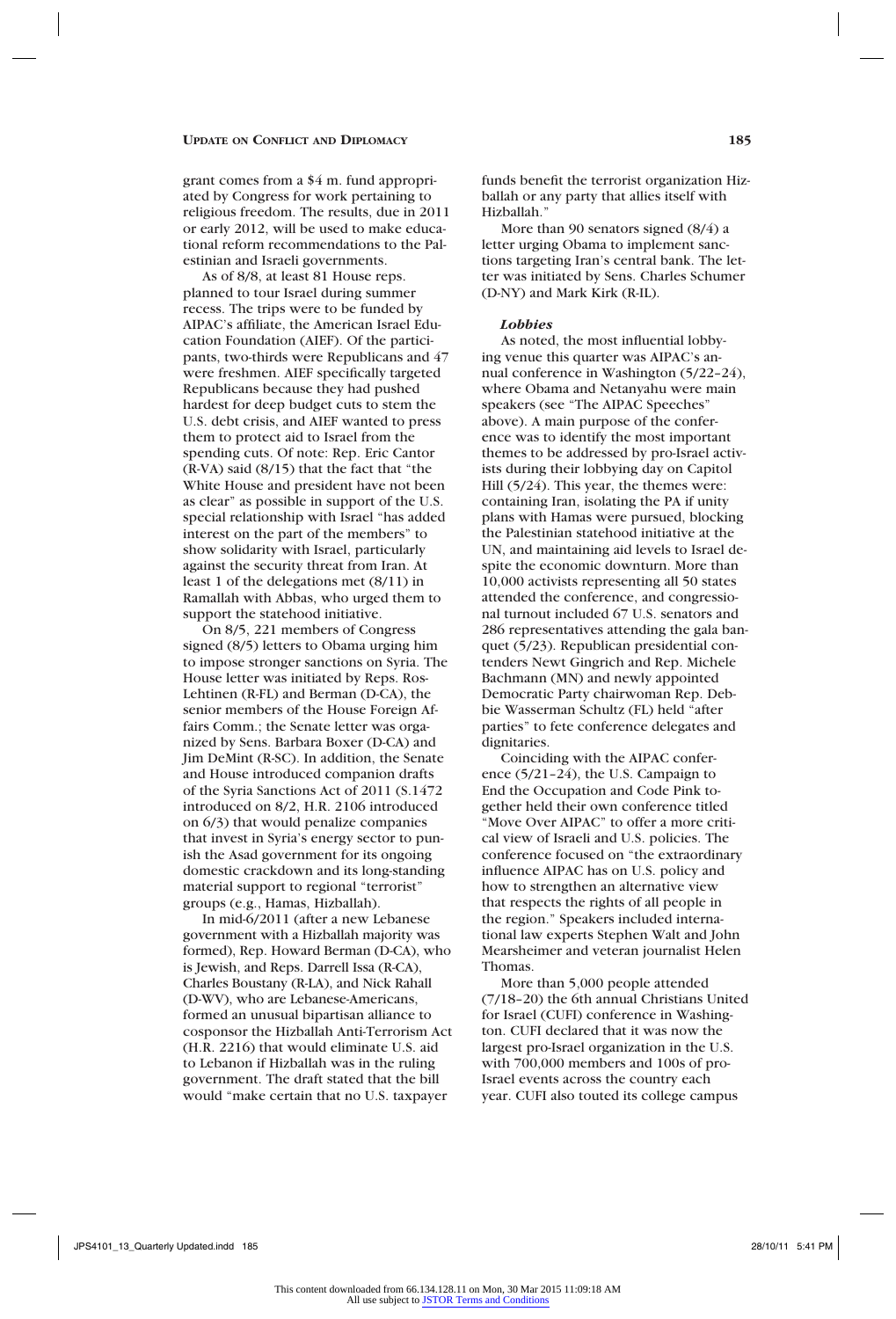grant comes from a $4 m. fund appropriated by Congress for work pertaining to religious freedom. The results, due in 2011 or early 2012, will be used to make educational reform recommendations to the Palestinian and Israeli governments.

As of 8/8, at least 81 House reps. planned to tour Israel during summer recess. The trips were to be funded by AIPAC's affiliate, the American Israel Education Foundation (AIEF). Of the participants, two-thirds were Republicans and 47 were freshmen. AIEF specifically targeted Republicans because they had pushed hardest for deep budget cuts to stem the U.S. debt crisis, and AIEF wanted to press them to protect aid to Israel from the spending cuts. Of note: Rep. Eric Cantor (R-VA) said (8/15) that the fact that "the White House and president have not been as clear" as possible in support of the U.S. special relationship with Israel "has added interest on the part of the members" to show solidarity with Israel, particularly against the security threat from Iran. At least 1 of the delegations met (8/11) in Ramallah with Abbas, who urged them to support the statehood initiative.

On 8/5, 221 members of Congress signed (8/5) letters to Obama urging him to impose stronger sanctions on Syria. The House letter was initiated by Reps. Ros-Lehtinen (R-FL) and Berman (D-CA), the senior members of the House Foreign Affairs Comm.; the Senate letter was organized by Sens. Barbara Boxer (D-CA) and Jim DeMint (R-SC). In addition, the Senate and House introduced companion drafts of the Syria Sanctions Act of 2011 (S.1472 introduced on 8/2, H.R. 2106 introduced on 6/3) that would penalize companies that invest in Syria's energy sector to punish the Asad government for its ongoing domestic crackdown and its long-standing material support to regional "terrorist" groups (e.g., Hamas, Hizballah).

In mid-6/2011 (after a new Lebanese government with a Hizballah majority was formed), Rep. Howard Berman (D-CA), who is Jewish, and Reps. Darrell Issa (R-CA), Charles Boustany (R-LA), and Nick Rahall (D-WV), who are Lebanese-Americans, formed an unusual bipartisan alliance to cosponsor the Hizballah Anti-Terrorism Act (H.R. 2216) that would eliminate U.S. aid to Lebanon if Hizballah was in the ruling government. The draft stated that the bill would "make certain that no U.S. taxpayer funds benefit the terrorist organization Hizballah or any party that allies itself with Hizballah."

More than 90 senators signed (8/4) a letter urging Obama to implement sanctions targeting Iran's central bank. The letter was initiated by Sens. Charles Schumer (D-NY) and Mark Kirk (R-IL).

#### *Lobbies*

As noted, the most influential lobbying venue this quarter was AIPAC's annual conference in Washington (5/22–24), where Obama and Netanyahu were main speakers (see "The AIPAC Speeches" above). A main purpose of the conference was to identify the most important themes to be addressed by pro-Israel activists during their lobbying day on Capitol Hill (5/24). This year, the themes were: containing Iran, isolating the PA if unity plans with Hamas were pursued, blocking the Palestinian statehood initiative at the UN, and maintaining aid levels to Israel despite the economic downturn. More than 10,000 activists representing all 50 states attended the conference, and congressional turnout included 67 U.S. senators and 286 representatives attending the gala banquet (5/23). Republican presidential contenders Newt Gingrich and Rep. Michele Bachmann (MN) and newly appointed Democratic Party chairwoman Rep. Debbie Wasserman Schultz (FL) held "after parties" to fete conference delegates and dignitaries.

Coinciding with the AIPAC conference (5/21–24), the U.S. Campaign to End the Occupation and Code Pink together held their own conference titled "Move Over AIPAC" to offer a more critical view of Israeli and U.S. policies. The conference focused on "the extraordinary influence AIPAC has on U.S. policy and how to strengthen an alternative view that respects the rights of all people in the region." Speakers included international law experts Stephen Walt and John Mearsheimer and veteran journalist Helen Thomas.

More than 5,000 people attended (7/18–20) the 6th annual Christians United for Israel (CUFI) conference in Washington. CUFI declared that it was now the largest pro-Israel organization in the U.S. with 700,000 members and 100s of pro-Israel events across the country each year. CUFI also touted its college campus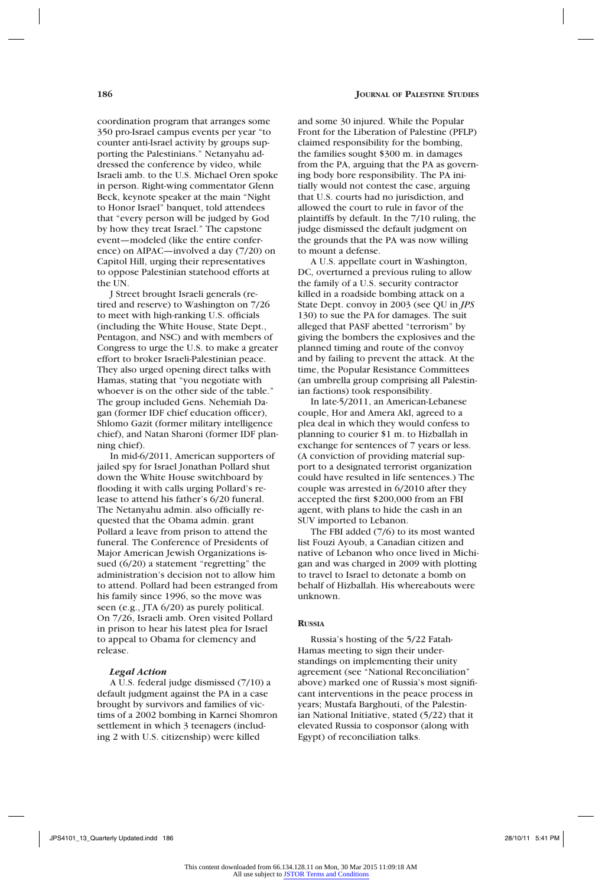coordination program that arranges some 350 pro-Israel campus events per year "to counter anti-Israel activity by groups supporting the Palestinians." Netanyahu addressed the conference by video, while Israeli amb. to the U.S. Michael Oren spoke in person. Right-wing commentator Glenn Beck, keynote speaker at the main "Night to Honor Israel" banquet, told attendees that "every person will be judged by God by how they treat Israel." The capstone event—modeled (like the entire conference) on AIPAC—involved a day (7/20) on Capitol Hill, urging their representatives to oppose Palestinian statehood efforts at the UN.

J Street brought Israeli generals (retired and reserve) to Washington on 7/26 to meet with high-ranking U.S. officials (including the White House, State Dept., Pentagon, and NSC) and with members of Congress to urge the U.S. to make a greater effort to broker Israeli-Palestinian peace. They also urged opening direct talks with Hamas, stating that "you negotiate with whoever is on the other side of the table." The group included Gens. Nehemiah Dagan (former IDF chief education officer), Shlomo Gazit (former military intelligence chief), and Natan Sharoni (former IDF planning chief).

In mid-6/2011, American supporters of jailed spy for Israel Jonathan Pollard shut down the White House switchboard by flooding it with calls urging Pollard's release to attend his father's 6/20 funeral. The Netanyahu admin. also officially requested that the Obama admin. grant Pollard a leave from prison to attend the funeral. The Conference of Presidents of Major American Jewish Organizations issued (6/20) a statement "regretting" the administration's decision not to allow him to attend. Pollard had been estranged from his family since 1996, so the move was seen (e.g., JTA 6/20) as purely political. On 7/26, Israeli amb. Oren visited Pollard in prison to hear his latest plea for Israel to appeal to Obama for clemency and release.

### *Legal Action*

A U.S. federal judge dismissed (7/10) a default judgment against the PA in a case brought by survivors and families of victims of a 2002 bombing in Karnei Shomron settlement in which 3 teenagers (including 2 with U.S. citizenship) were killed and some 30 injured. While the Popular Front for the Liberation of Palestine (PFLP) claimed responsibility for the bombing, the families sought $300 m. in damages from the PA, arguing that the PA as governing body bore responsibility. The PA initially would not contest the case, arguing that U.S. courts had no jurisdiction, and allowed the court to rule in favor of the plaintiffs by default. In the 7/10 ruling, the judge dismissed the default judgment on the grounds that the PA was now willing to mount a defense.

A U.S. appellate court in Washington, DC, overturned a previous ruling to allow the family of a U.S. security contractor killed in a roadside bombing attack on a State Dept. convoy in 2003 (see QU in *JPS* 130) to sue the PA for damages. The suit alleged that PASF abetted "terrorism" by giving the bombers the explosives and the planned timing and route of the convoy and by failing to prevent the attack. At the time, the Popular Resistance Committees (an umbrella group comprising all Palestinian factions) took responsibility.

In late-5/2011, an American-Lebanese couple, Hor and Amera Akl, agreed to a plea deal in which they would confess to planning to courier $1 m. to Hizballah in exchange for sentences of 7 years or less. (A conviction of providing material support to a designated terrorist organization could have resulted in life sentences.) The couple was arrested in 6/2010 after they accepted the first $200,000 from an FBI agent, with plans to hide the cash in an SUV imported to Lebanon.

The FBI added (7/6) to its most wanted list Fouzi Ayoub, a Canadian citizen and native of Lebanon who once lived in Michigan and was charged in 2009 with plotting to travel to Israel to detonate a bomb on behalf of Hizballah. His whereabouts were unknown.

## Russia

Russia's hosting of the 5/22 Fatah-Hamas meeting to sign their understandings on implementing their unity agreement (see "National Reconciliation" above) marked one of Russia's most significant interventions in the peace process in years; Mustafa Barghouti, of the Palestinian National Initiative, stated (5/22) that it elevated Russia to cosponsor (along with Egypt) of reconciliation talks.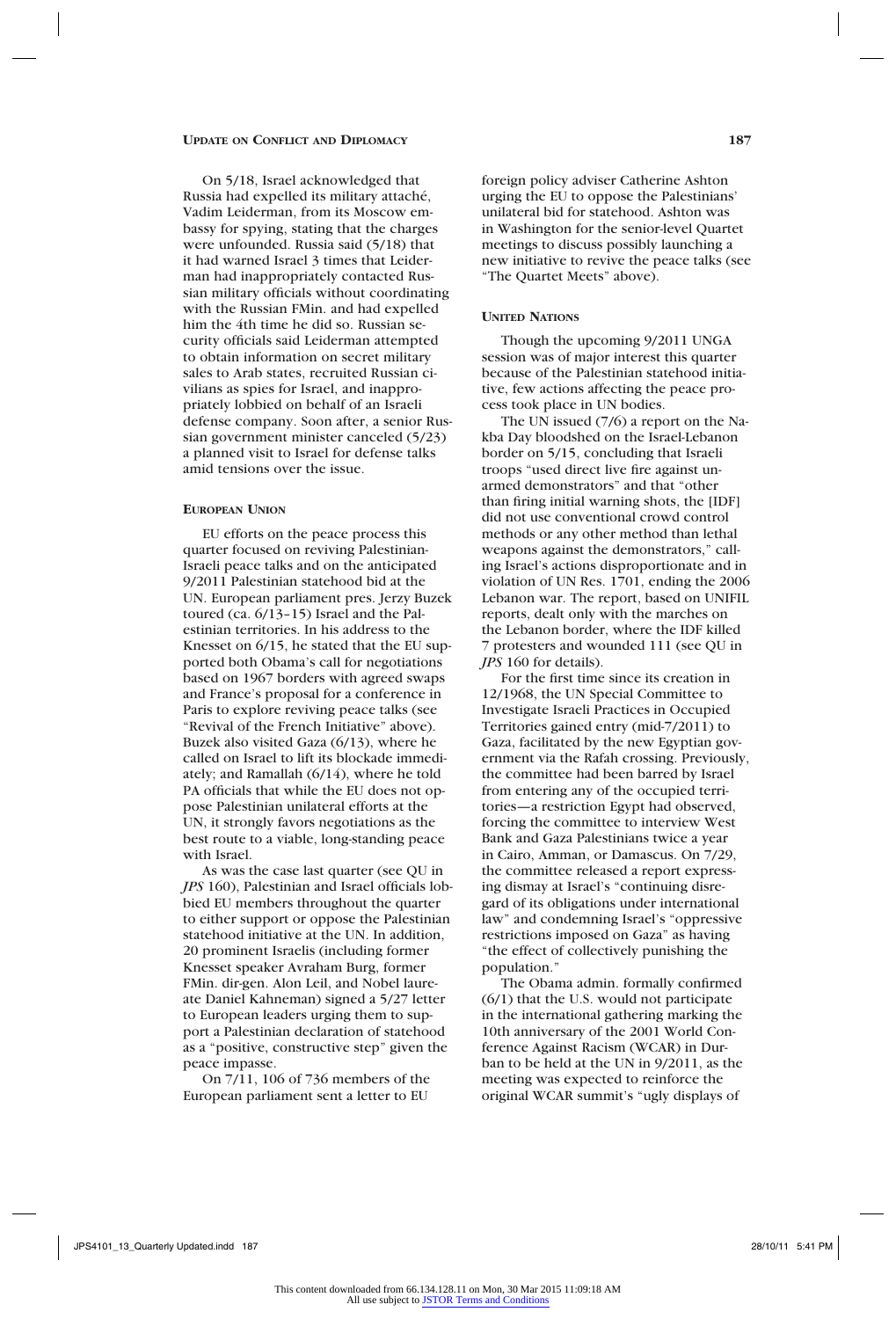On 5/18, Israel acknowledged that Russia had expelled its military attaché, Vadim Leiderman, from its Moscow embassy for spying, stating that the charges were unfounded. Russia said (5/18) that it had warned Israel 3 times that Leiderman had inappropriately contacted Russian military officials without coordinating with the Russian FMin. and had expelled him the 4th time he did so. Russian security officials said Leiderman attempted to obtain information on secret military sales to Arab states, recruited Russian civilians as spies for Israel, and inappropriately lobbied on behalf of an Israeli defense company. Soon after, a senior Russian government minister canceled (5/23) a planned visit to Israel for defense talks amid tensions over the issue.

### European Union

EU efforts on the peace process this quarter focused on reviving Palestinian-Israeli peace talks and on the anticipated 9/2011 Palestinian statehood bid at the UN. European parliament pres. Jerzy Buzek toured (ca. 6/13–15) Israel and the Palestinian territories. In his address to the Knesset on 6/15, he stated that the EU supported both Obama's call for negotiations based on 1967 borders with agreed swaps and France's proposal for a conference in Paris to explore reviving peace talks (see "Revival of the French Initiative" above). Buzek also visited Gaza (6/13), where he called on Israel to lift its blockade immediately; and Ramallah (6/14), where he told PA officials that while the EU does not oppose Palestinian unilateral efforts at the UN, it strongly favors negotiations as the best route to a viable, long-standing peace with Israel.

As was the case last quarter (see QU in *JPS* 160), Palestinian and Israel officials lobbied EU members throughout the quarter to either support or oppose the Palestinian statehood initiative at the UN. In addition, 20 prominent Israelis (including former Knesset speaker Avraham Burg, former FMin. dir-gen. Alon Leil, and Nobel laureate Daniel Kahneman) signed a 5/27 letter to European leaders urging them to support a Palestinian declaration of statehood as a "positive, constructive step" given the peace impasse.

On 7/11, 106 of 736 members of the European parliament sent a letter to EU foreign policy adviser Catherine Ashton urging the EU to oppose the Palestinians' unilateral bid for statehood. Ashton was in Washington for the senior-level Quartet meetings to discuss possibly launching a new initiative to revive the peace talks (see "The Quartet Meets" above).

### United Nations

Though the upcoming 9/2011 UNGA session was of major interest this quarter because of the Palestinian statehood initiative, few actions affecting the peace process took place in UN bodies.

The UN issued (7/6) a report on the Nakba Day bloodshed on the Israel-Lebanon border on 5/15, concluding that Israeli troops "used direct live fire against unarmed demonstrators" and that "other than firing initial warning shots, the [IDF] did not use conventional crowd control methods or any other method than lethal weapons against the demonstrators," calling Israel's actions disproportionate and in violation of UN Res. 1701, ending the 2006 Lebanon war. The report, based on UNIFIL reports, dealt only with the marches on the Lebanon border, where the IDF killed 7 protesters and wounded 111 (see QU in *JPS* 160 for details).

For the first time since its creation in 12/1968, the UN Special Committee to Investigate Israeli Practices in Occupied Territories gained entry (mid-7/2011) to Gaza, facilitated by the new Egyptian government via the Rafah crossing. Previously, the committee had been barred by Israel from entering any of the occupied territories—a restriction Egypt had observed, forcing the committee to interview West Bank and Gaza Palestinians twice a year in Cairo, Amman, or Damascus. On 7/29, the committee released a report expressing dismay at Israel's "continuing disregard of its obligations under international law" and condemning Israel's "oppressive restrictions imposed on Gaza" as having "the effect of collectively punishing the population."

The Obama admin. formally confirmed (6/1) that the U.S. would not participate in the international gathering marking the 10th anniversary of the 2001 World Conference Against Racism (WCAR) in Durban to be held at the UN in 9/2011, as the meeting was expected to reinforce the original WCAR summit's "ugly displays of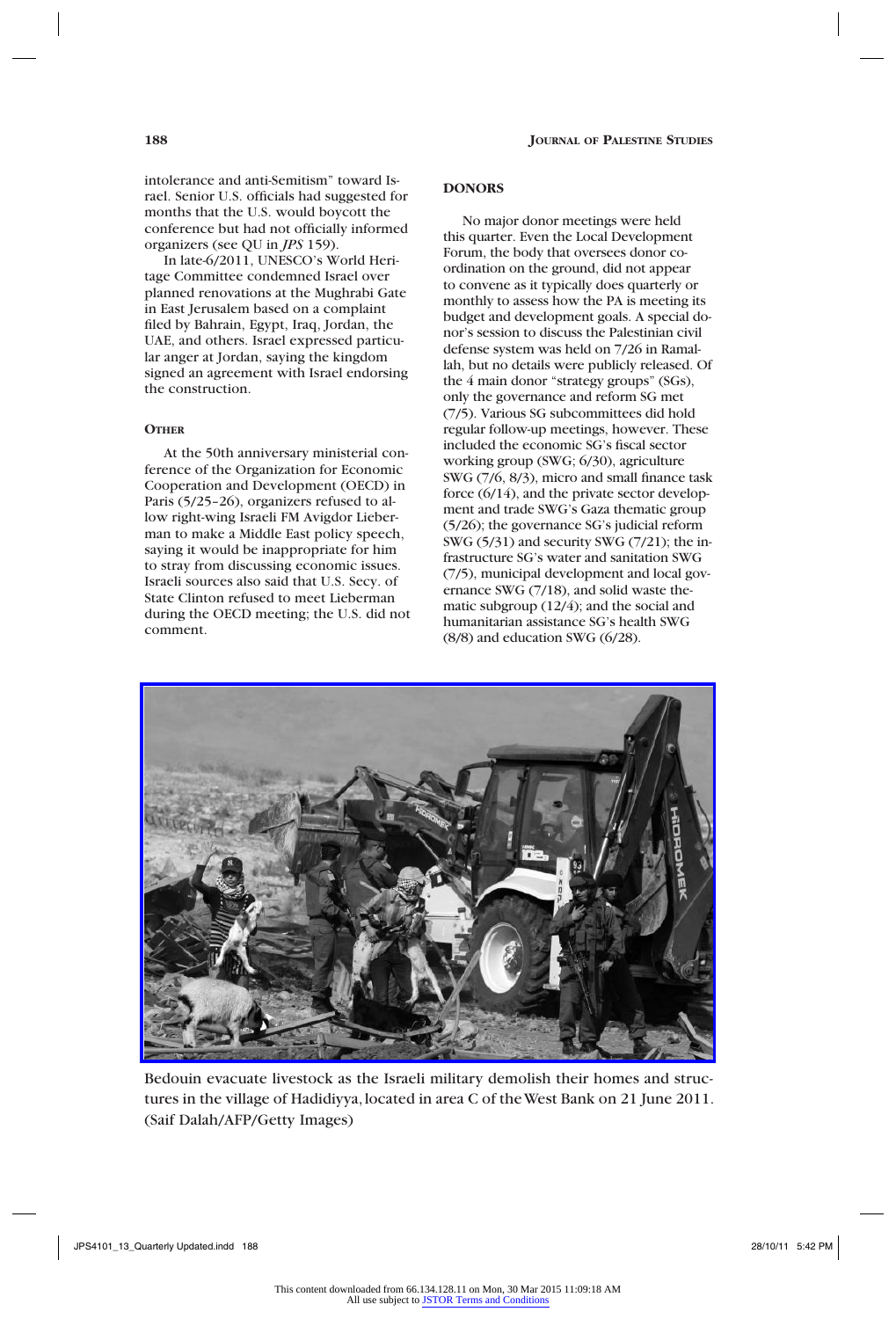intolerance and anti-Semitism" toward Israel. Senior U.S. officials had suggested for months that the U.S. would boycott the conference but had not officially informed organizers (see QU in *JPS* 159).

In late-6/2011, UNESCO's World Heritage Committee condemned Israel over planned renovations at the Mughrabi Gate in East Jerusalem based on a complaint filed by Bahrain, Egypt, Iraq, Jordan, the UAE, and others. Israel expressed particular anger at Jordan, saying the kingdom signed an agreement with Israel endorsing the construction.

### Other

At the 50th anniversary ministerial conference of the Organization for Economic Cooperation and Development (OECD) in Paris (5/25–26), organizers refused to allow right-wing Israeli FM Avigdor Lieberman to make a Middle East policy speech, saying it would be inappropriate for him to stray from discussing economic issues. Israeli sources also said that U.S. Secy. of State Clinton refused to meet Lieberman during the OECD meeting; the U.S. did not comment.

## DONORS

No major donor meetings were held this quarter. Even the Local Development Forum, the body that oversees donor coordination on the ground, did not appear to convene as it typically does quarterly or monthly to assess how the PA is meeting its budget and development goals. A special donor's session to discuss the Palestinian civil defense system was held on 7/26 in Ramallah, but no details were publicly released. Of the 4 main donor "strategy groups" (SGs), only the governance and reform SG met (7/5). Various SG subcommittees did hold regular follow-up meetings, however. These included the economic SG's fiscal sector working group (SWG; 6/30), agriculture SWG (7/6, 8/3), micro and small finance task force (6/14), and the private sector development and trade SWG's Gaza thematic group (5/26); the governance SG's judicial reform SWG (5/31) and security SWG (7/21); the infrastructure SG's water and sanitation SWG (7/5), municipal development and local governance SWG (7/18), and solid waste thematic subgroup (12/4); and the social and humanitarian assistance SG's health SWG (8/8) and education SWG (6/28).

Bedouin evacuate livestock as the Israeli military demolish their homes and structures in the village of Hadidiyya, located in area C of the West Bank on 21 June 2011. (Saif Dalah/AFP/Getty Images)